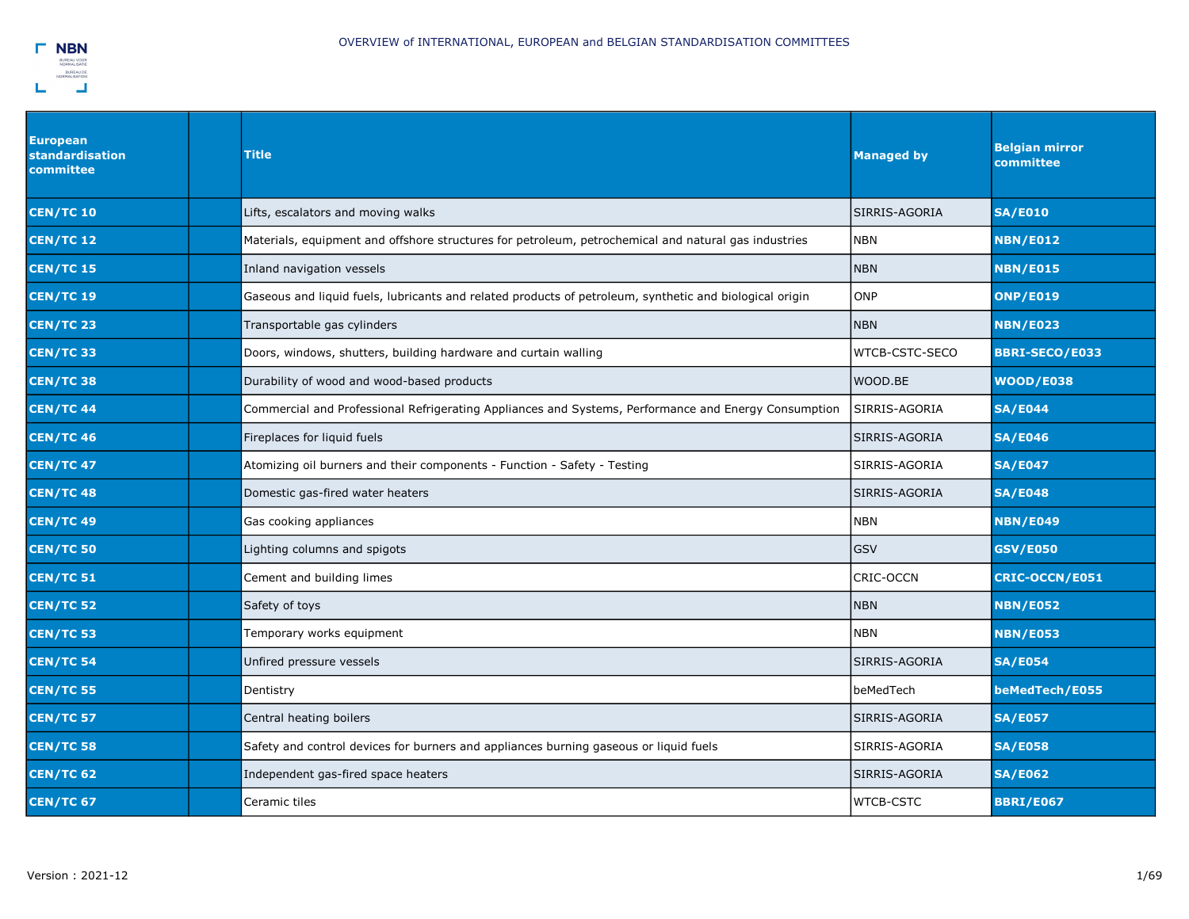OVERVIEW of INTERNATIONAL, EUROPEAN and BELGIAN STANDARDISATION COMMITTEES

| European standardisation committee | | Title | Managed by | Belgian mirror committee |
|---|---|---|---|---|
| **CEN/TC 10** | | Lifts, escalators and moving walks | SIRRIS-AGORIA | **SA/E010** |
| **CEN/TC 12** | | Materials, equipment and offshore structures for petroleum, petrochemical and natural gas industries | NBN | **NBN/E012** |
| **CEN/TC 15** | | Inland navigation vessels | NBN | **NBN/E015** |
| **CEN/TC 19** | | Gaseous and liquid fuels, lubricants and related products of petroleum, synthetic and biological origin | ONP | **ONP/E019** |
| **CEN/TC 23** | | Transportable gas cylinders | NBN | **NBN/E023** |
| **CEN/TC 33** | | Doors, windows, shutters, building hardware and curtain walling | WTCB-CSTC-SECO | **BBRI-SECO/E033** |
| **CEN/TC 38** | | Durability of wood and wood-based products | WOOD.BE | **WOOD/E038** |
| **CEN/TC 44** | | Commercial and Professional Refrigerating Appliances and Systems, Performance and Energy Consumption | SIRRIS-AGORIA | **SA/E044** |
| **CEN/TC 46** | | Fireplaces for liquid fuels | SIRRIS-AGORIA | **SA/E046** |
| **CEN/TC 47** | | Atomizing oil burners and their components - Function - Safety - Testing | SIRRIS-AGORIA | **SA/E047** |
| **CEN/TC 48** | | Domestic gas-fired water heaters | SIRRIS-AGORIA | **SA/E048** |
| **CEN/TC 49** | | Gas cooking appliances | NBN | **NBN/E049** |
| **CEN/TC 50** | | Lighting columns and spigots | GSV | **GSV/E050** |
| **CEN/TC 51** | | Cement and building limes | CRIC-OCCN | **CRIC-OCCN/E051** |
| **CEN/TC 52** | | Safety of toys | NBN | **NBN/E052** |
| **CEN/TC 53** | | Temporary works equipment | NBN | **NBN/E053** |
| **CEN/TC 54** | | Unfired pressure vessels | SIRRIS-AGORIA | **SA/E054** |
| **CEN/TC 55** | | Dentistry | beMedTech | **beMedTech/E055** |
| **CEN/TC 57** | | Central heating boilers | SIRRIS-AGORIA | **SA/E057** |
| **CEN/TC 58** | | Safety and control devices for burners and appliances burning gaseous or liquid fuels | SIRRIS-AGORIA | **SA/E058** |
| **CEN/TC 62** | | Independent gas-fired space heaters | SIRRIS-AGORIA | **SA/E062** |
| **CEN/TC 67** | | Ceramic tiles | WTCB-CSTC | **BBRI/E067** |

Version : 2021-12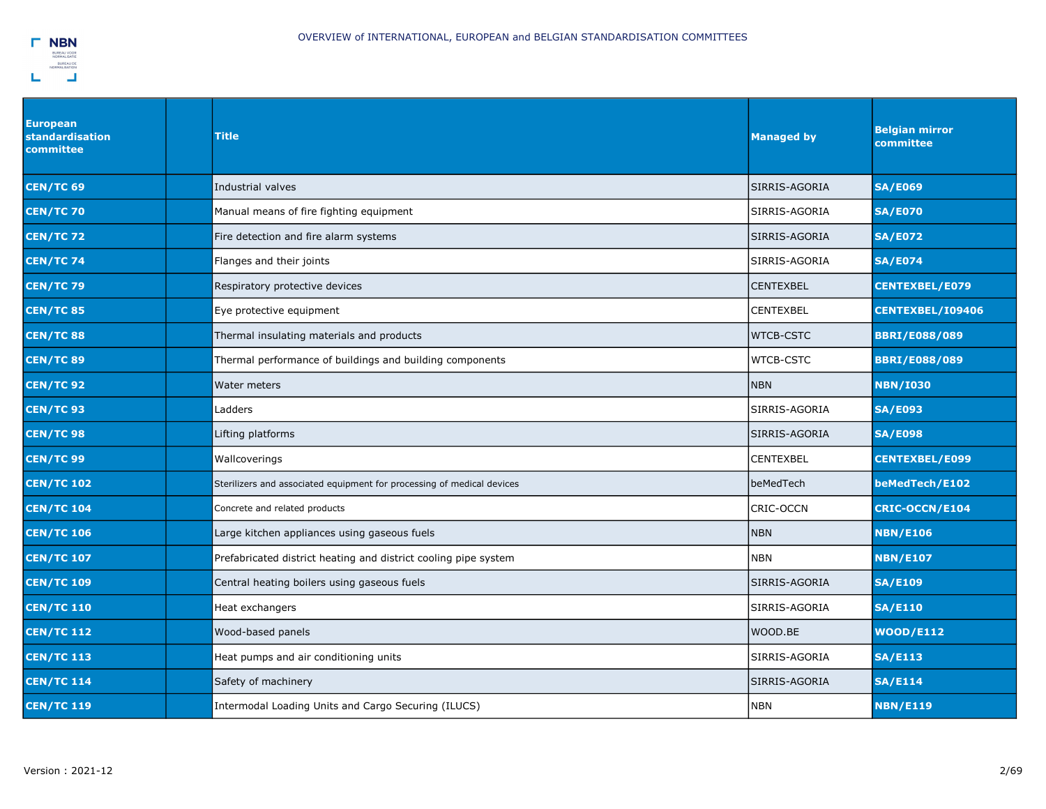| European standardisation committee | | Title | Managed by | Belgian mirror committee |
|---|---|---|---|---|
| **CEN/TC 69** | | Industrial valves | SIRRIS-AGORIA | **SA/E069** |
| **CEN/TC 70** | | Manual means of fire fighting equipment | SIRRIS-AGORIA | **SA/E070** |
| **CEN/TC 72** | | Fire detection and fire alarm systems | SIRRIS-AGORIA | **SA/E072** |
| **CEN/TC 74** | | Flanges and their joints | SIRRIS-AGORIA | **SA/E074** |
| **CEN/TC 79** | | Respiratory protective devices | CENTEXBEL | **CENTEXBEL/E079** |
| **CEN/TC 85** | | Eye protective equipment | CENTEXBEL | **CENTEXBEL/I09406** |
| **CEN/TC 88** | | Thermal insulating materials and products | WTCB-CSTC | **BBRI/E088/089** |
| **CEN/TC 89** | | Thermal performance of buildings and building components | WTCB-CSTC | **BBRI/E088/089** |
| **CEN/TC 92** | | Water meters | NBN | **NBN/I030** |
| **CEN/TC 93** | | Ladders | SIRRIS-AGORIA | **SA/E093** |
| **CEN/TC 98** | | Lifting platforms | SIRRIS-AGORIA | **SA/E098** |
| **CEN/TC 99** | | Wallcoverings | CENTEXBEL | **CENTEXBEL/E099** |
| **CEN/TC 102** | | Sterilizers and associated equipment for processing of medical devices | beMedTech | **beMedTech/E102** |
| **CEN/TC 104** | | Concrete and related products | CRIC-OCCN | **CRIC-OCCN/E104** |
| **CEN/TC 106** | | Large kitchen appliances using gaseous fuels | NBN | **NBN/E106** |
| **CEN/TC 107** | | Prefabricated district heating and district cooling pipe system | NBN | **NBN/E107** |
| **CEN/TC 109** | | Central heating boilers using gaseous fuels | SIRRIS-AGORIA | **SA/E109** |
| **CEN/TC 110** | | Heat exchangers | SIRRIS-AGORIA | **SA/E110** |
| **CEN/TC 112** | | Wood-based panels | WOOD.BE | **WOOD/E112** |
| **CEN/TC 113** | | Heat pumps and air conditioning units | SIRRIS-AGORIA | **SA/E113** |
| **CEN/TC 114** | | Safety of machinery | SIRRIS-AGORIA | **SA/E114** |
| **CEN/TC 119** | | Intermodal Loading Units and Cargo Securing (ILUCS) | NBN | **NBN/E119** |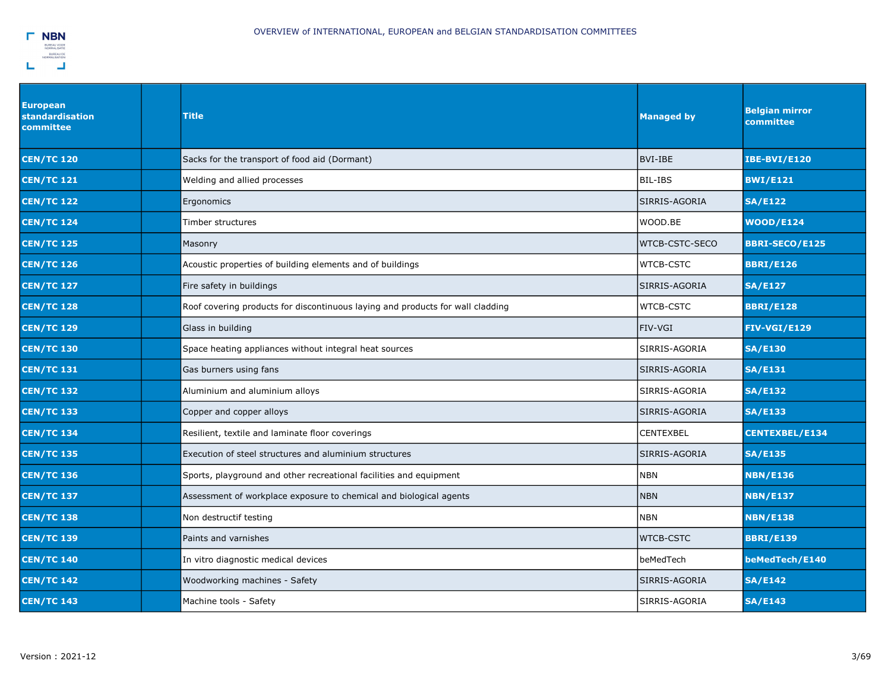| European standardisation committee | | Title | Managed by | Belgian mirror committee |
|---|---|---|---|---|
| **CEN/TC 120** | | Sacks for the transport of food aid (Dormant) | BVI-IBE | **IBE-BVI/E120** |
| **CEN/TC 121** | | Welding and allied processes | BIL-IBS | **BWI/E121** |
| **CEN/TC 122** | | Ergonomics | SIRRIS-AGORIA | **SA/E122** |
| **CEN/TC 124** | | Timber structures | WOOD.BE | **WOOD/E124** |
| **CEN/TC 125** | | Masonry | WTCB-CSTC-SECO | **BBRI-SECO/E125** |
| **CEN/TC 126** | | Acoustic properties of building elements and of buildings | WTCB-CSTC | **BBRI/E126** |
| **CEN/TC 127** | | Fire safety in buildings | SIRRIS-AGORIA | **SA/E127** |
| **CEN/TC 128** | | Roof covering products for discontinuous laying and products for wall cladding | WTCB-CSTC | **BBRI/E128** |
| **CEN/TC 129** | | Glass in building | FIV-VGI | **FIV-VGI/E129** |
| **CEN/TC 130** | | Space heating appliances without integral heat sources | SIRRIS-AGORIA | **SA/E130** |
| **CEN/TC 131** | | Gas burners using fans | SIRRIS-AGORIA | **SA/E131** |
| **CEN/TC 132** | | Aluminium and aluminium alloys | SIRRIS-AGORIA | **SA/E132** |
| **CEN/TC 133** | | Copper and copper alloys | SIRRIS-AGORIA | **SA/E133** |
| **CEN/TC 134** | | Resilient, textile and laminate floor coverings | CENTEXBEL | **CENTEXBEL/E134** |
| **CEN/TC 135** | | Execution of steel structures and aluminium structures | SIRRIS-AGORIA | **SA/E135** |
| **CEN/TC 136** | | Sports, playground and other recreational facilities and equipment | NBN | **NBN/E136** |
| **CEN/TC 137** | | Assessment of workplace exposure to chemical and biological agents | NBN | **NBN/E137** |
| **CEN/TC 138** | | Non destructif testing | NBN | **NBN/E138** |
| **CEN/TC 139** | | Paints and varnishes | WTCB-CSTC | **BBRI/E139** |
| **CEN/TC 140** | | In vitro diagnostic medical devices | beMedTech | **beMedTech/E140** |
| **CEN/TC 142** | | Woodworking machines - Safety | SIRRIS-AGORIA | **SA/E142** |
| **CEN/TC 143** | | Machine tools - Safety | SIRRIS-AGORIA | **SA/E143** |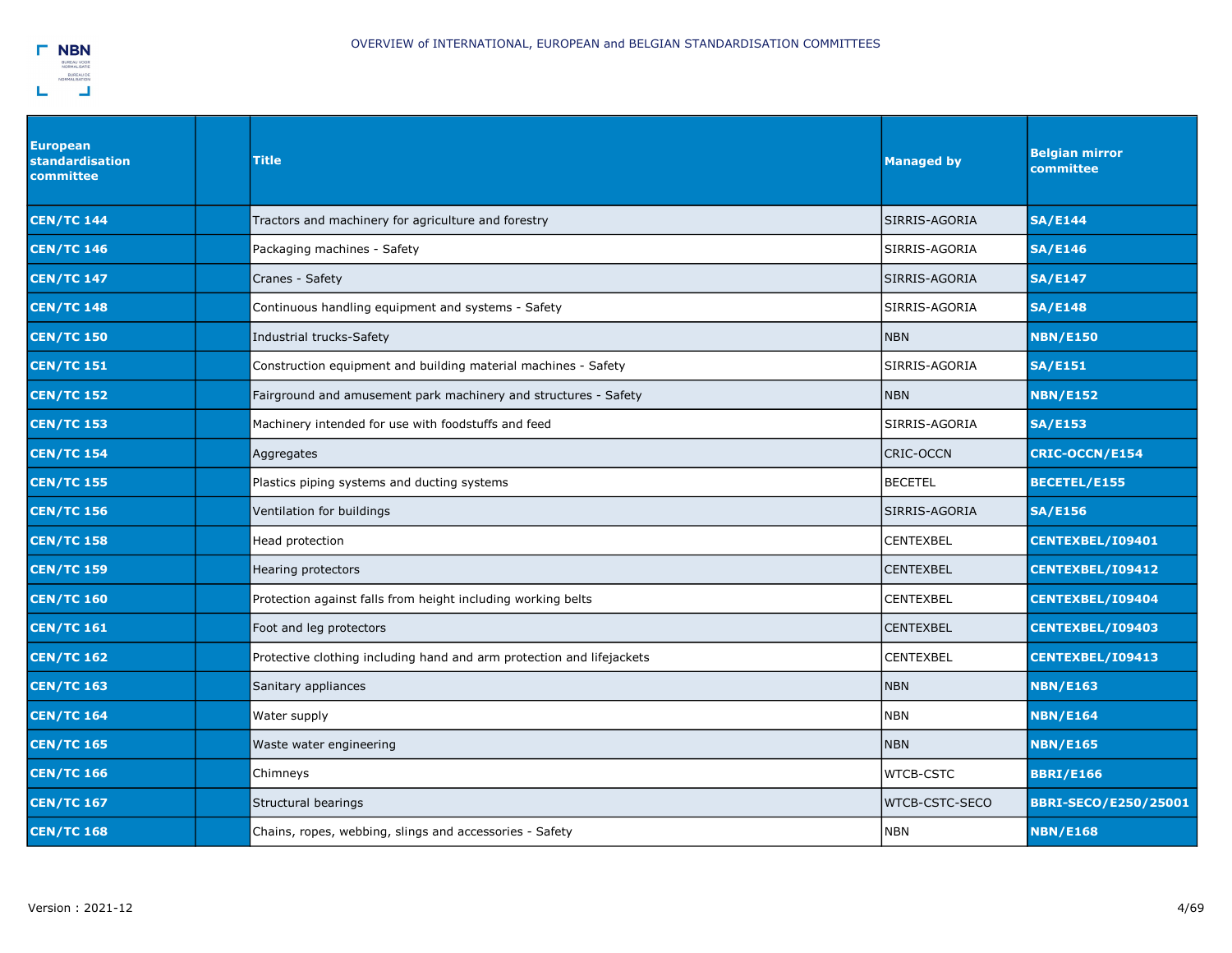| European standardisation committee | | Title | Managed by | Belgian mirror committee |
|---|---|---|---|---|
| **CEN/TC 144** | | Tractors and machinery for agriculture and forestry | SIRRIS-AGORIA | **SA/E144** |
| **CEN/TC 146** | | Packaging machines - Safety | SIRRIS-AGORIA | **SA/E146** |
| **CEN/TC 147** | | Cranes - Safety | SIRRIS-AGORIA | **SA/E147** |
| **CEN/TC 148** | | Continuous handling equipment and systems - Safety | SIRRIS-AGORIA | **SA/E148** |
| **CEN/TC 150** | | Industrial trucks-Safety | NBN | **NBN/E150** |
| **CEN/TC 151** | | Construction equipment and building material machines - Safety | SIRRIS-AGORIA | **SA/E151** |
| **CEN/TC 152** | | Fairground and amusement park machinery and structures - Safety | NBN | **NBN/E152** |
| **CEN/TC 153** | | Machinery intended for use with foodstuffs and feed | SIRRIS-AGORIA | **SA/E153** |
| **CEN/TC 154** | | Aggregates | CRIC-OCCN | **CRIC-OCCN/E154** |
| **CEN/TC 155** | | Plastics piping systems and ducting systems | BECETEL | **BECETEL/E155** |
| **CEN/TC 156** | | Ventilation for buildings | SIRRIS-AGORIA | **SA/E156** |
| **CEN/TC 158** | | Head protection | CENTEXBEL | **CENTEXBEL/I09401** |
| **CEN/TC 159** | | Hearing protectors | CENTEXBEL | **CENTEXBEL/I09412** |
| **CEN/TC 160** | | Protection against falls from height including working belts | CENTEXBEL | **CENTEXBEL/I09404** |
| **CEN/TC 161** | | Foot and leg protectors | CENTEXBEL | **CENTEXBEL/I09403** |
| **CEN/TC 162** | | Protective clothing including hand and arm protection and lifejackets | CENTEXBEL | **CENTEXBEL/I09413** |
| **CEN/TC 163** | | Sanitary appliances | NBN | **NBN/E163** |
| **CEN/TC 164** | | Water supply | NBN | **NBN/E164** |
| **CEN/TC 165** | | Waste water engineering | NBN | **NBN/E165** |
| **CEN/TC 166** | | Chimneys | WTCB-CSTC | **BBRI/E166** |
| **CEN/TC 167** | | Structural bearings | WTCB-CSTC-SECO | **BBRI-SECO/E250/25001** |
| **CEN/TC 168** | | Chains, ropes, webbing, slings and accessories - Safety | NBN | **NBN/E168** |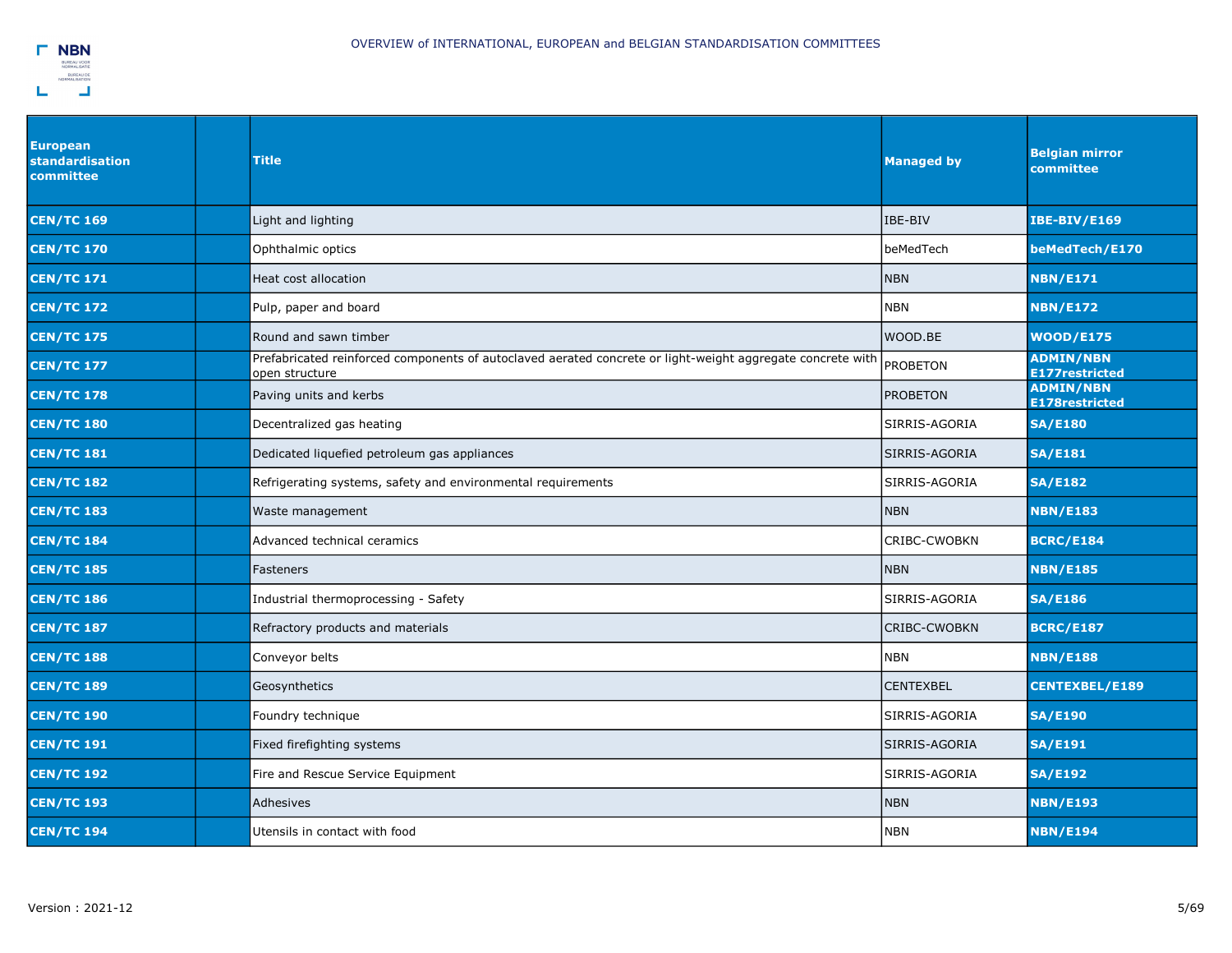| European standardisation committee | | Title | Managed by | Belgian mirror committee |
|---|---|---|---|---|
| **CEN/TC 169** | | Light and lighting | IBE-BIV | **IBE-BIV/E169** |
| **CEN/TC 170** | | Ophthalmic optics | beMedTech | **beMedTech/E170** |
| **CEN/TC 171** | | Heat cost allocation | NBN | **NBN/E171** |
| **CEN/TC 172** | | Pulp, paper and board | NBN | **NBN/E172** |
| **CEN/TC 175** | | Round and sawn timber | WOOD.BE | **WOOD/E175** |
| **CEN/TC 177** | | Prefabricated reinforced components of autoclaved aerated concrete or light-weight aggregate concrete with open structure | PROBETON | **ADMIN/NBN E177restricted** |
| **CEN/TC 178** | | Paving units and kerbs | PROBETON | **ADMIN/NBN E178restricted** |
| **CEN/TC 180** | | Decentralized gas heating | SIRRIS-AGORIA | **SA/E180** |
| **CEN/TC 181** | | Dedicated liquefied petroleum gas appliances | SIRRIS-AGORIA | **SA/E181** |
| **CEN/TC 182** | | Refrigerating systems, safety and environmental requirements | SIRRIS-AGORIA | **SA/E182** |
| **CEN/TC 183** | | Waste management | NBN | **NBN/E183** |
| **CEN/TC 184** | | Advanced technical ceramics | CRIBC-CWOBKN | **BCRC/E184** |
| **CEN/TC 185** | | Fasteners | NBN | **NBN/E185** |
| **CEN/TC 186** | | Industrial thermoprocessing - Safety | SIRRIS-AGORIA | **SA/E186** |
| **CEN/TC 187** | | Refractory products and materials | CRIBC-CWOBKN | **BCRC/E187** |
| **CEN/TC 188** | | Conveyor belts | NBN | **NBN/E188** |
| **CEN/TC 189** | | Geosynthetics | CENTEXBEL | **CENTEXBEL/E189** |
| **CEN/TC 190** | | Foundry technique | SIRRIS-AGORIA | **SA/E190** |
| **CEN/TC 191** | | Fixed firefighting systems | SIRRIS-AGORIA | **SA/E191** |
| **CEN/TC 192** | | Fire and Rescue Service Equipment | SIRRIS-AGORIA | **SA/E192** |
| **CEN/TC 193** | | Adhesives | NBN | **NBN/E193** |
| **CEN/TC 194** | | Utensils in contact with food | NBN | **NBN/E194** |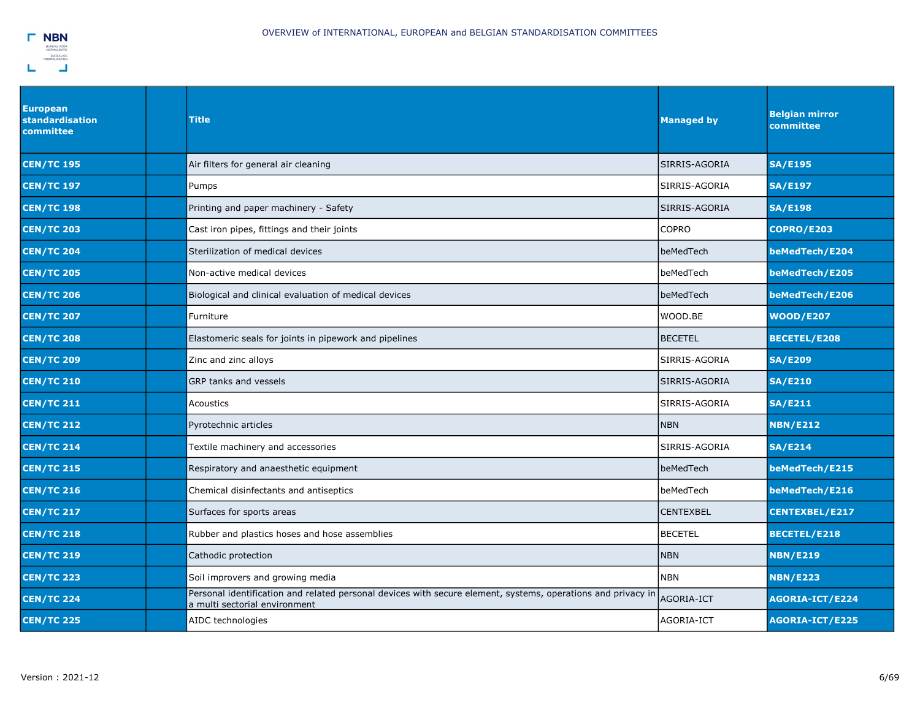| European standardisation committee | | Title | Managed by | Belgian mirror committee |
|---|---|---|---|---|
| **CEN/TC 195** | | Air filters for general air cleaning | SIRRIS-AGORIA | **SA/E195** |
| **CEN/TC 197** | | Pumps | SIRRIS-AGORIA | **SA/E197** |
| **CEN/TC 198** | | Printing and paper machinery - Safety | SIRRIS-AGORIA | **SA/E198** |
| **CEN/TC 203** | | Cast iron pipes, fittings and their joints | COPRO | **COPRO/E203** |
| **CEN/TC 204** | | Sterilization of medical devices | beMedTech | **beMedTech/E204** |
| **CEN/TC 205** | | Non-active medical devices | beMedTech | **beMedTech/E205** |
| **CEN/TC 206** | | Biological and clinical evaluation of medical devices | beMedTech | **beMedTech/E206** |
| **CEN/TC 207** | | Furniture | WOOD.BE | **WOOD/E207** |
| **CEN/TC 208** | | Elastomeric seals for joints in pipework and pipelines | BECETEL | **BECETEL/E208** |
| **CEN/TC 209** | | Zinc and zinc alloys | SIRRIS-AGORIA | **SA/E209** |
| **CEN/TC 210** | | GRP tanks and vessels | SIRRIS-AGORIA | **SA/E210** |
| **CEN/TC 211** | | Acoustics | SIRRIS-AGORIA | **SA/E211** |
| **CEN/TC 212** | | Pyrotechnic articles | NBN | **NBN/E212** |
| **CEN/TC 214** | | Textile machinery and accessories | SIRRIS-AGORIA | **SA/E214** |
| **CEN/TC 215** | | Respiratory and anaesthetic equipment | beMedTech | **beMedTech/E215** |
| **CEN/TC 216** | | Chemical disinfectants and antiseptics | beMedTech | **beMedTech/E216** |
| **CEN/TC 217** | | Surfaces for sports areas | CENTEXBEL | **CENTEXBEL/E217** |
| **CEN/TC 218** | | Rubber and plastics hoses and hose assemblies | BECETEL | **BECETEL/E218** |
| **CEN/TC 219** | | Cathodic protection | NBN | **NBN/E219** |
| **CEN/TC 223** | | Soil improvers and growing media | NBN | **NBN/E223** |
| **CEN/TC 224** | | Personal identification and related personal devices with secure element, systems, operations and privacy in a multi sectorial environment | AGORIA-ICT | **AGORIA-ICT/E224** |
| **CEN/TC 225** | | AIDC technologies | AGORIA-ICT | **AGORIA-ICT/E225** |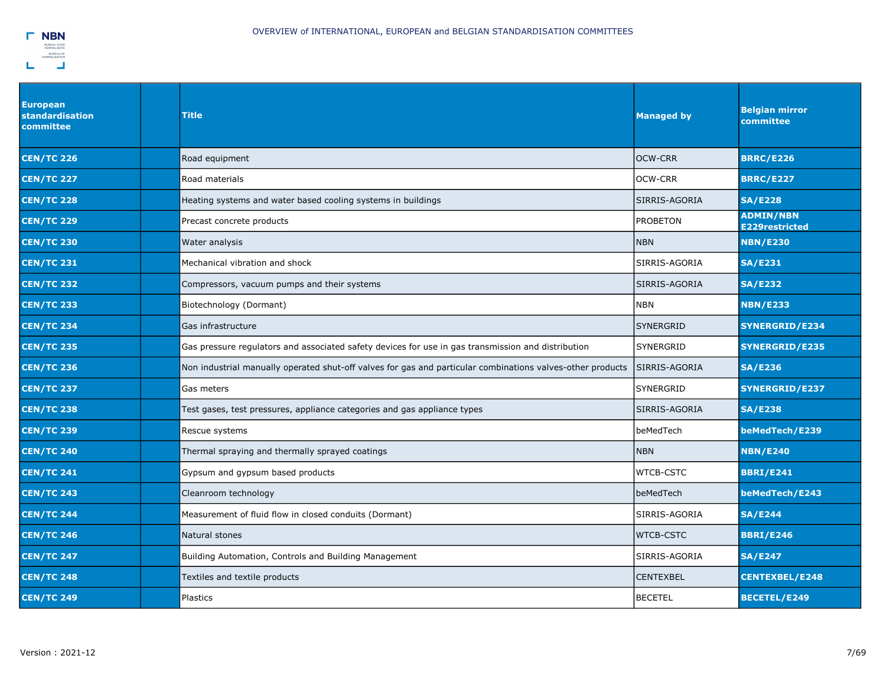| European standardisation committee | | Title | Managed by | Belgian mirror committee |
|---|---|---|---|---|
| **CEN/TC 226** | | Road equipment | OCW-CRR | **BRRC/E226** |
| **CEN/TC 227** | | Road materials | OCW-CRR | **BRRC/E227** |
| **CEN/TC 228** | | Heating systems and water based cooling systems in buildings | SIRRIS-AGORIA | **SA/E228** |
| **CEN/TC 229** | | Precast concrete products | PROBETON | **ADMIN/NBN E229restricted** |
| **CEN/TC 230** | | Water analysis | NBN | **NBN/E230** |
| **CEN/TC 231** | | Mechanical vibration and shock | SIRRIS-AGORIA | **SA/E231** |
| **CEN/TC 232** | | Compressors, vacuum pumps and their systems | SIRRIS-AGORIA | **SA/E232** |
| **CEN/TC 233** | | Biotechnology (Dormant) | NBN | **NBN/E233** |
| **CEN/TC 234** | | Gas infrastructure | SYNERGRID | **SYNERGRID/E234** |
| **CEN/TC 235** | | Gas pressure regulators and associated safety devices for use in gas transmission and distribution | SYNERGRID | **SYNERGRID/E235** |
| **CEN/TC 236** | | Non industrial manually operated shut-off valves for gas and particular combinations valves-other products | SIRRIS-AGORIA | **SA/E236** |
| **CEN/TC 237** | | Gas meters | SYNERGRID | **SYNERGRID/E237** |
| **CEN/TC 238** | | Test gases, test pressures, appliance categories and gas appliance types | SIRRIS-AGORIA | **SA/E238** |
| **CEN/TC 239** | | Rescue systems | beMedTech | **beMedTech/E239** |
| **CEN/TC 240** | | Thermal spraying and thermally sprayed coatings | NBN | **NBN/E240** |
| **CEN/TC 241** | | Gypsum and gypsum based products | WTCB-CSTC | **BBRI/E241** |
| **CEN/TC 243** | | Cleanroom technology | beMedTech | **beMedTech/E243** |
| **CEN/TC 244** | | Measurement of fluid flow in closed conduits (Dormant) | SIRRIS-AGORIA | **SA/E244** |
| **CEN/TC 246** | | Natural stones | WTCB-CSTC | **BBRI/E246** |
| **CEN/TC 247** | | Building Automation, Controls and Building Management | SIRRIS-AGORIA | **SA/E247** |
| **CEN/TC 248** | | Textiles and textile products | CENTEXBEL | **CENTEXBEL/E248** |
| **CEN/TC 249** | | Plastics | BECETEL | **BECETEL/E249** |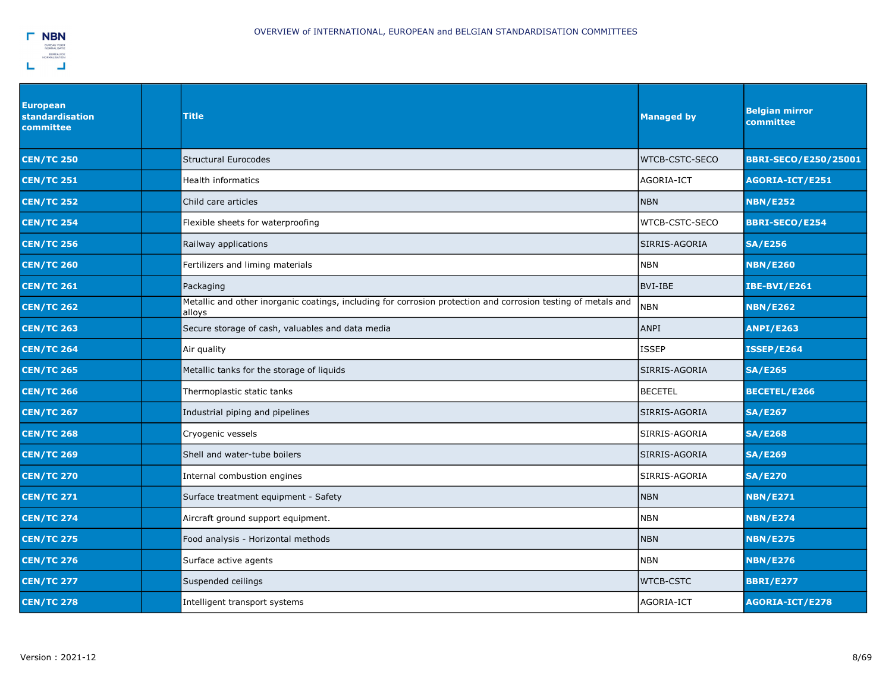| European standardisation committee | | Title | Managed by | Belgian mirror committee |
|---|---|---|---|---|
| CEN/TC 250 | | Structural Eurocodes | WTCB-CSTC-SECO | BBRI-SECO/E250/25001 |
| CEN/TC 251 | | Health informatics | AGORIA-ICT | AGORIA-ICT/E251 |
| CEN/TC 252 | | Child care articles | NBN | NBN/E252 |
| CEN/TC 254 | | Flexible sheets for waterproofing | WTCB-CSTC-SECO | BBRI-SECO/E254 |
| CEN/TC 256 | | Railway applications | SIRRIS-AGORIA | SA/E256 |
| CEN/TC 260 | | Fertilizers and liming materials | NBN | NBN/E260 |
| CEN/TC 261 | | Packaging | BVI-IBE | IBE-BVI/E261 |
| CEN/TC 262 | | Metallic and other inorganic coatings, including for corrosion protection and corrosion testing of metals and alloys | NBN | NBN/E262 |
| CEN/TC 263 | | Secure storage of cash, valuables and data media | ANPI | ANPI/E263 |
| CEN/TC 264 | | Air quality | ISSEP | ISSEP/E264 |
| CEN/TC 265 | | Metallic tanks for the storage of liquids | SIRRIS-AGORIA | SA/E265 |
| CEN/TC 266 | | Thermoplastic static tanks | BECETEL | BECETEL/E266 |
| CEN/TC 267 | | Industrial piping and pipelines | SIRRIS-AGORIA | SA/E267 |
| CEN/TC 268 | | Cryogenic vessels | SIRRIS-AGORIA | SA/E268 |
| CEN/TC 269 | | Shell and water-tube boilers | SIRRIS-AGORIA | SA/E269 |
| CEN/TC 270 | | Internal combustion engines | SIRRIS-AGORIA | SA/E270 |
| CEN/TC 271 | | Surface treatment equipment - Safety | NBN | NBN/E271 |
| CEN/TC 274 | | Aircraft ground support equipment. | NBN | NBN/E274 |
| CEN/TC 275 | | Food analysis - Horizontal methods | NBN | NBN/E275 |
| CEN/TC 276 | | Surface active agents | NBN | NBN/E276 |
| CEN/TC 277 | | Suspended ceilings | WTCB-CSTC | BBRI/E277 |
| CEN/TC 278 | | Intelligent transport systems | AGORIA-ICT | AGORIA-ICT/E278 |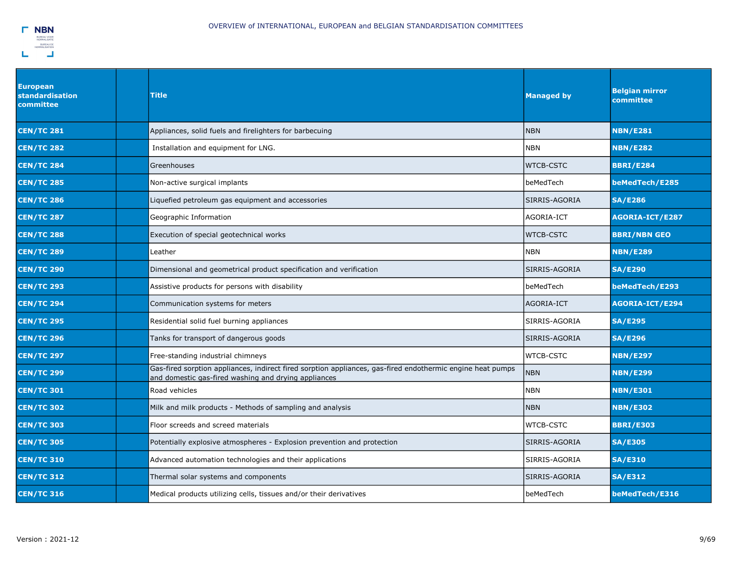| European standardisation committee | | Title | Managed by | Belgian mirror committee |
|---|---|---|---|---|
| **CEN/TC 281** | | Appliances, solid fuels and firelighters for barbecuing | NBN | **NBN/E281** |
| **CEN/TC 282** | | Installation and equipment for LNG. | NBN | **NBN/E282** |
| **CEN/TC 284** | | Greenhouses | WTCB-CSTC | **BBRI/E284** |
| **CEN/TC 285** | | Non-active surgical implants | beMedTech | **beMedTech/E285** |
| **CEN/TC 286** | | Liquefied petroleum gas equipment and accessories | SIRRIS-AGORIA | **SA/E286** |
| **CEN/TC 287** | | Geographic Information | AGORIA-ICT | **AGORIA-ICT/E287** |
| **CEN/TC 288** | | Execution of special geotechnical works | WTCB-CSTC | **BBRI/NBN GEO** |
| **CEN/TC 289** | | Leather | NBN | **NBN/E289** |
| **CEN/TC 290** | | Dimensional and geometrical product specification and verification | SIRRIS-AGORIA | **SA/E290** |
| **CEN/TC 293** | | Assistive products for persons with disability | beMedTech | **beMedTech/E293** |
| **CEN/TC 294** | | Communication systems for meters | AGORIA-ICT | **AGORIA-ICT/E294** |
| **CEN/TC 295** | | Residential solid fuel burning appliances | SIRRIS-AGORIA | **SA/E295** |
| **CEN/TC 296** | | Tanks for transport of dangerous goods | SIRRIS-AGORIA | **SA/E296** |
| **CEN/TC 297** | | Free-standing industrial chimneys | WTCB-CSTC | **NBN/E297** |
| **CEN/TC 299** | | Gas-fired sorption appliances, indirect fired sorption appliances, gas-fired endothermic engine heat pumps and domestic gas-fired washing and drying appliances | NBN | **NBN/E299** |
| **CEN/TC 301** | | Road vehicles | NBN | **NBN/E301** |
| **CEN/TC 302** | | Milk and milk products - Methods of sampling and analysis | NBN | **NBN/E302** |
| **CEN/TC 303** | | Floor screeds and screed materials | WTCB-CSTC | **BBRI/E303** |
| **CEN/TC 305** | | Potentially explosive atmospheres - Explosion prevention and protection | SIRRIS-AGORIA | **SA/E305** |
| **CEN/TC 310** | | Advanced automation technologies and their applications | SIRRIS-AGORIA | **SA/E310** |
| **CEN/TC 312** | | Thermal solar systems and components | SIRRIS-AGORIA | **SA/E312** |
| **CEN/TC 316** | | Medical products utilizing cells, tissues and/or their derivatives | beMedTech | **beMedTech/E316** |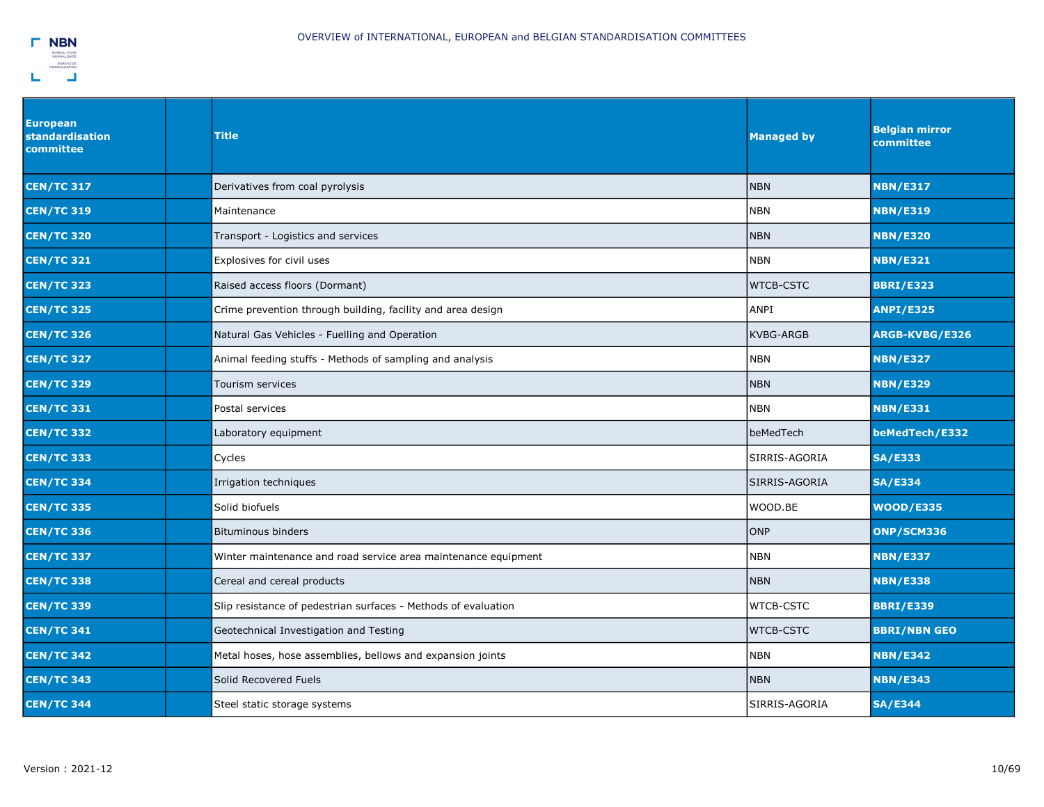| European standardisation committee | | Title | Managed by | Belgian mirror committee |
|---|---|---|---|---|
| **CEN/TC 317** | | Derivatives from coal pyrolysis | NBN | **NBN/E317** |
| **CEN/TC 319** | | Maintenance | NBN | **NBN/E319** |
| **CEN/TC 320** | | Transport - Logistics and services | NBN | **NBN/E320** |
| **CEN/TC 321** | | Explosives for civil uses | NBN | **NBN/E321** |
| **CEN/TC 323** | | Raised access floors (Dormant) | WTCB-CSTC | **BBRI/E323** |
| **CEN/TC 325** | | Crime prevention through building, facility and area design | ANPI | **ANPI/E325** |
| **CEN/TC 326** | | Natural Gas Vehicles - Fuelling and Operation | KVBG-ARGB | **ARGB-KVBG/E326** |
| **CEN/TC 327** | | Animal feeding stuffs - Methods of sampling and analysis | NBN | **NBN/E327** |
| **CEN/TC 329** | | Tourism services | NBN | **NBN/E329** |
| **CEN/TC 331** | | Postal services | NBN | **NBN/E331** |
| **CEN/TC 332** | | Laboratory equipment | beMedTech | **beMedTech/E332** |
| **CEN/TC 333** | | Cycles | SIRRIS-AGORIA | **SA/E333** |
| **CEN/TC 334** | | Irrigation techniques | SIRRIS-AGORIA | **SA/E334** |
| **CEN/TC 335** | | Solid biofuels | WOOD.BE | **WOOD/E335** |
| **CEN/TC 336** | | Bituminous binders | ONP | **ONP/SCM336** |
| **CEN/TC 337** | | Winter maintenance and road service area maintenance equipment | NBN | **NBN/E337** |
| **CEN/TC 338** | | Cereal and cereal products | NBN | **NBN/E338** |
| **CEN/TC 339** | | Slip resistance of pedestrian surfaces - Methods of evaluation | WTCB-CSTC | **BBRI/E339** |
| **CEN/TC 341** | | Geotechnical Investigation and Testing | WTCB-CSTC | **BBRI/NBN GEO** |
| **CEN/TC 342** | | Metal hoses, hose assemblies, bellows and expansion joints | NBN | **NBN/E342** |
| **CEN/TC 343** | | Solid Recovered Fuels | NBN | **NBN/E343** |
| **CEN/TC 344** | | Steel static storage systems | SIRRIS-AGORIA | **SA/E344** |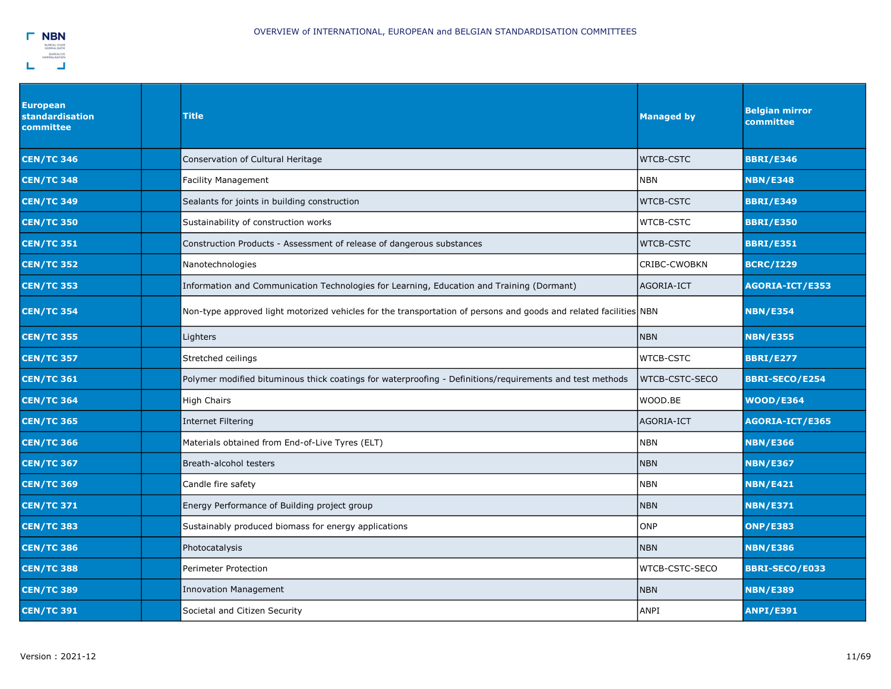| European standardisation committee | | Title | Managed by | Belgian mirror committee |
|---|---|---|---|---|
| **CEN/TC 346** | | Conservation of Cultural Heritage | WTCB-CSTC | **BBRI/E346** |
| **CEN/TC 348** | | Facility Management | NBN | **NBN/E348** |
| **CEN/TC 349** | | Sealants for joints in building construction | WTCB-CSTC | **BBRI/E349** |
| **CEN/TC 350** | | Sustainability of construction works | WTCB-CSTC | **BBRI/E350** |
| **CEN/TC 351** | | Construction Products - Assessment of release of dangerous substances | WTCB-CSTC | **BBRI/E351** |
| **CEN/TC 352** | | Nanotechnologies | CRIBC-CWOBKN | **BCRC/I229** |
| **CEN/TC 353** | | Information and Communication Technologies for Learning, Education and Training (Dormant) | AGORIA-ICT | **AGORIA-ICT/E353** |
| **CEN/TC 354** | | Non-type approved light motorized vehicles for the transportation of persons and goods and related facilities | NBN | **NBN/E354** |
| **CEN/TC 355** | | Lighters | NBN | **NBN/E355** |
| **CEN/TC 357** | | Stretched ceilings | WTCB-CSTC | **BBRI/E277** |
| **CEN/TC 361** | | Polymer modified bituminous thick coatings for waterproofing - Definitions/requirements and test methods | WTCB-CSTC-SECO | **BBRI-SECO/E254** |
| **CEN/TC 364** | | High Chairs | WOOD.BE | **WOOD/E364** |
| **CEN/TC 365** | | Internet Filtering | AGORIA-ICT | **AGORIA-ICT/E365** |
| **CEN/TC 366** | | Materials obtained from End-of-Live Tyres (ELT) | NBN | **NBN/E366** |
| **CEN/TC 367** | | Breath-alcohol testers | NBN | **NBN/E367** |
| **CEN/TC 369** | | Candle fire safety | NBN | **NBN/E421** |
| **CEN/TC 371** | | Energy Performance of Building project group | NBN | **NBN/E371** |
| **CEN/TC 383** | | Sustainably produced biomass for energy applications | ONP | **ONP/E383** |
| **CEN/TC 386** | | Photocatalysis | NBN | **NBN/E386** |
| **CEN/TC 388** | | Perimeter Protection | WTCB-CSTC-SECO | **BBRI-SECO/E033** |
| **CEN/TC 389** | | Innovation Management | NBN | **NBN/E389** |
| **CEN/TC 391** | | Societal and Citizen Security | ANPI | **ANPI/E391** |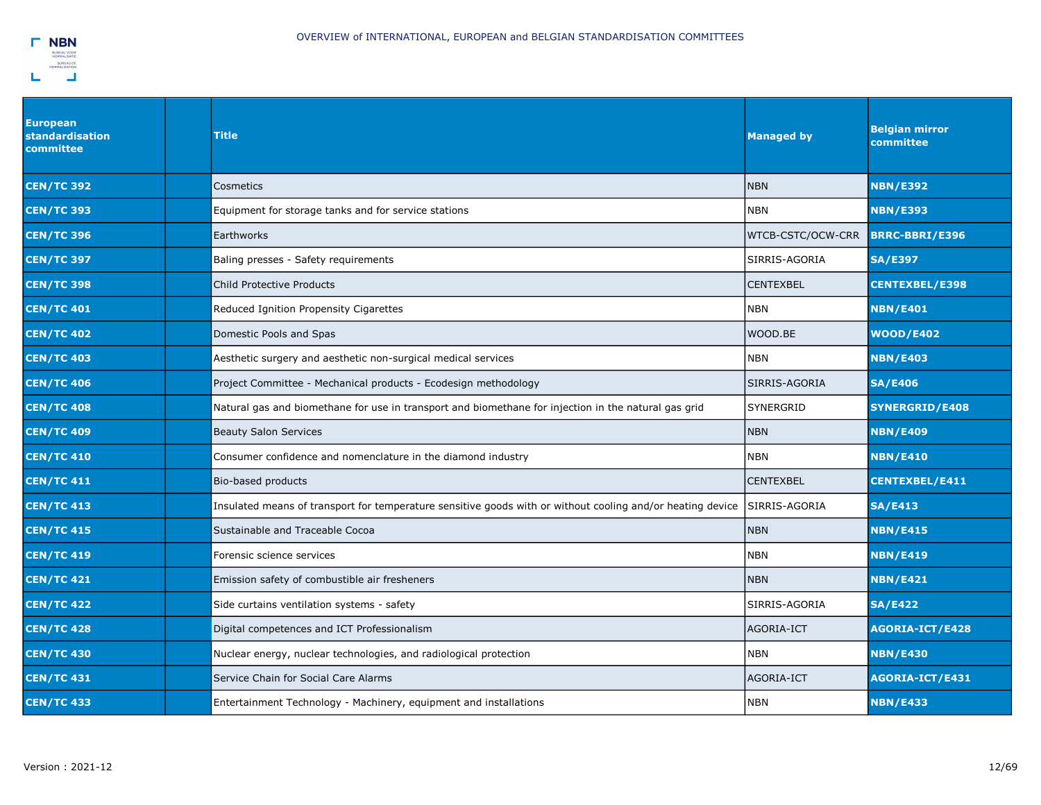| European standardisation committee | | Title | Managed by | Belgian mirror committee |
|---|---|---|---|---|
| CEN/TC 392 | | Cosmetics | NBN | NBN/E392 |
| CEN/TC 393 | | Equipment for storage tanks and for service stations | NBN | NBN/E393 |
| CEN/TC 396 | | Earthworks | WTCB-CSTC/OCW-CRR | BRRC-BBRI/E396 |
| CEN/TC 397 | | Baling presses - Safety requirements | SIRRIS-AGORIA | SA/E397 |
| CEN/TC 398 | | Child Protective Products | CENTEXBEL | CENTEXBEL/E398 |
| CEN/TC 401 | | Reduced Ignition Propensity Cigarettes | NBN | NBN/E401 |
| CEN/TC 402 | | Domestic Pools and Spas | WOOD.BE | WOOD/E402 |
| CEN/TC 403 | | Aesthetic surgery and aesthetic non-surgical medical services | NBN | NBN/E403 |
| CEN/TC 406 | | Project Committee - Mechanical products - Ecodesign methodology | SIRRIS-AGORIA | SA/E406 |
| CEN/TC 408 | | Natural gas and biomethane for use in transport and biomethane for injection in the natural gas grid | SYNERGRID | SYNERGRID/E408 |
| CEN/TC 409 | | Beauty Salon Services | NBN | NBN/E409 |
| CEN/TC 410 | | Consumer confidence and nomenclature in the diamond industry | NBN | NBN/E410 |
| CEN/TC 411 | | Bio-based products | CENTEXBEL | CENTEXBEL/E411 |
| CEN/TC 413 | | Insulated means of transport for temperature sensitive goods with or without cooling and/or heating device | SIRRIS-AGORIA | SA/E413 |
| CEN/TC 415 | | Sustainable and Traceable Cocoa | NBN | NBN/E415 |
| CEN/TC 419 | | Forensic science services | NBN | NBN/E419 |
| CEN/TC 421 | | Emission safety of combustible air fresheners | NBN | NBN/E421 |
| CEN/TC 422 | | Side curtains ventilation systems - safety | SIRRIS-AGORIA | SA/E422 |
| CEN/TC 428 | | Digital competences and ICT Professionalism | AGORIA-ICT | AGORIA-ICT/E428 |
| CEN/TC 430 | | Nuclear energy, nuclear technologies, and radiological protection | NBN | NBN/E430 |
| CEN/TC 431 | | Service Chain for Social Care Alarms | AGORIA-ICT | AGORIA-ICT/E431 |
| CEN/TC 433 | | Entertainment Technology - Machinery, equipment and installations | NBN | NBN/E433 |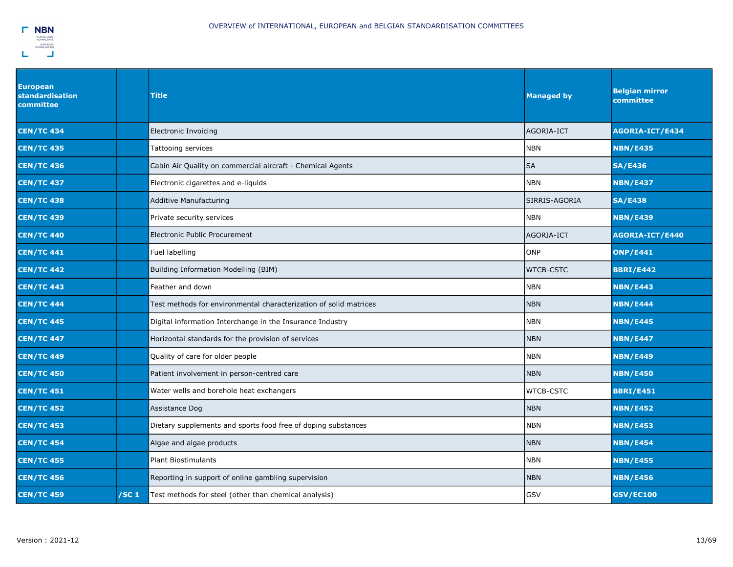| European standardisation committee | | Title | Managed by | Belgian mirror committee |
|---|---|---|---|---|
| **CEN/TC 434** | | Electronic Invoicing | AGORIA-ICT | **AGORIA-ICT/E434** |
| **CEN/TC 435** | | Tattooing services | NBN | **NBN/E435** |
| **CEN/TC 436** | | Cabin Air Quality on commercial aircraft - Chemical Agents | SA | **SA/E436** |
| **CEN/TC 437** | | Electronic cigarettes and e-liquids | NBN | **NBN/E437** |
| **CEN/TC 438** | | Additive Manufacturing | SIRRIS-AGORIA | **SA/E438** |
| **CEN/TC 439** | | Private security services | NBN | **NBN/E439** |
| **CEN/TC 440** | | Electronic Public Procurement | AGORIA-ICT | **AGORIA-ICT/E440** |
| **CEN/TC 441** | | Fuel labelling | ONP | **ONP/E441** |
| **CEN/TC 442** | | Building Information Modelling (BIM) | WTCB-CSTC | **BBRI/E442** |
| **CEN/TC 443** | | Feather and down | NBN | **NBN/E443** |
| **CEN/TC 444** | | Test methods for environmental characterization of solid matrices | NBN | **NBN/E444** |
| **CEN/TC 445** | | Digital information Interchange in the Insurance Industry | NBN | **NBN/E445** |
| **CEN/TC 447** | | Horizontal standards for the provision of services | NBN | **NBN/E447** |
| **CEN/TC 449** | | Quality of care for older people | NBN | **NBN/E449** |
| **CEN/TC 450** | | Patient involvement in person-centred care | NBN | **NBN/E450** |
| **CEN/TC 451** | | Water wells and borehole heat exchangers | WTCB-CSTC | **BBRI/E451** |
| **CEN/TC 452** | | Assistance Dog | NBN | **NBN/E452** |
| **CEN/TC 453** | | Dietary supplements and sports food free of doping substances | NBN | **NBN/E453** |
| **CEN/TC 454** | | Algae and algae products | NBN | **NBN/E454** |
| **CEN/TC 455** | | Plant Biostimulants | NBN | **NBN/E455** |
| **CEN/TC 456** | | Reporting in support of online gambling supervision | NBN | **NBN/E456** |
| **CEN/TC 459** | **/SC 1** | Test methods for steel (other than chemical analysis) | GSV | **GSV/EC100** |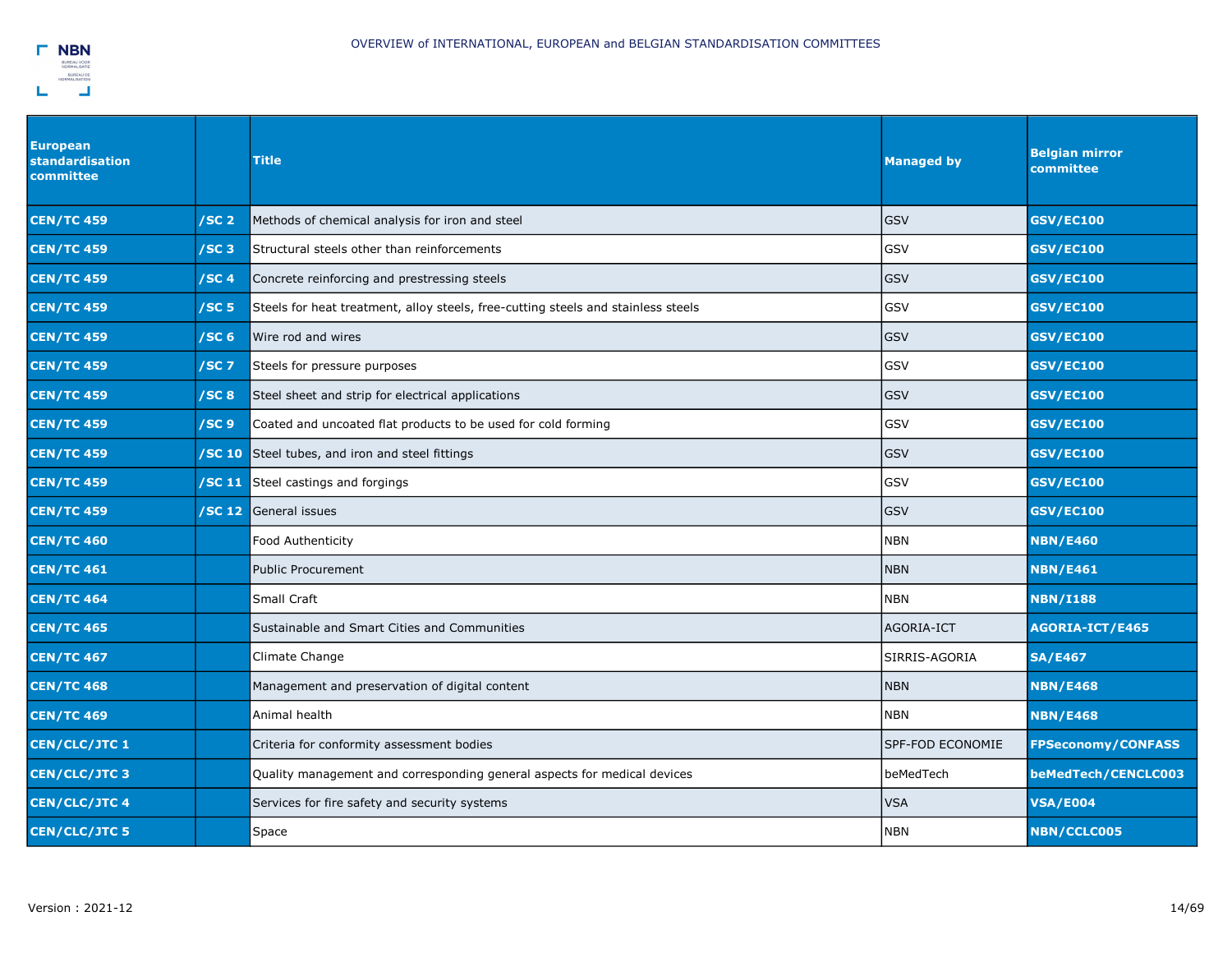| European standardisation committee | | Title | Managed by | Belgian mirror committee |
|---|---|---|---|---|
| **CEN/TC 459** | **/SC 2** | Methods of chemical analysis for iron and steel | GSV | **GSV/EC100** |
| **CEN/TC 459** | **/SC 3** | Structural steels other than reinforcements | GSV | **GSV/EC100** |
| **CEN/TC 459** | **/SC 4** | Concrete reinforcing and prestressing steels | GSV | **GSV/EC100** |
| **CEN/TC 459** | **/SC 5** | Steels for heat treatment, alloy steels, free-cutting steels and stainless steels | GSV | **GSV/EC100** |
| **CEN/TC 459** | **/SC 6** | Wire rod and wires | GSV | **GSV/EC100** |
| **CEN/TC 459** | **/SC 7** | Steels for pressure purposes | GSV | **GSV/EC100** |
| **CEN/TC 459** | **/SC 8** | Steel sheet and strip for electrical applications | GSV | **GSV/EC100** |
| **CEN/TC 459** | **/SC 9** | Coated and uncoated flat products to be used for cold forming | GSV | **GSV/EC100** |
| **CEN/TC 459** | **/SC 10** | Steel tubes, and iron and steel fittings | GSV | **GSV/EC100** |
| **CEN/TC 459** | **/SC 11** | Steel castings and forgings | GSV | **GSV/EC100** |
| **CEN/TC 459** | **/SC 12** | General issues | GSV | **GSV/EC100** |
| **CEN/TC 460** | | Food Authenticity | NBN | **NBN/E460** |
| **CEN/TC 461** | | Public Procurement | NBN | **NBN/E461** |
| **CEN/TC 464** | | Small Craft | NBN | **NBN/I188** |
| **CEN/TC 465** | | Sustainable and Smart Cities and Communities | AGORIA-ICT | **AGORIA-ICT/E465** |
| **CEN/TC 467** | | Climate Change | SIRRIS-AGORIA | **SA/E467** |
| **CEN/TC 468** | | Management and preservation of digital content | NBN | **NBN/E468** |
| **CEN/TC 469** | | Animal health | NBN | **NBN/E468** |
| **CEN/CLC/JTC 1** | | Criteria for conformity assessment bodies | SPF-FOD ECONOMIE | **FPSeconomy/CONFASS** |
| **CEN/CLC/JTC 3** | | Quality management and corresponding general aspects for medical devices | beMedTech | **beMedTech/CENCLC003** |
| **CEN/CLC/JTC 4** | | Services for fire safety and security systems | VSA | **VSA/E004** |
| **CEN/CLC/JTC 5** | | Space | NBN | **NBN/CCLC005** |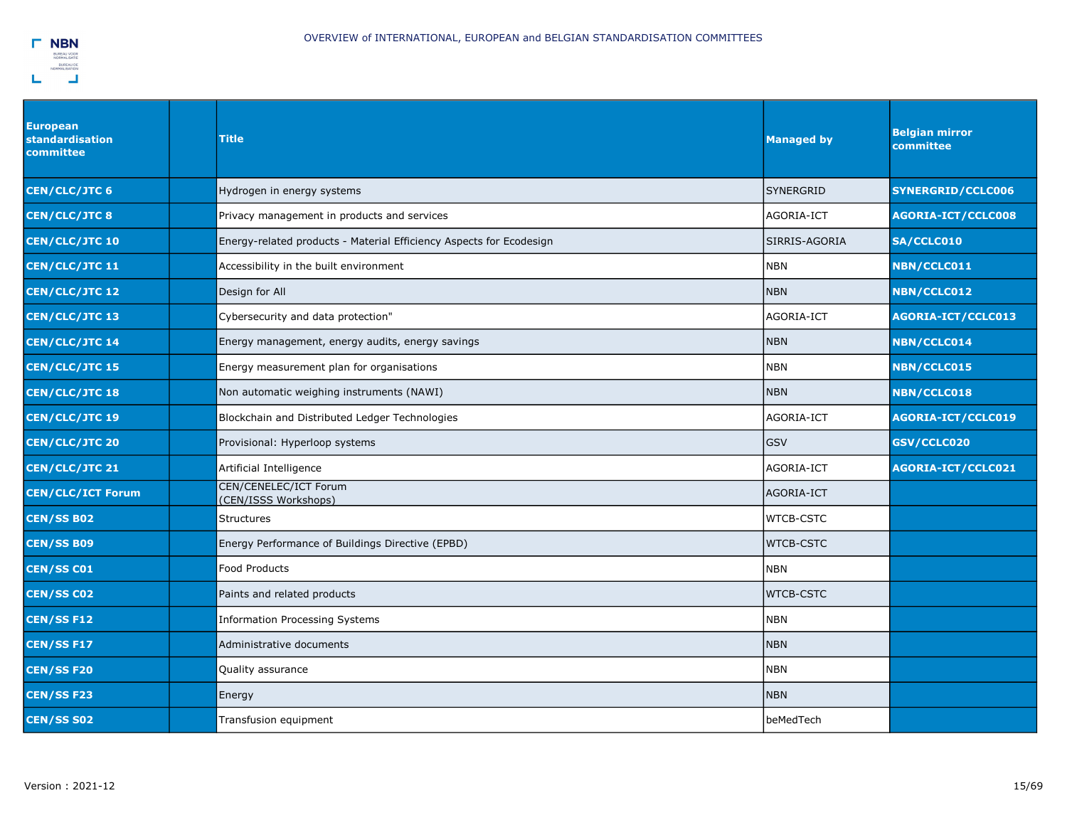| European standardisation committee | | Title | Managed by | Belgian mirror committee |
|---|---|---|---|---|
| **CEN/CLC/JTC 6** | | Hydrogen in energy systems | SYNERGRID | **SYNERGRID/CCLC006** |
| **CEN/CLC/JTC 8** | | Privacy management in products and services | AGORIA-ICT | **AGORIA-ICT/CCLC008** |
| **CEN/CLC/JTC 10** | | Energy-related products - Material Efficiency Aspects for Ecodesign | SIRRIS-AGORIA | **SA/CCLC010** |
| **CEN/CLC/JTC 11** | | Accessibility in the built environment | NBN | **NBN/CCLC011** |
| **CEN/CLC/JTC 12** | | Design for All | NBN | **NBN/CCLC012** |
| **CEN/CLC/JTC 13** | | Cybersecurity and data protection" | AGORIA-ICT | **AGORIA-ICT/CCLC013** |
| **CEN/CLC/JTC 14** | | Energy management, energy audits, energy savings | NBN | **NBN/CCLC014** |
| **CEN/CLC/JTC 15** | | Energy measurement plan for organisations | NBN | **NBN/CCLC015** |
| **CEN/CLC/JTC 18** | | Non automatic weighing instruments (NAWI) | NBN | **NBN/CCLC018** |
| **CEN/CLC/JTC 19** | | Blockchain and Distributed Ledger Technologies | AGORIA-ICT | **AGORIA-ICT/CCLC019** |
| **CEN/CLC/JTC 20** | | Provisional: Hyperloop systems | GSV | **GSV/CCLC020** |
| **CEN/CLC/JTC 21** | | Artificial Intelligence | AGORIA-ICT | **AGORIA-ICT/CCLC021** |
| **CEN/CLC/ICT Forum** | | CEN/CENELEC/ICT Forum (CEN/ISSS Workshops) | AGORIA-ICT | |
| **CEN/SS B02** | | Structures | WTCB-CSTC | |
| **CEN/SS B09** | | Energy Performance of Buildings Directive (EPBD) | WTCB-CSTC | |
| **CEN/SS C01** | | Food Products | NBN | |
| **CEN/SS C02** | | Paints and related products | WTCB-CSTC | |
| **CEN/SS F12** | | Information Processing Systems | NBN | |
| **CEN/SS F17** | | Administrative documents | NBN | |
| **CEN/SS F20** | | Quality assurance | NBN | |
| **CEN/SS F23** | | Energy | NBN | |
| **CEN/SS S02** | | Transfusion equipment | beMedTech | |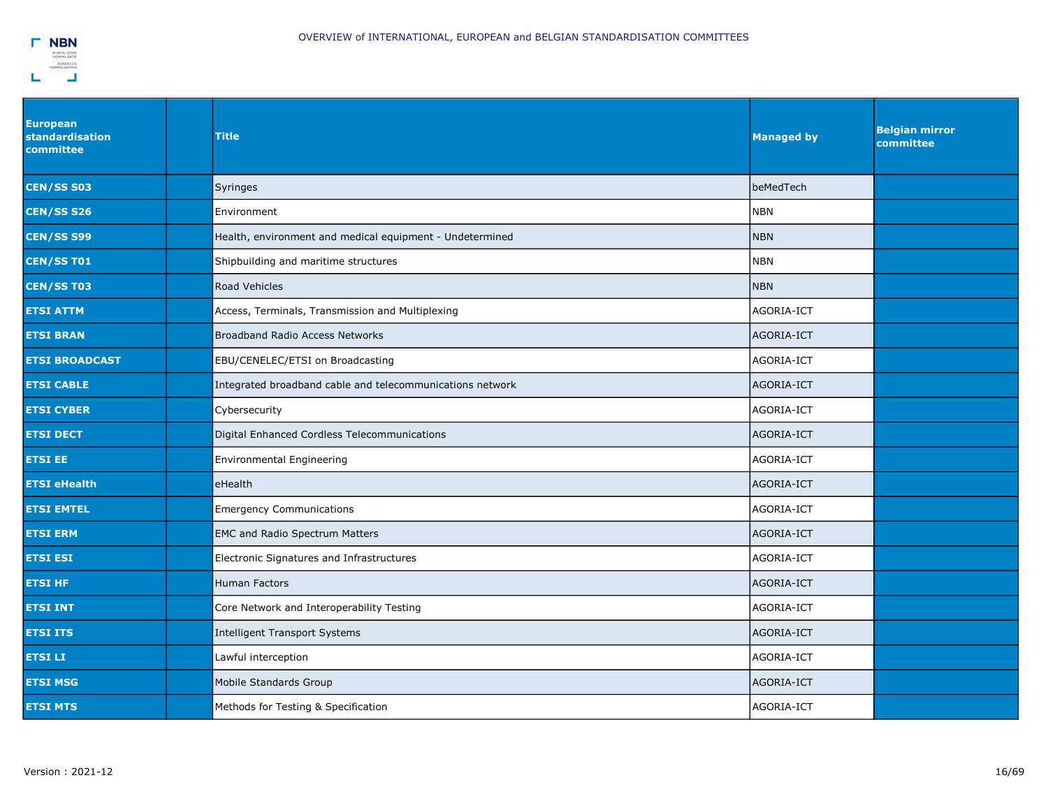| European standardisation committee | | Title | Managed by | Belgian mirror committee |
|---|---|---|---|---|
| **CEN/SS S03** | | Syringes | beMedTech | |
| **CEN/SS S26** | | Environment | NBN | |
| **CEN/SS S99** | | Health, environment and medical equipment - Undetermined | NBN | |
| **CEN/SS T01** | | Shipbuilding and maritime structures | NBN | |
| **CEN/SS T03** | | Road Vehicles | NBN | |
| **ETSI ATTM** | | Access, Terminals, Transmission and Multiplexing | AGORIA-ICT | |
| **ETSI BRAN** | | Broadband Radio Access Networks | AGORIA-ICT | |
| **ETSI BROADCAST** | | EBU/CENELEC/ETSI on Broadcasting | AGORIA-ICT | |
| **ETSI CABLE** | | Integrated broadband cable and telecommunications network | AGORIA-ICT | |
| **ETSI CYBER** | | Cybersecurity | AGORIA-ICT | |
| **ETSI DECT** | | Digital Enhanced Cordless Telecommunications | AGORIA-ICT | |
| **ETSI EE** | | Environmental Engineering | AGORIA-ICT | |
| **ETSI eHealth** | | eHealth | AGORIA-ICT | |
| **ETSI EMTEL** | | Emergency Communications | AGORIA-ICT | |
| **ETSI ERM** | | EMC and Radio Spectrum Matters | AGORIA-ICT | |
| **ETSI ESI** | | Electronic Signatures and Infrastructures | AGORIA-ICT | |
| **ETSI HF** | | Human Factors | AGORIA-ICT | |
| **ETSI INT** | | Core Network and Interoperability Testing | AGORIA-ICT | |
| **ETSI ITS** | | Intelligent Transport Systems | AGORIA-ICT | |
| **ETSI LI** | | Lawful interception | AGORIA-ICT | |
| **ETSI MSG** | | Mobile Standards Group | AGORIA-ICT | |
| **ETSI MTS** | | Methods for Testing & Specification | AGORIA-ICT | |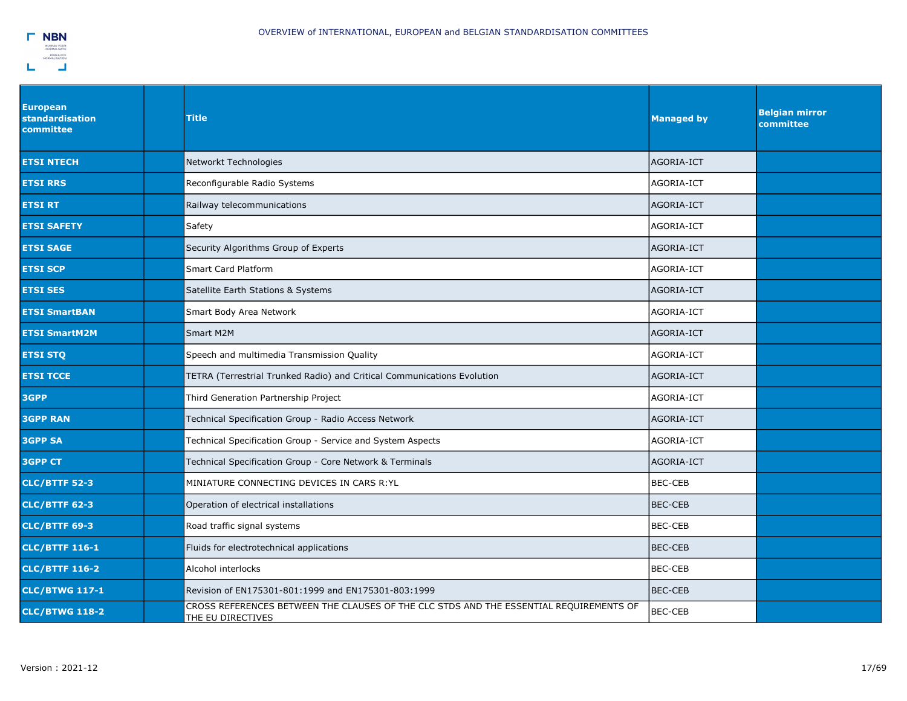| European standardisation committee | | Title | Managed by | Belgian mirror committee |
|---|---|---|---|---|
| **ETSI NTECH** | | Networkt Technologies | AGORIA-ICT | |
| **ETSI RRS** | | Reconfigurable Radio Systems | AGORIA-ICT | |
| **ETSI RT** | | Railway telecommunications | AGORIA-ICT | |
| **ETSI SAFETY** | | Safety | AGORIA-ICT | |
| **ETSI SAGE** | | Security Algorithms Group of Experts | AGORIA-ICT | |
| **ETSI SCP** | | Smart Card Platform | AGORIA-ICT | |
| **ETSI SES** | | Satellite Earth Stations & Systems | AGORIA-ICT | |
| **ETSI SmartBAN** | | Smart Body Area Network | AGORIA-ICT | |
| **ETSI SmartM2M** | | Smart M2M | AGORIA-ICT | |
| **ETSI STQ** | | Speech and multimedia Transmission Quality | AGORIA-ICT | |
| **ETSI TCCE** | | TETRA (Terrestrial Trunked Radio) and Critical Communications Evolution | AGORIA-ICT | |
| **3GPP** | | Third Generation Partnership Project | AGORIA-ICT | |
| **3GPP RAN** | | Technical Specification Group - Radio Access Network | AGORIA-ICT | |
| **3GPP SA** | | Technical Specification Group - Service and System Aspects | AGORIA-ICT | |
| **3GPP CT** | | Technical Specification Group - Core Network & Terminals | AGORIA-ICT | |
| **CLC/BTTF 52-3** | | MINIATURE CONNECTING DEVICES IN CARS R:YL | BEC-CEB | |
| **CLC/BTTF 62-3** | | Operation of electrical installations | BEC-CEB | |
| **CLC/BTTF 69-3** | | Road traffic signal systems | BEC-CEB | |
| **CLC/BTTF 116-1** | | Fluids for electrotechnical applications | BEC-CEB | |
| **CLC/BTTF 116-2** | | Alcohol interlocks | BEC-CEB | |
| **CLC/BTWG 117-1** | | Revision of EN175301-801:1999 and EN175301-803:1999 | BEC-CEB | |
| **CLC/BTWG 118-2** | | CROSS REFERENCES BETWEEN THE CLAUSES OF THE CLC STDS AND THE ESSENTIAL REQUIREMENTS OF THE EU DIRECTIVES | BEC-CEB | |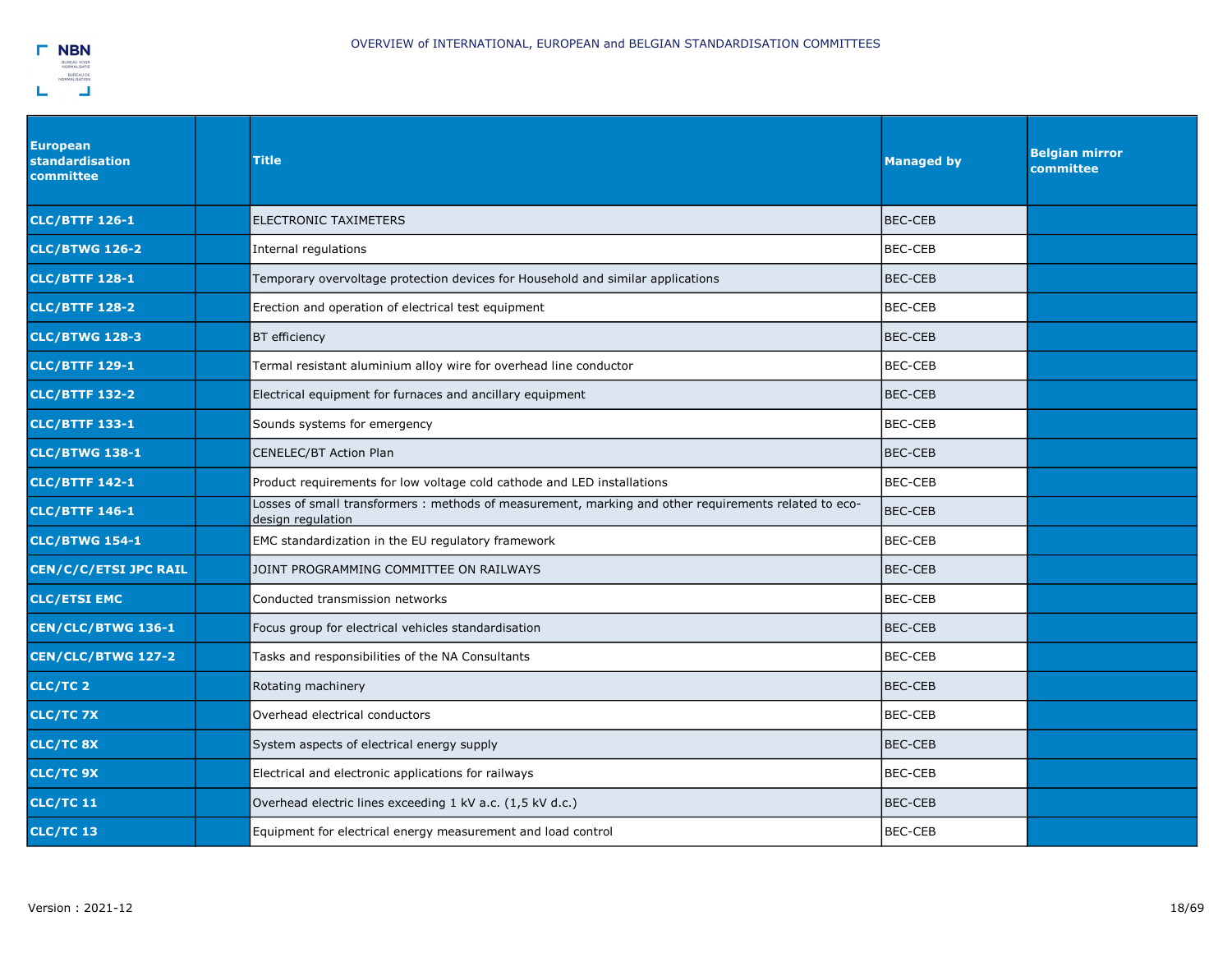| European standardisation committee | | Title | Managed by | Belgian mirror committee |
|---|---|---|---|---|
| CLC/BTTF 126-1 | | ELECTRONIC TAXIMETERS | BEC-CEB | |
| CLC/BTWG 126-2 | | Internal regulations | BEC-CEB | |
| CLC/BTTF 128-1 | | Temporary overvoltage protection devices for Household and similar applications | BEC-CEB | |
| CLC/BTTF 128-2 | | Erection and operation of electrical test equipment | BEC-CEB | |
| CLC/BTWG 128-3 | | BT efficiency | BEC-CEB | |
| CLC/BTTF 129-1 | | Termal resistant aluminium alloy wire for overhead line conductor | BEC-CEB | |
| CLC/BTTF 132-2 | | Electrical equipment for furnaces and ancillary equipment | BEC-CEB | |
| CLC/BTTF 133-1 | | Sounds systems for emergency | BEC-CEB | |
| CLC/BTWG 138-1 | | CENELEC/BT Action Plan | BEC-CEB | |
| CLC/BTTF 142-1 | | Product requirements for low voltage cold cathode and LED installations | BEC-CEB | |
| CLC/BTTF 146-1 | | Losses of small transformers : methods of measurement, marking and other requirements related to eco-design regulation | BEC-CEB | |
| CLC/BTWG 154-1 | | EMC standardization in the EU regulatory framework | BEC-CEB | |
| CEN/C/C/ETSI JPC RAIL | | JOINT PROGRAMMING COMMITTEE ON RAILWAYS | BEC-CEB | |
| CLC/ETSI EMC | | Conducted transmission networks | BEC-CEB | |
| CEN/CLC/BTWG 136-1 | | Focus group for electrical vehicles standardisation | BEC-CEB | |
| CEN/CLC/BTWG 127-2 | | Tasks and responsibilities of the NA Consultants | BEC-CEB | |
| CLC/TC 2 | | Rotating machinery | BEC-CEB | |
| CLC/TC 7X | | Overhead electrical conductors | BEC-CEB | |
| CLC/TC 8X | | System aspects of electrical energy supply | BEC-CEB | |
| CLC/TC 9X | | Electrical and electronic applications for railways | BEC-CEB | |
| CLC/TC 11 | | Overhead electric lines exceeding 1 kV a.c. (1,5 kV d.c.) | BEC-CEB | |
| CLC/TC 13 | | Equipment for electrical energy measurement and load control | BEC-CEB | |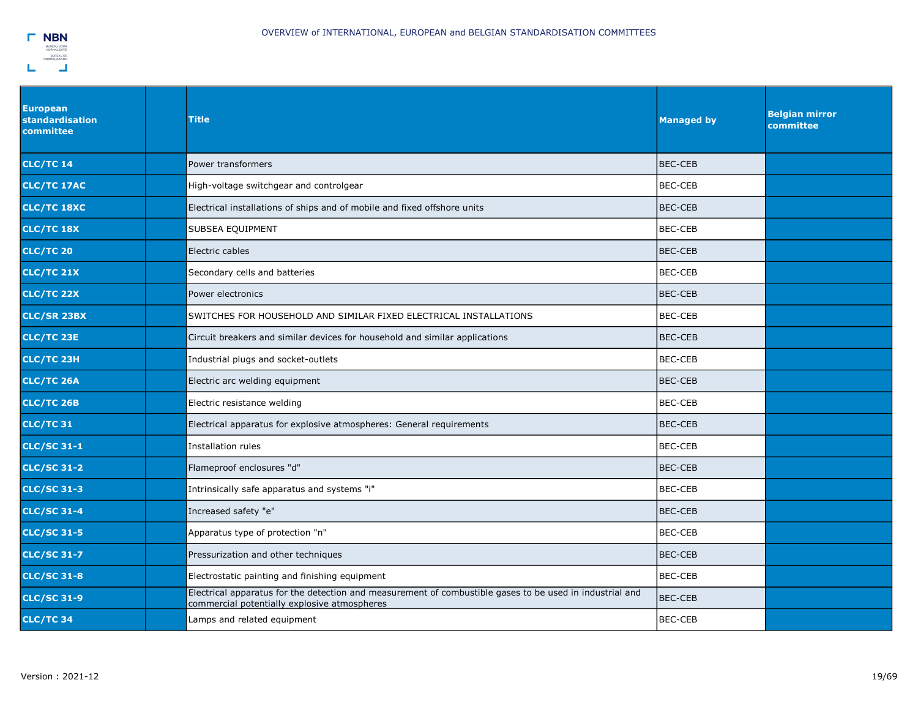| European standardisation committee | | Title | Managed by | Belgian mirror committee |
|---|---|---|---|---|
| **CLC/TC 14** | | Power transformers | BEC-CEB | |
| **CLC/TC 17AC** | | High-voltage switchgear and controlgear | BEC-CEB | |
| **CLC/TC 18XC** | | Electrical installations of ships and of mobile and fixed offshore units | BEC-CEB | |
| **CLC/TC 18X** | | SUBSEA EQUIPMENT | BEC-CEB | |
| **CLC/TC 20** | | Electric cables | BEC-CEB | |
| **CLC/TC 21X** | | Secondary cells and batteries | BEC-CEB | |
| **CLC/TC 22X** | | Power electronics | BEC-CEB | |
| **CLC/SR 23BX** | | SWITCHES FOR HOUSEHOLD AND SIMILAR FIXED ELECTRICAL INSTALLATIONS | BEC-CEB | |
| **CLC/TC 23E** | | Circuit breakers and similar devices for household and similar applications | BEC-CEB | |
| **CLC/TC 23H** | | Industrial plugs and socket-outlets | BEC-CEB | |
| **CLC/TC 26A** | | Electric arc welding equipment | BEC-CEB | |
| **CLC/TC 26B** | | Electric resistance welding | BEC-CEB | |
| **CLC/TC 31** | | Electrical apparatus for explosive atmospheres: General requirements | BEC-CEB | |
| **CLC/SC 31-1** | | Installation rules | BEC-CEB | |
| **CLC/SC 31-2** | | Flameproof enclosures "d" | BEC-CEB | |
| **CLC/SC 31-3** | | Intrinsically safe apparatus and systems "i" | BEC-CEB | |
| **CLC/SC 31-4** | | Increased safety "e" | BEC-CEB | |
| **CLC/SC 31-5** | | Apparatus type of protection "n" | BEC-CEB | |
| **CLC/SC 31-7** | | Pressurization and other techniques | BEC-CEB | |
| **CLC/SC 31-8** | | Electrostatic painting and finishing equipment | BEC-CEB | |
| **CLC/SC 31-9** | | Electrical apparatus for the detection and measurement of combustible gases to be used in industrial and commercial potentially explosive atmospheres | BEC-CEB | |
| **CLC/TC 34** | | Lamps and related equipment | BEC-CEB | |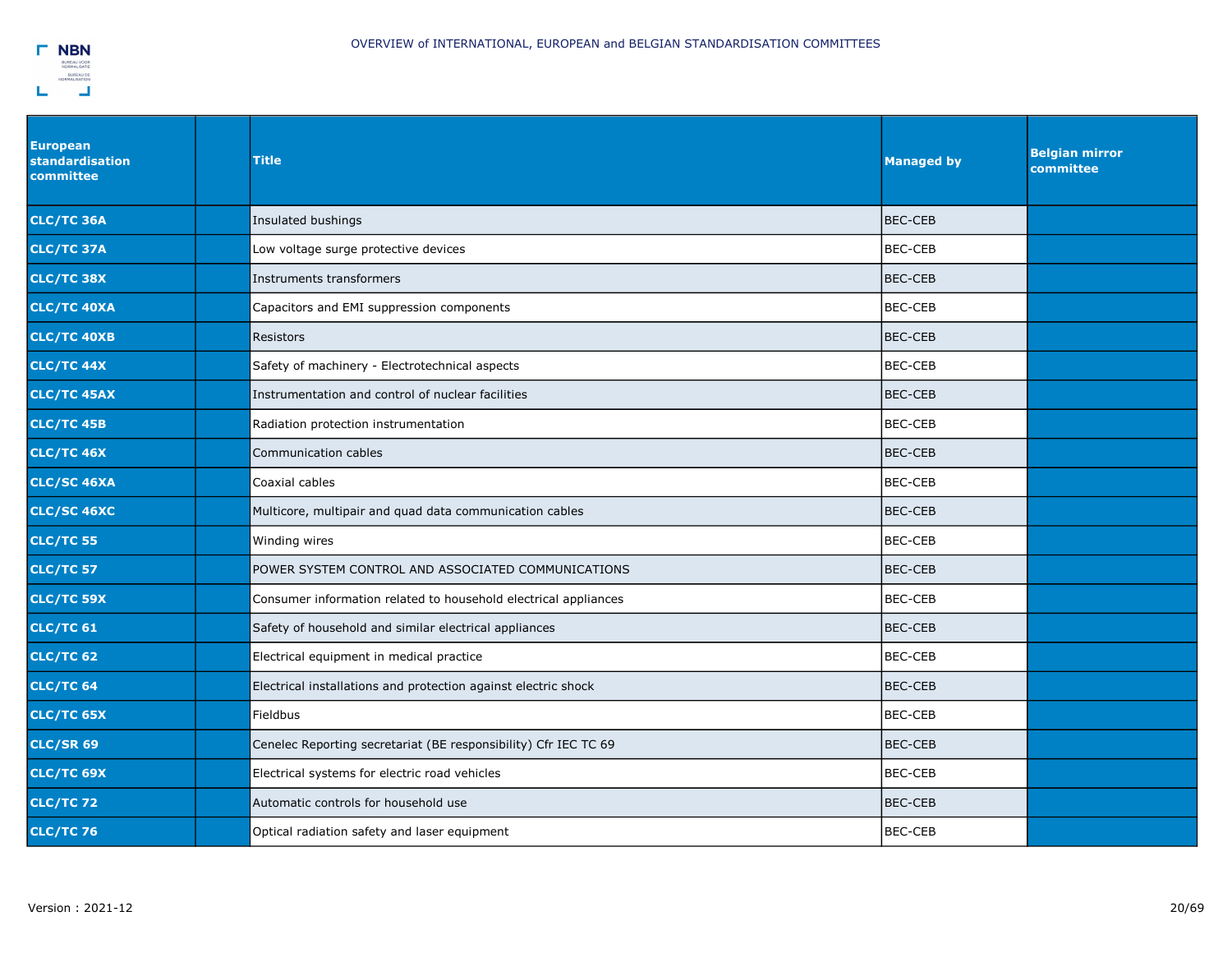| European standardisation committee | | Title | Managed by | Belgian mirror committee |
|---|---|---|---|---|
| **CLC/TC 36A** | | Insulated bushings | BEC-CEB | |
| **CLC/TC 37A** | | Low voltage surge protective devices | BEC-CEB | |
| **CLC/TC 38X** | | Instruments transformers | BEC-CEB | |
| **CLC/TC 40XA** | | Capacitors and EMI suppression components | BEC-CEB | |
| **CLC/TC 40XB** | | Resistors | BEC-CEB | |
| **CLC/TC 44X** | | Safety of machinery - Electrotechnical aspects | BEC-CEB | |
| **CLC/TC 45AX** | | Instrumentation and control of nuclear facilities | BEC-CEB | |
| **CLC/TC 45B** | | Radiation protection instrumentation | BEC-CEB | |
| **CLC/TC 46X** | | Communication cables | BEC-CEB | |
| **CLC/SC 46XA** | | Coaxial cables | BEC-CEB | |
| **CLC/SC 46XC** | | Multicore, multipair and quad data communication cables | BEC-CEB | |
| **CLC/TC 55** | | Winding wires | BEC-CEB | |
| **CLC/TC 57** | | POWER SYSTEM CONTROL AND ASSOCIATED COMMUNICATIONS | BEC-CEB | |
| **CLC/TC 59X** | | Consumer information related to household electrical appliances | BEC-CEB | |
| **CLC/TC 61** | | Safety of household and similar electrical appliances | BEC-CEB | |
| **CLC/TC 62** | | Electrical equipment in medical practice | BEC-CEB | |
| **CLC/TC 64** | | Electrical installations and protection against electric shock | BEC-CEB | |
| **CLC/TC 65X** | | Fieldbus | BEC-CEB | |
| **CLC/SR 69** | | Cenelec Reporting secretariat (BE responsibility) Cfr IEC TC 69 | BEC-CEB | |
| **CLC/TC 69X** | | Electrical systems for electric road vehicles | BEC-CEB | |
| **CLC/TC 72** | | Automatic controls for household use | BEC-CEB | |
| **CLC/TC 76** | | Optical radiation safety and laser equipment | BEC-CEB | |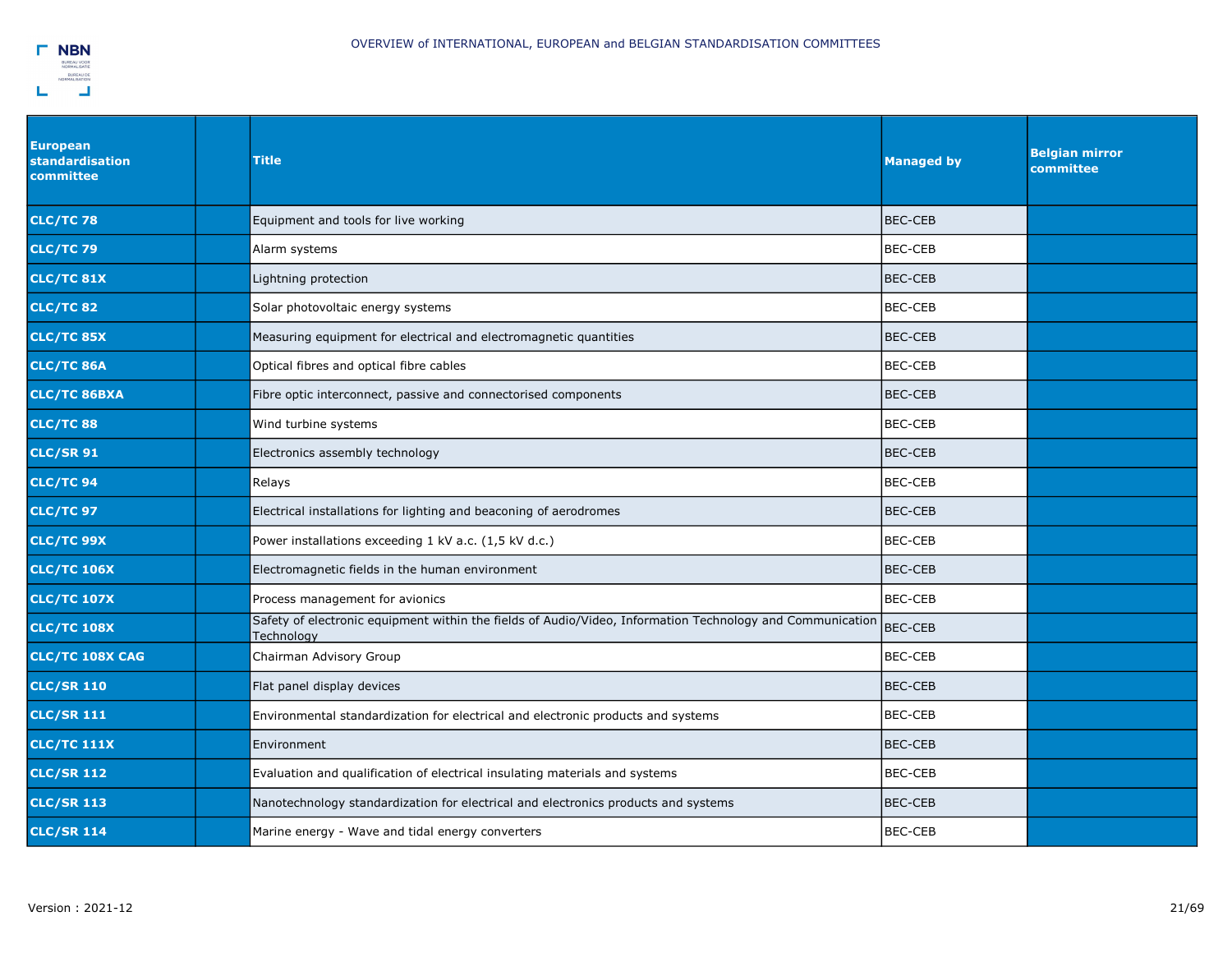| European standardisation committee | | Title | Managed by | Belgian mirror committee |
|---|---|---|---|---|
| **CLC/TC 78** | | Equipment and tools for live working | BEC-CEB | |
| **CLC/TC 79** | | Alarm systems | BEC-CEB | |
| **CLC/TC 81X** | | Lightning protection | BEC-CEB | |
| **CLC/TC 82** | | Solar photovoltaic energy systems | BEC-CEB | |
| **CLC/TC 85X** | | Measuring equipment for electrical and electromagnetic quantities | BEC-CEB | |
| **CLC/TC 86A** | | Optical fibres and optical fibre cables | BEC-CEB | |
| **CLC/TC 86BXA** | | Fibre optic interconnect, passive and connectorised components | BEC-CEB | |
| **CLC/TC 88** | | Wind turbine systems | BEC-CEB | |
| **CLC/SR 91** | | Electronics assembly technology | BEC-CEB | |
| **CLC/TC 94** | | Relays | BEC-CEB | |
| **CLC/TC 97** | | Electrical installations for lighting and beaconing of aerodromes | BEC-CEB | |
| **CLC/TC 99X** | | Power installations exceeding 1 kV a.c. (1,5 kV d.c.) | BEC-CEB | |
| **CLC/TC 106X** | | Electromagnetic fields in the human environment | BEC-CEB | |
| **CLC/TC 107X** | | Process management for avionics | BEC-CEB | |
| **CLC/TC 108X** | | Safety of electronic equipment within the fields of Audio/Video, Information Technology and Communication Technology | BEC-CEB | |
| **CLC/TC 108X CAG** | | Chairman Advisory Group | BEC-CEB | |
| **CLC/SR 110** | | Flat panel display devices | BEC-CEB | |
| **CLC/SR 111** | | Environmental standardization for electrical and electronic products and systems | BEC-CEB | |
| **CLC/TC 111X** | | Environment | BEC-CEB | |
| **CLC/SR 112** | | Evaluation and qualification of electrical insulating materials and systems | BEC-CEB | |
| **CLC/SR 113** | | Nanotechnology standardization for electrical and electronics products and systems | BEC-CEB | |
| **CLC/SR 114** | | Marine energy - Wave and tidal energy converters | BEC-CEB | |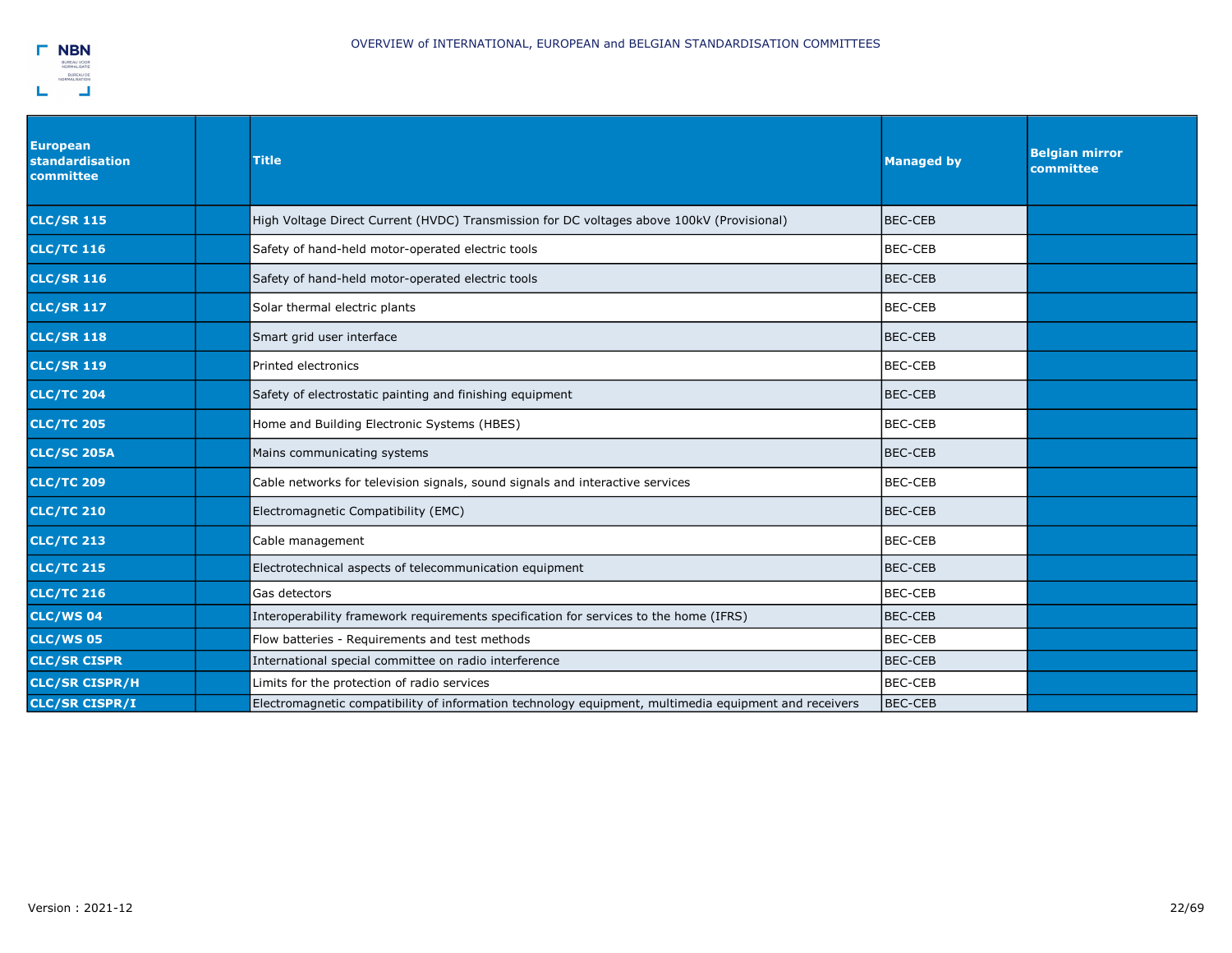OVERVIEW of INTERNATIONAL, EUROPEAN and BELGIAN STANDARDISATION COMMITTEES

| European standardisation committee | | Title | Managed by | Belgian mirror committee |
|---|---|---|---|---|
| **CLC/SR 115** | | High Voltage Direct Current (HVDC) Transmission for DC voltages above 100kV (Provisional) | BEC-CEB | |
| **CLC/TC 116** | | Safety of hand-held motor-operated electric tools | BEC-CEB | |
| **CLC/SR 116** | | Safety of hand-held motor-operated electric tools | BEC-CEB | |
| **CLC/SR 117** | | Solar thermal electric plants | BEC-CEB | |
| **CLC/SR 118** | | Smart grid user interface | BEC-CEB | |
| **CLC/SR 119** | | Printed electronics | BEC-CEB | |
| **CLC/TC 204** | | Safety of electrostatic painting and finishing equipment | BEC-CEB | |
| **CLC/TC 205** | | Home and Building Electronic Systems (HBES) | BEC-CEB | |
| **CLC/SC 205A** | | Mains communicating systems | BEC-CEB | |
| **CLC/TC 209** | | Cable networks for television signals, sound signals and interactive services | BEC-CEB | |
| **CLC/TC 210** | | Electromagnetic Compatibility (EMC) | BEC-CEB | |
| **CLC/TC 213** | | Cable management | BEC-CEB | |
| **CLC/TC 215** | | Electrotechnical aspects of telecommunication equipment | BEC-CEB | |
| **CLC/TC 216** | | Gas detectors | BEC-CEB | |
| **CLC/WS 04** | | Interoperability framework requirements specification for services to the home (IFRS) | BEC-CEB | |
| **CLC/WS 05** | | Flow batteries - Requirements and test methods | BEC-CEB | |
| **CLC/SR CISPR** | | International special committee on radio interference | BEC-CEB | |
| **CLC/SR CISPR/H** | | Limits for the protection of radio services | BEC-CEB | |
| **CLC/SR CISPR/I** | | Electromagnetic compatibility of information technology equipment, multimedia equipment and receivers | BEC-CEB | |

Version : 2021-12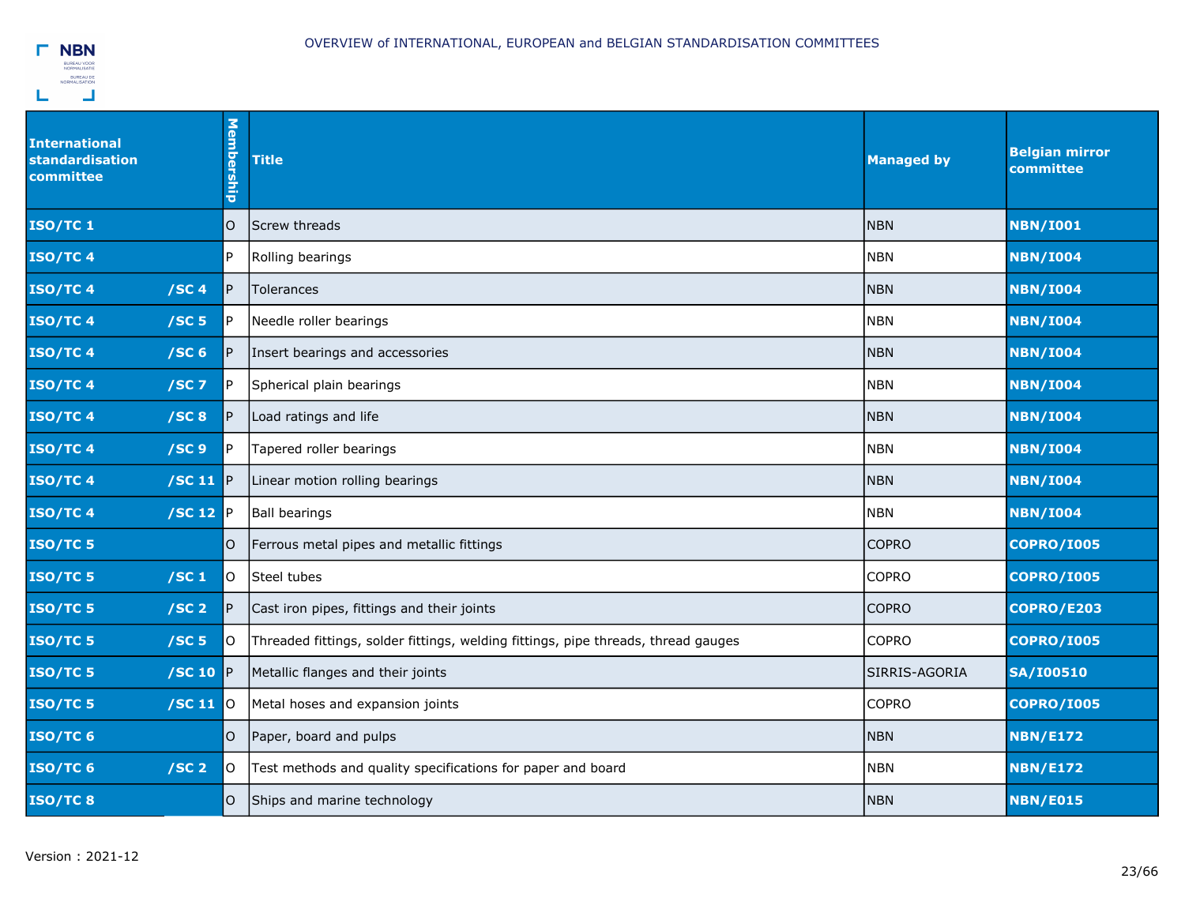| International standardisation committee | | Membership | Title | Managed by | Belgian mirror committee |
|---|---|---|---|---|---|
| **ISO/TC 1** | | O | Screw threads | NBN | **NBN/I001** |
| **ISO/TC 4** | | P | Rolling bearings | NBN | **NBN/I004** |
| **ISO/TC 4** | **/SC 4** | P | Tolerances | NBN | **NBN/I004** |
| **ISO/TC 4** | **/SC 5** | P | Needle roller bearings | NBN | **NBN/I004** |
| **ISO/TC 4** | **/SC 6** | P | Insert bearings and accessories | NBN | **NBN/I004** |
| **ISO/TC 4** | **/SC 7** | P | Spherical plain bearings | NBN | **NBN/I004** |
| **ISO/TC 4** | **/SC 8** | P | Load ratings and life | NBN | **NBN/I004** |
| **ISO/TC 4** | **/SC 9** | P | Tapered roller bearings | NBN | **NBN/I004** |
| **ISO/TC 4** | **/SC 11** | P | Linear motion rolling bearings | NBN | **NBN/I004** |
| **ISO/TC 4** | **/SC 12** | P | Ball bearings | NBN | **NBN/I004** |
| **ISO/TC 5** | | O | Ferrous metal pipes and metallic fittings | COPRO | **COPRO/I005** |
| **ISO/TC 5** | **/SC 1** | O | Steel tubes | COPRO | **COPRO/I005** |
| **ISO/TC 5** | **/SC 2** | P | Cast iron pipes, fittings and their joints | COPRO | **COPRO/E203** |
| **ISO/TC 5** | **/SC 5** | O | Threaded fittings, solder fittings, welding fittings, pipe threads, thread gauges | COPRO | **COPRO/I005** |
| **ISO/TC 5** | **/SC 10** | P | Metallic flanges and their joints | SIRRIS-AGORIA | **SA/I00510** |
| **ISO/TC 5** | **/SC 11** | O | Metal hoses and expansion joints | COPRO | **COPRO/I005** |
| **ISO/TC 6** | | O | Paper, board and pulps | NBN | **NBN/E172** |
| **ISO/TC 6** | **/SC 2** | O | Test methods and quality specifications for paper and board | NBN | **NBN/E172** |
| **ISO/TC 8** | | O | Ships and marine technology | NBN | **NBN/E015** |

Version : 2021-12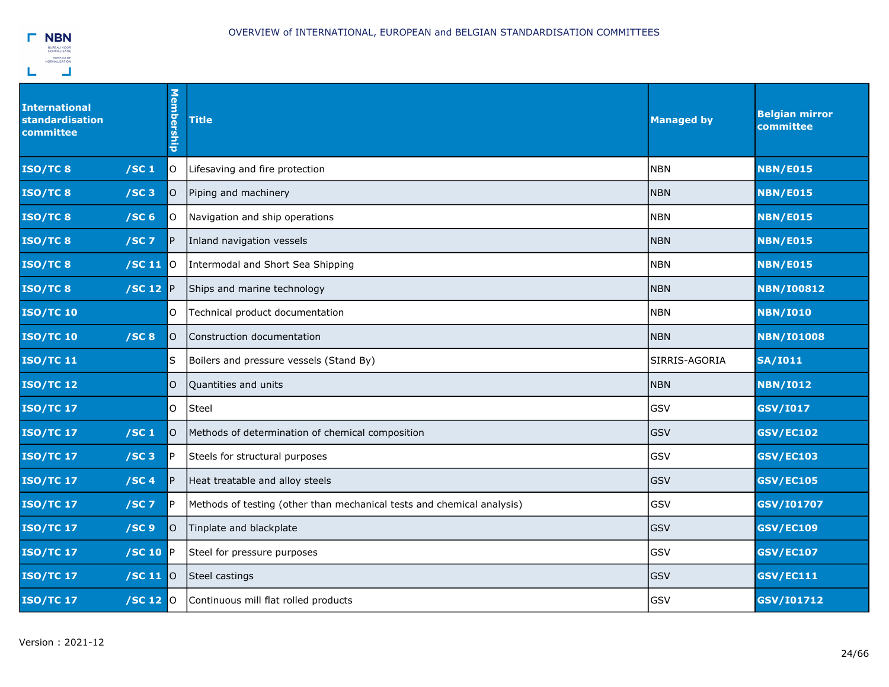| International standardisation committee | | Membership | Title | Managed by | Belgian mirror committee |
|---|---|---|---|---|---|
| **ISO/TC 8** | **/SC 1** | O | Lifesaving and fire protection | NBN | **NBN/E015** |
| **ISO/TC 8** | **/SC 3** | O | Piping and machinery | NBN | **NBN/E015** |
| **ISO/TC 8** | **/SC 6** | O | Navigation and ship operations | NBN | **NBN/E015** |
| **ISO/TC 8** | **/SC 7** | P | Inland navigation vessels | NBN | **NBN/E015** |
| **ISO/TC 8** | **/SC 11** | O | Intermodal and Short Sea Shipping | NBN | **NBN/E015** |
| **ISO/TC 8** | **/SC 12** | P | Ships and marine technology | NBN | **NBN/I00812** |
| **ISO/TC 10** | | O | Technical product documentation | NBN | **NBN/I010** |
| **ISO/TC 10** | **/SC 8** | O | Construction documentation | NBN | **NBN/I01008** |
| **ISO/TC 11** | | S | Boilers and pressure vessels (Stand By) | SIRRIS-AGORIA | **SA/I011** |
| **ISO/TC 12** | | O | Quantities and units | NBN | **NBN/I012** |
| **ISO/TC 17** | | O | Steel | GSV | **GSV/I017** |
| **ISO/TC 17** | **/SC 1** | O | Methods of determination of chemical composition | GSV | **GSV/EC102** |
| **ISO/TC 17** | **/SC 3** | P | Steels for structural purposes | GSV | **GSV/EC103** |
| **ISO/TC 17** | **/SC 4** | P | Heat treatable and alloy steels | GSV | **GSV/EC105** |
| **ISO/TC 17** | **/SC 7** | P | Methods of testing (other than mechanical tests and chemical analysis) | GSV | **GSV/I01707** |
| **ISO/TC 17** | **/SC 9** | O | Tinplate and blackplate | GSV | **GSV/EC109** |
| **ISO/TC 17** | **/SC 10** | P | Steel for pressure purposes | GSV | **GSV/EC107** |
| **ISO/TC 17** | **/SC 11** | O | Steel castings | GSV | **GSV/EC111** |
| **ISO/TC 17** | **/SC 12** | O | Continuous mill flat rolled products | GSV | **GSV/I01712** |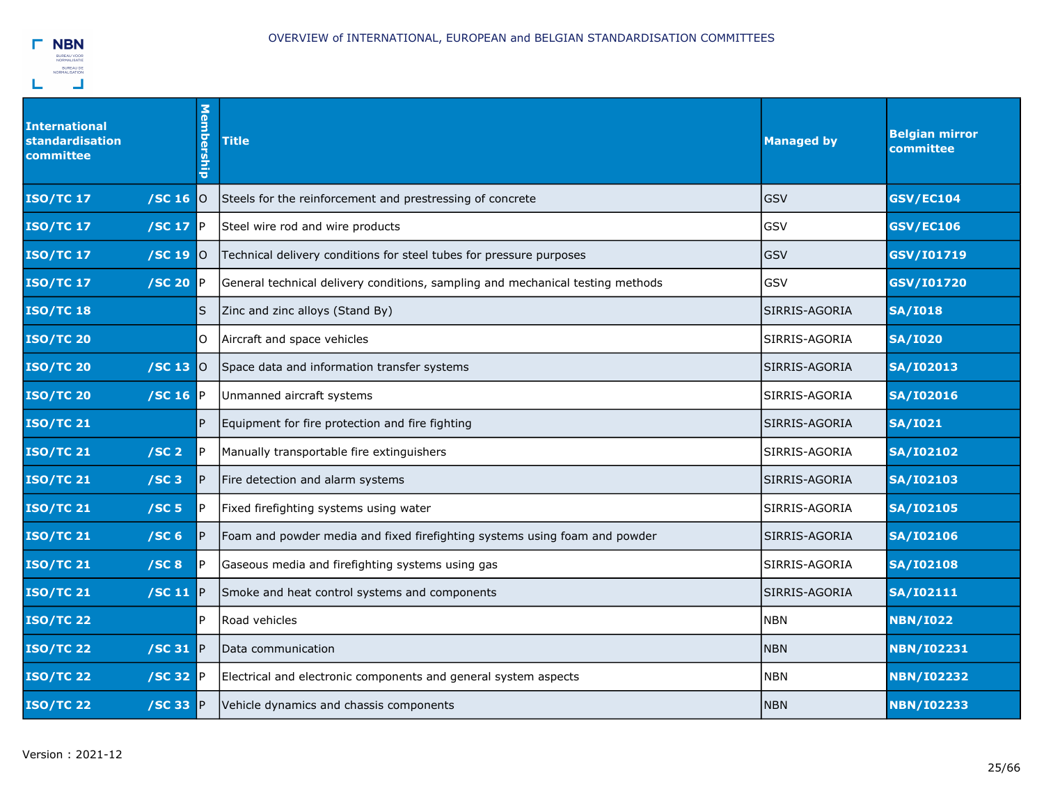# OVERVIEW of INTERNATIONAL, EUROPEAN and BELGIAN STANDARDISATION COMMITTEES

| International standardisation committee | | Membership | Title | Managed by | Belgian mirror committee |
|---|---|---|---|---|---|
| **ISO/TC 17** | **/SC 16** | O | Steels for the reinforcement and prestressing of concrete | GSV | **GSV/EC104** |
| **ISO/TC 17** | **/SC 17** | P | Steel wire rod and wire products | GSV | **GSV/EC106** |
| **ISO/TC 17** | **/SC 19** | O | Technical delivery conditions for steel tubes for pressure purposes | GSV | **GSV/I01719** |
| **ISO/TC 17** | **/SC 20** | P | General technical delivery conditions, sampling and mechanical testing methods | GSV | **GSV/I01720** |
| **ISO/TC 18** | | S | Zinc and zinc alloys (Stand By) | SIRRIS-AGORIA | **SA/I018** |
| **ISO/TC 20** | | O | Aircraft and space vehicles | SIRRIS-AGORIA | **SA/I020** |
| **ISO/TC 20** | **/SC 13** | O | Space data and information transfer systems | SIRRIS-AGORIA | **SA/I02013** |
| **ISO/TC 20** | **/SC 16** | P | Unmanned aircraft systems | SIRRIS-AGORIA | **SA/I02016** |
| **ISO/TC 21** | | P | Equipment for fire protection and fire fighting | SIRRIS-AGORIA | **SA/I021** |
| **ISO/TC 21** | **/SC 2** | P | Manually transportable fire extinguishers | SIRRIS-AGORIA | **SA/I02102** |
| **ISO/TC 21** | **/SC 3** | P | Fire detection and alarm systems | SIRRIS-AGORIA | **SA/I02103** |
| **ISO/TC 21** | **/SC 5** | P | Fixed firefighting systems using water | SIRRIS-AGORIA | **SA/I02105** |
| **ISO/TC 21** | **/SC 6** | P | Foam and powder media and fixed firefighting systems using foam and powder | SIRRIS-AGORIA | **SA/I02106** |
| **ISO/TC 21** | **/SC 8** | P | Gaseous media and firefighting systems using gas | SIRRIS-AGORIA | **SA/I02108** |
| **ISO/TC 21** | **/SC 11** | P | Smoke and heat control systems and components | SIRRIS-AGORIA | **SA/I02111** |
| **ISO/TC 22** | | P | Road vehicles | NBN | **NBN/I022** |
| **ISO/TC 22** | **/SC 31** | P | Data communication | NBN | **NBN/I02231** |
| **ISO/TC 22** | **/SC 32** | P | Electrical and electronic components and general system aspects | NBN | **NBN/I02232** |
| **ISO/TC 22** | **/SC 33** | P | Vehicle dynamics and chassis components | NBN | **NBN/I02233** |

Version : 2021-12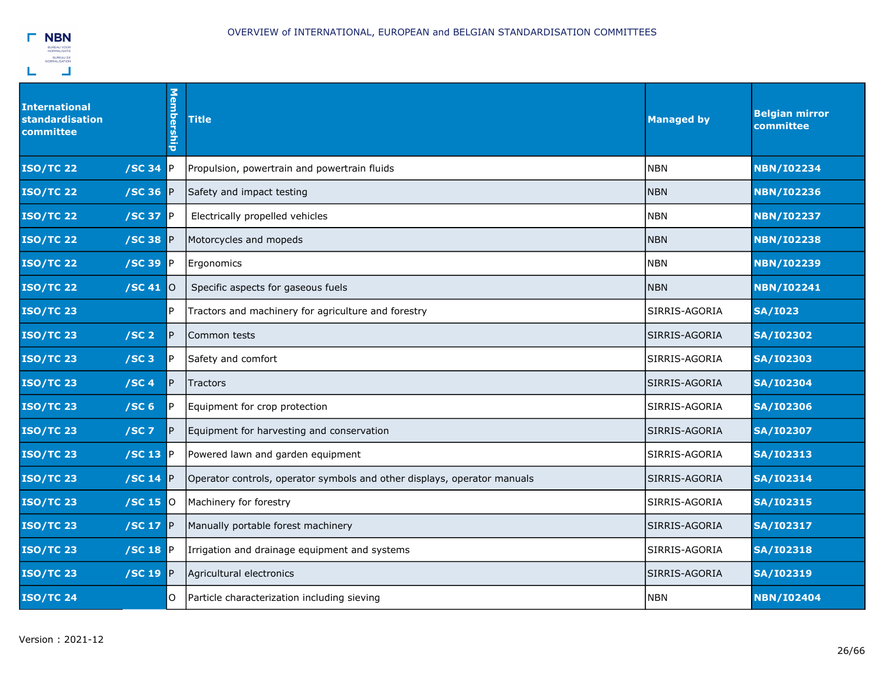| International standardisation committee | | Membership | Title | Managed by | Belgian mirror committee |
|---|---|---|---|---|---|
| **ISO/TC 22** | **/SC 34** | P | Propulsion, powertrain and powertrain fluids | NBN | **NBN/I02234** |
| **ISO/TC 22** | **/SC 36** | P | Safety and impact testing | NBN | **NBN/I02236** |
| **ISO/TC 22** | **/SC 37** | P | Electrically propelled vehicles | NBN | **NBN/I02237** |
| **ISO/TC 22** | **/SC 38** | P | Motorcycles and mopeds | NBN | **NBN/I02238** |
| **ISO/TC 22** | **/SC 39** | P | Ergonomics | NBN | **NBN/I02239** |
| **ISO/TC 22** | **/SC 41** | O | Specific aspects for gaseous fuels | NBN | **NBN/I02241** |
| **ISO/TC 23** | | P | Tractors and machinery for agriculture and forestry | SIRRIS-AGORIA | **SA/I023** |
| **ISO/TC 23** | **/SC 2** | P | Common tests | SIRRIS-AGORIA | **SA/I02302** |
| **ISO/TC 23** | **/SC 3** | P | Safety and comfort | SIRRIS-AGORIA | **SA/I02303** |
| **ISO/TC 23** | **/SC 4** | P | Tractors | SIRRIS-AGORIA | **SA/I02304** |
| **ISO/TC 23** | **/SC 6** | P | Equipment for crop protection | SIRRIS-AGORIA | **SA/I02306** |
| **ISO/TC 23** | **/SC 7** | P | Equipment for harvesting and conservation | SIRRIS-AGORIA | **SA/I02307** |
| **ISO/TC 23** | **/SC 13** | P | Powered lawn and garden equipment | SIRRIS-AGORIA | **SA/I02313** |
| **ISO/TC 23** | **/SC 14** | P | Operator controls, operator symbols and other displays, operator manuals | SIRRIS-AGORIA | **SA/I02314** |
| **ISO/TC 23** | **/SC 15** | O | Machinery for forestry | SIRRIS-AGORIA | **SA/I02315** |
| **ISO/TC 23** | **/SC 17** | P | Manually portable forest machinery | SIRRIS-AGORIA | **SA/I02317** |
| **ISO/TC 23** | **/SC 18** | P | Irrigation and drainage equipment and systems | SIRRIS-AGORIA | **SA/I02318** |
| **ISO/TC 23** | **/SC 19** | P | Agricultural electronics | SIRRIS-AGORIA | **SA/I02319** |
| **ISO/TC 24** | | O | Particle characterization including sieving | NBN | **NBN/I02404** |

Version : 2021-12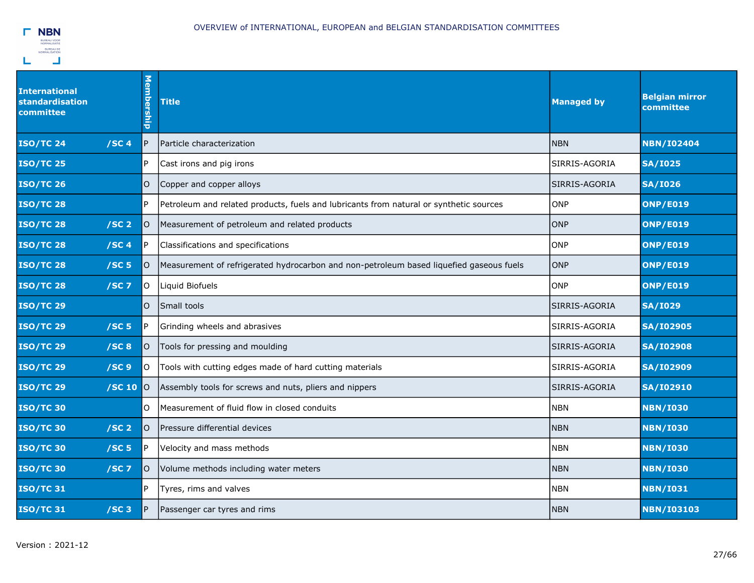| International standardisation committee | | Membership | Title | Managed by | Belgian mirror committee |
|---|---|---|---|---|---|
| **ISO/TC 24** | **/SC 4** | P | Particle characterization | NBN | **NBN/I02404** |
| **ISO/TC 25** | | P | Cast irons and pig irons | SIRRIS-AGORIA | **SA/I025** |
| **ISO/TC 26** | | O | Copper and copper alloys | SIRRIS-AGORIA | **SA/I026** |
| **ISO/TC 28** | | P | Petroleum and related products, fuels and lubricants from natural or synthetic sources | ONP | **ONP/E019** |
| **ISO/TC 28** | **/SC 2** | O | Measurement of petroleum and related products | ONP | **ONP/E019** |
| **ISO/TC 28** | **/SC 4** | P | Classifications and specifications | ONP | **ONP/E019** |
| **ISO/TC 28** | **/SC 5** | O | Measurement of refrigerated hydrocarbon and non-petroleum based liquefied gaseous fuels | ONP | **ONP/E019** |
| **ISO/TC 28** | **/SC 7** | O | Liquid Biofuels | ONP | **ONP/E019** |
| **ISO/TC 29** | | O | Small tools | SIRRIS-AGORIA | **SA/I029** |
| **ISO/TC 29** | **/SC 5** | P | Grinding wheels and abrasives | SIRRIS-AGORIA | **SA/I02905** |
| **ISO/TC 29** | **/SC 8** | O | Tools for pressing and moulding | SIRRIS-AGORIA | **SA/I02908** |
| **ISO/TC 29** | **/SC 9** | O | Tools with cutting edges made of hard cutting materials | SIRRIS-AGORIA | **SA/I02909** |
| **ISO/TC 29** | **/SC 10** | O | Assembly tools for screws and nuts, pliers and nippers | SIRRIS-AGORIA | **SA/I02910** |
| **ISO/TC 30** | | O | Measurement of fluid flow in closed conduits | NBN | **NBN/I030** |
| **ISO/TC 30** | **/SC 2** | O | Pressure differential devices | NBN | **NBN/I030** |
| **ISO/TC 30** | **/SC 5** | P | Velocity and mass methods | NBN | **NBN/I030** |
| **ISO/TC 30** | **/SC 7** | O | Volume methods including water meters | NBN | **NBN/I030** |
| **ISO/TC 31** | | P | Tyres, rims and valves | NBN | **NBN/I031** |
| **ISO/TC 31** | **/SC 3** | P | Passenger car tyres and rims | NBN | **NBN/I03103** |

Version : 2021-12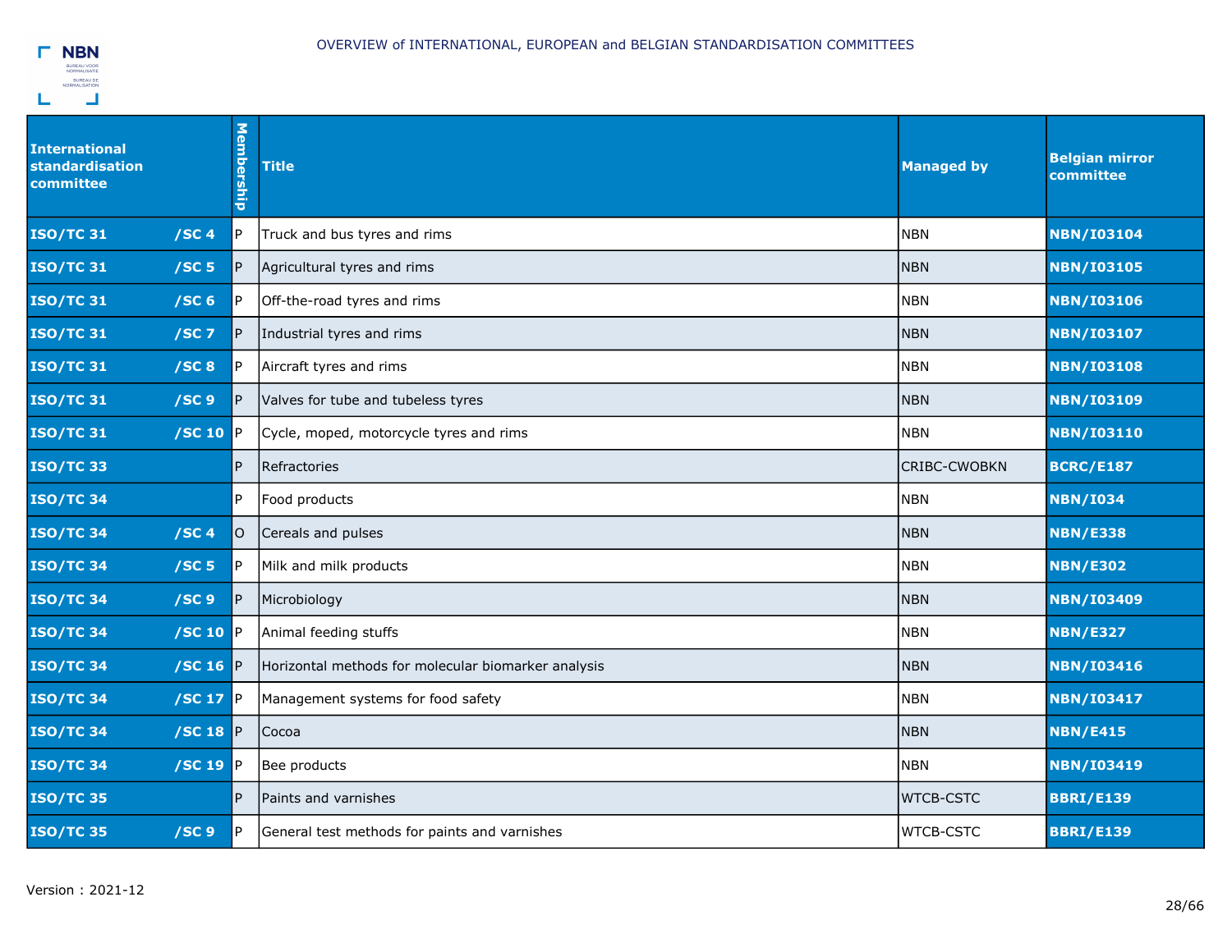| International standardisation committee | | Membership | Title | Managed by | Belgian mirror committee |
|---|---|---|---|---|---|
| **ISO/TC 31** | **/SC 4** | P | Truck and bus tyres and rims | NBN | **NBN/I03104** |
| **ISO/TC 31** | **/SC 5** | P | Agricultural tyres and rims | NBN | **NBN/I03105** |
| **ISO/TC 31** | **/SC 6** | P | Off-the-road tyres and rims | NBN | **NBN/I03106** |
| **ISO/TC 31** | **/SC 7** | P | Industrial tyres and rims | NBN | **NBN/I03107** |
| **ISO/TC 31** | **/SC 8** | P | Aircraft tyres and rims | NBN | **NBN/I03108** |
| **ISO/TC 31** | **/SC 9** | P | Valves for tube and tubeless tyres | NBN | **NBN/I03109** |
| **ISO/TC 31** | **/SC 10** | P | Cycle, moped, motorcycle tyres and rims | NBN | **NBN/I03110** |
| **ISO/TC 33** | | P | Refractories | CRIBC-CWOBKN | **BCRC/E187** |
| **ISO/TC 34** | | P | Food products | NBN | **NBN/I034** |
| **ISO/TC 34** | **/SC 4** | O | Cereals and pulses | NBN | **NBN/E338** |
| **ISO/TC 34** | **/SC 5** | P | Milk and milk products | NBN | **NBN/E302** |
| **ISO/TC 34** | **/SC 9** | P | Microbiology | NBN | **NBN/I03409** |
| **ISO/TC 34** | **/SC 10** | P | Animal feeding stuffs | NBN | **NBN/E327** |
| **ISO/TC 34** | **/SC 16** | P | Horizontal methods for molecular biomarker analysis | NBN | **NBN/I03416** |
| **ISO/TC 34** | **/SC 17** | P | Management systems for food safety | NBN | **NBN/I03417** |
| **ISO/TC 34** | **/SC 18** | P | Cocoa | NBN | **NBN/E415** |
| **ISO/TC 34** | **/SC 19** | P | Bee products | NBN | **NBN/I03419** |
| **ISO/TC 35** | | P | Paints and varnishes | WTCB-CSTC | **BBRI/E139** |
| **ISO/TC 35** | **/SC 9** | P | General test methods for paints and varnishes | WTCB-CSTC | **BBRI/E139** |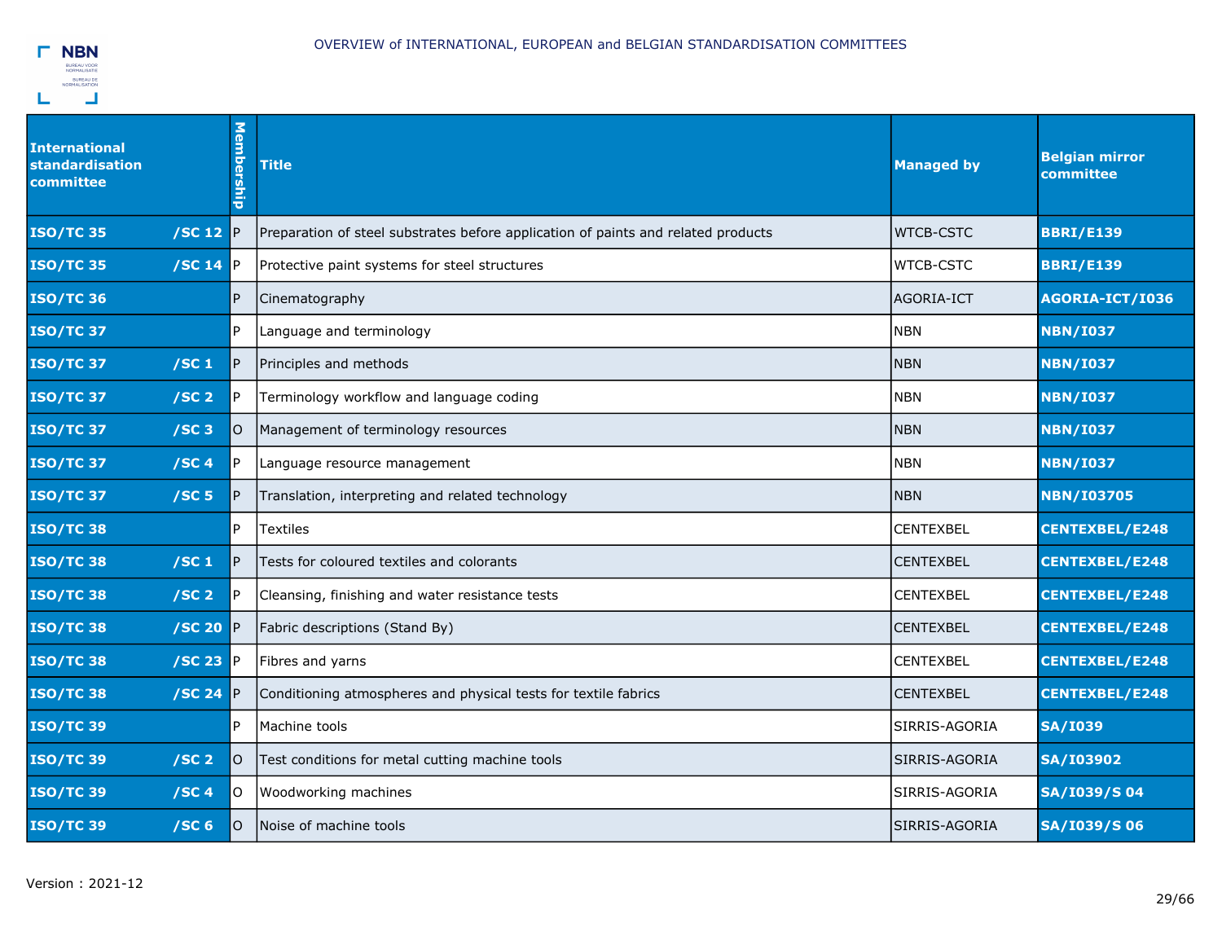| International standardisation committee | | Membership | Title | Managed by | Belgian mirror committee |
|---|---|---|---|---|---|
| **ISO/TC 35** | **/SC 12** | P | Preparation of steel substrates before application of paints and related products | WTCB-CSTC | **BBRI/E139** |
| **ISO/TC 35** | **/SC 14** | P | Protective paint systems for steel structures | WTCB-CSTC | **BBRI/E139** |
| **ISO/TC 36** | | P | Cinematography | AGORIA-ICT | **AGORIA-ICT/I036** |
| **ISO/TC 37** | | P | Language and terminology | NBN | **NBN/I037** |
| **ISO/TC 37** | **/SC 1** | P | Principles and methods | NBN | **NBN/I037** |
| **ISO/TC 37** | **/SC 2** | P | Terminology workflow and language coding | NBN | **NBN/I037** |
| **ISO/TC 37** | **/SC 3** | O | Management of terminology resources | NBN | **NBN/I037** |
| **ISO/TC 37** | **/SC 4** | P | Language resource management | NBN | **NBN/I037** |
| **ISO/TC 37** | **/SC 5** | P | Translation, interpreting and related technology | NBN | **NBN/I03705** |
| **ISO/TC 38** | | P | Textiles | CENTEXBEL | **CENTEXBEL/E248** |
| **ISO/TC 38** | **/SC 1** | P | Tests for coloured textiles and colorants | CENTEXBEL | **CENTEXBEL/E248** |
| **ISO/TC 38** | **/SC 2** | P | Cleansing, finishing and water resistance tests | CENTEXBEL | **CENTEXBEL/E248** |
| **ISO/TC 38** | **/SC 20** | P | Fabric descriptions (Stand By) | CENTEXBEL | **CENTEXBEL/E248** |
| **ISO/TC 38** | **/SC 23** | P | Fibres and yarns | CENTEXBEL | **CENTEXBEL/E248** |
| **ISO/TC 38** | **/SC 24** | P | Conditioning atmospheres and physical tests for textile fabrics | CENTEXBEL | **CENTEXBEL/E248** |
| **ISO/TC 39** | | P | Machine tools | SIRRIS-AGORIA | **SA/I039** |
| **ISO/TC 39** | **/SC 2** | O | Test conditions for metal cutting machine tools | SIRRIS-AGORIA | **SA/I03902** |
| **ISO/TC 39** | **/SC 4** | O | Woodworking machines | SIRRIS-AGORIA | **SA/I039/S 04** |
| **ISO/TC 39** | **/SC 6** | O | Noise of machine tools | SIRRIS-AGORIA | **SA/I039/S 06** |

Version : 2021-12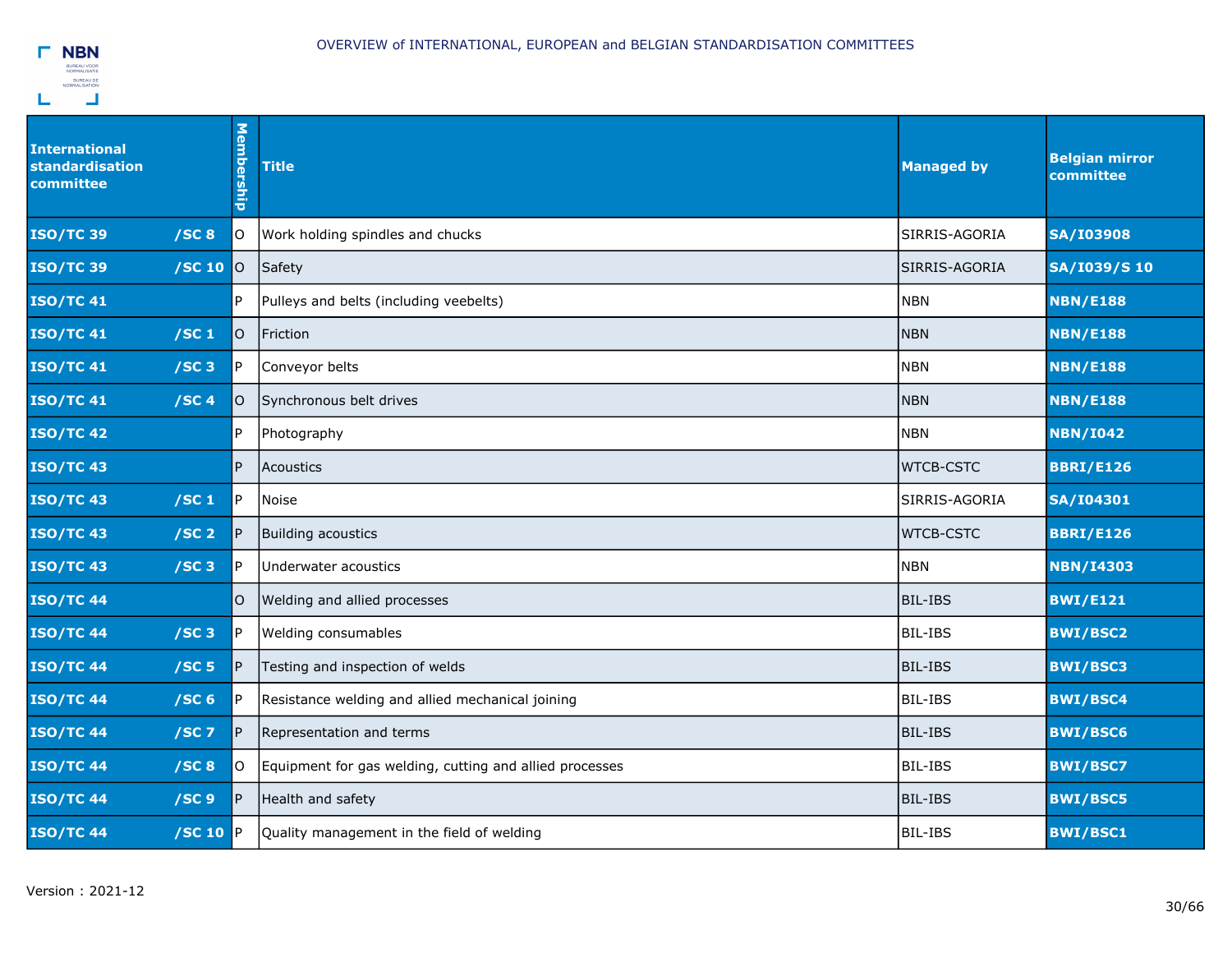| International standardisation committee | | Membership | Title | Managed by | Belgian mirror committee |
|---|---|---|---|---|---|
| **ISO/TC 39** | **/SC 8** | O | Work holding spindles and chucks | SIRRIS-AGORIA | **SA/I03908** |
| **ISO/TC 39** | **/SC 10** | O | Safety | SIRRIS-AGORIA | **SA/I039/S 10** |
| **ISO/TC 41** | | P | Pulleys and belts (including veebelts) | NBN | **NBN/E188** |
| **ISO/TC 41** | **/SC 1** | O | Friction | NBN | **NBN/E188** |
| **ISO/TC 41** | **/SC 3** | P | Conveyor belts | NBN | **NBN/E188** |
| **ISO/TC 41** | **/SC 4** | O | Synchronous belt drives | NBN | **NBN/E188** |
| **ISO/TC 42** | | P | Photography | NBN | **NBN/I042** |
| **ISO/TC 43** | | P | Acoustics | WTCB-CSTC | **BBRI/E126** |
| **ISO/TC 43** | **/SC 1** | P | Noise | SIRRIS-AGORIA | **SA/I04301** |
| **ISO/TC 43** | **/SC 2** | P | Building acoustics | WTCB-CSTC | **BBRI/E126** |
| **ISO/TC 43** | **/SC 3** | P | Underwater acoustics | NBN | **NBN/I4303** |
| **ISO/TC 44** | | O | Welding and allied processes | BIL-IBS | **BWI/E121** |
| **ISO/TC 44** | **/SC 3** | P | Welding consumables | BIL-IBS | **BWI/BSC2** |
| **ISO/TC 44** | **/SC 5** | P | Testing and inspection of welds | BIL-IBS | **BWI/BSC3** |
| **ISO/TC 44** | **/SC 6** | P | Resistance welding and allied mechanical joining | BIL-IBS | **BWI/BSC4** |
| **ISO/TC 44** | **/SC 7** | P | Representation and terms | BIL-IBS | **BWI/BSC6** |
| **ISO/TC 44** | **/SC 8** | O | Equipment for gas welding, cutting and allied processes | BIL-IBS | **BWI/BSC7** |
| **ISO/TC 44** | **/SC 9** | P | Health and safety | BIL-IBS | **BWI/BSC5** |
| **ISO/TC 44** | **/SC 10** | P | Quality management in the field of welding | BIL-IBS | **BWI/BSC1** |

Version : 2021-12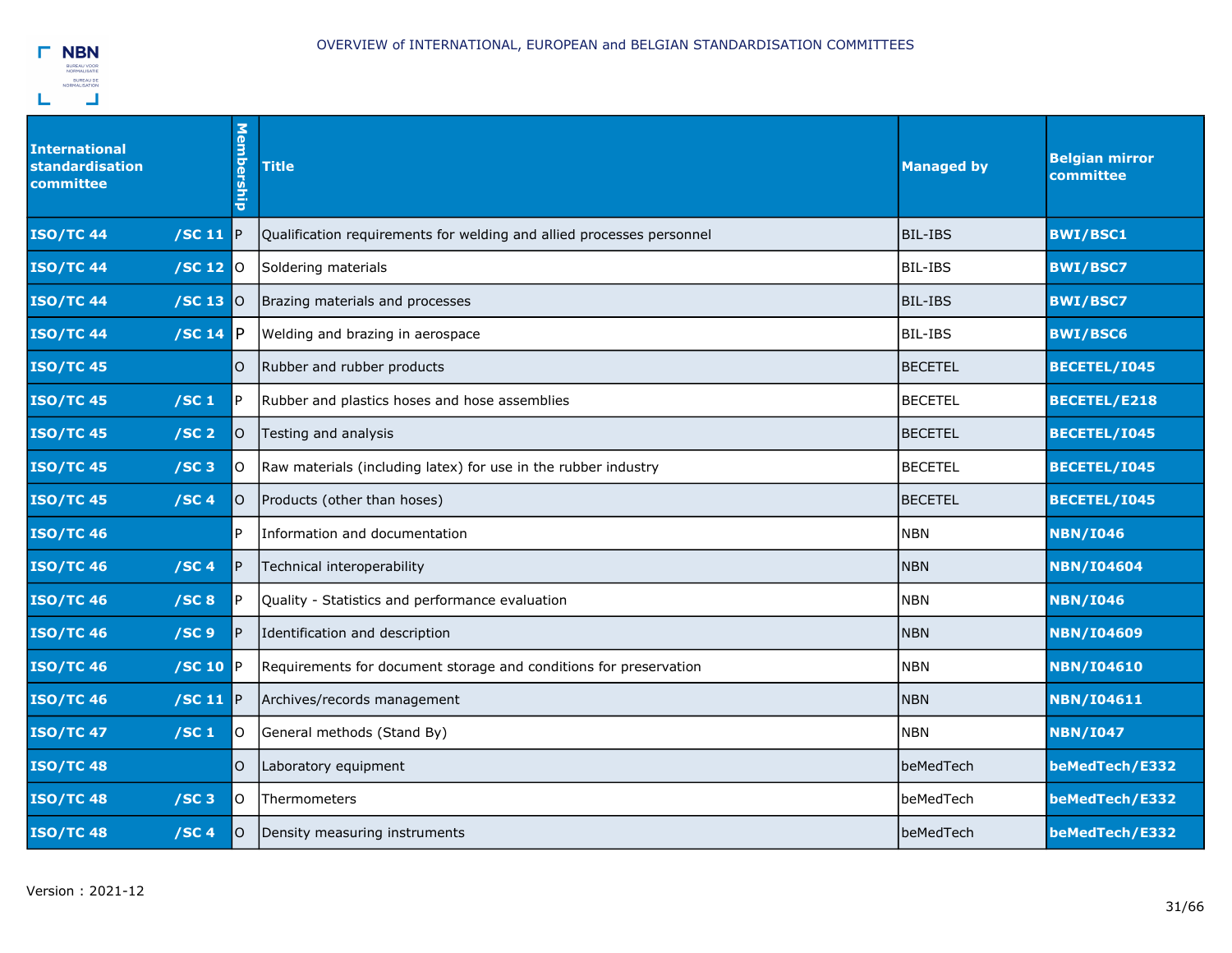# OVERVIEW of INTERNATIONAL, EUROPEAN and BELGIAN STANDARDISATION COMMITTEES

| International standardisation committee | | Membership | Title | Managed by | Belgian mirror committee |
|---|---|---|---|---|---|
| **ISO/TC 44** | **/SC 11** | P | Qualification requirements for welding and allied processes personnel | BIL-IBS | **BWI/BSC1** |
| **ISO/TC 44** | **/SC 12** | O | Soldering materials | BIL-IBS | **BWI/BSC7** |
| **ISO/TC 44** | **/SC 13** | O | Brazing materials and processes | BIL-IBS | **BWI/BSC7** |
| **ISO/TC 44** | **/SC 14** | P | Welding and brazing in aerospace | BIL-IBS | **BWI/BSC6** |
| **ISO/TC 45** | | O | Rubber and rubber products | BECETEL | **BECETEL/I045** |
| **ISO/TC 45** | **/SC 1** | P | Rubber and plastics hoses and hose assemblies | BECETEL | **BECETEL/E218** |
| **ISO/TC 45** | **/SC 2** | O | Testing and analysis | BECETEL | **BECETEL/I045** |
| **ISO/TC 45** | **/SC 3** | O | Raw materials (including latex) for use in the rubber industry | BECETEL | **BECETEL/I045** |
| **ISO/TC 45** | **/SC 4** | O | Products (other than hoses) | BECETEL | **BECETEL/I045** |
| **ISO/TC 46** | | P | Information and documentation | NBN | **NBN/I046** |
| **ISO/TC 46** | **/SC 4** | P | Technical interoperability | NBN | **NBN/I04604** |
| **ISO/TC 46** | **/SC 8** | P | Quality - Statistics and performance evaluation | NBN | **NBN/I046** |
| **ISO/TC 46** | **/SC 9** | P | Identification and description | NBN | **NBN/I04609** |
| **ISO/TC 46** | **/SC 10** | P | Requirements for document storage and conditions for preservation | NBN | **NBN/I04610** |
| **ISO/TC 46** | **/SC 11** | P | Archives/records management | NBN | **NBN/I04611** |
| **ISO/TC 47** | **/SC 1** | O | General methods (Stand By) | NBN | **NBN/I047** |
| **ISO/TC 48** | | O | Laboratory equipment | beMedTech | **beMedTech/E332** |
| **ISO/TC 48** | **/SC 3** | O | Thermometers | beMedTech | **beMedTech/E332** |
| **ISO/TC 48** | **/SC 4** | O | Density measuring instruments | beMedTech | **beMedTech/E332** |

Version : 2021-12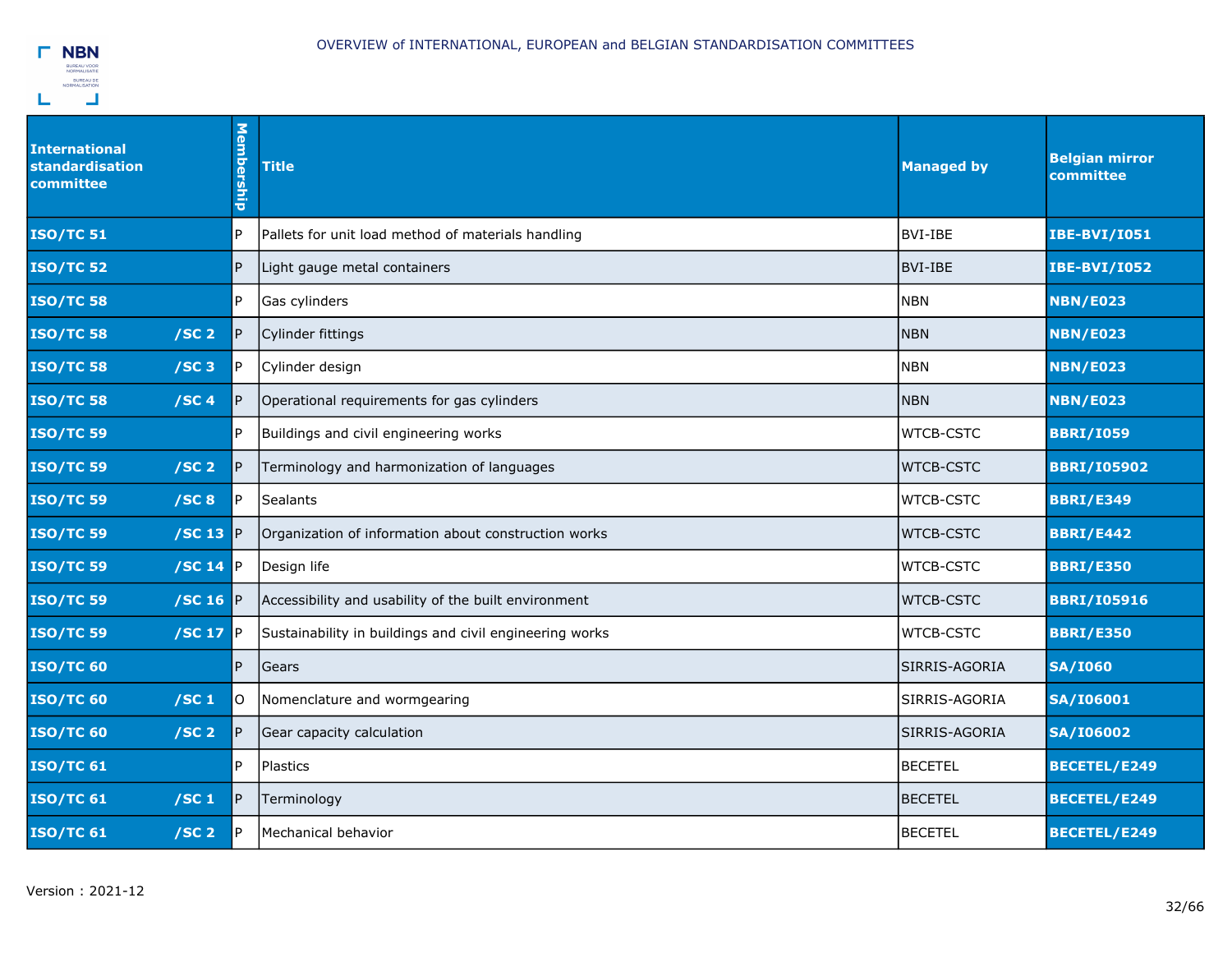OVERVIEW of INTERNATIONAL, EUROPEAN and BELGIAN STANDARDISATION COMMITTEES

| International standardisation committee | | Membership | Title | Managed by | Belgian mirror committee |
|---|---|---|---|---|---|
| **ISO/TC 51** | | P | Pallets for unit load method of materials handling | BVI-IBE | **IBE-BVI/I051** |
| **ISO/TC 52** | | P | Light gauge metal containers | BVI-IBE | **IBE-BVI/I052** |
| **ISO/TC 58** | | P | Gas cylinders | NBN | **NBN/E023** |
| **ISO/TC 58** | **/SC 2** | P | Cylinder fittings | NBN | **NBN/E023** |
| **ISO/TC 58** | **/SC 3** | P | Cylinder design | NBN | **NBN/E023** |
| **ISO/TC 58** | **/SC 4** | P | Operational requirements for gas cylinders | NBN | **NBN/E023** |
| **ISO/TC 59** | | P | Buildings and civil engineering works | WTCB-CSTC | **BBRI/I059** |
| **ISO/TC 59** | **/SC 2** | P | Terminology and harmonization of languages | WTCB-CSTC | **BBRI/I05902** |
| **ISO/TC 59** | **/SC 8** | P | Sealants | WTCB-CSTC | **BBRI/E349** |
| **ISO/TC 59** | **/SC 13** | P | Organization of information about construction works | WTCB-CSTC | **BBRI/E442** |
| **ISO/TC 59** | **/SC 14** | P | Design life | WTCB-CSTC | **BBRI/E350** |
| **ISO/TC 59** | **/SC 16** | P | Accessibility and usability of the built environment | WTCB-CSTC | **BBRI/I05916** |
| **ISO/TC 59** | **/SC 17** | P | Sustainability in buildings and civil engineering works | WTCB-CSTC | **BBRI/E350** |
| **ISO/TC 60** | | P | Gears | SIRRIS-AGORIA | **SA/I060** |
| **ISO/TC 60** | **/SC 1** | O | Nomenclature and wormgearing | SIRRIS-AGORIA | **SA/I06001** |
| **ISO/TC 60** | **/SC 2** | P | Gear capacity calculation | SIRRIS-AGORIA | **SA/I06002** |
| **ISO/TC 61** | | P | Plastics | BECETEL | **BECETEL/E249** |
| **ISO/TC 61** | **/SC 1** | P | Terminology | BECETEL | **BECETEL/E249** |
| **ISO/TC 61** | **/SC 2** | P | Mechanical behavior | BECETEL | **BECETEL/E249** |

Version : 2021-12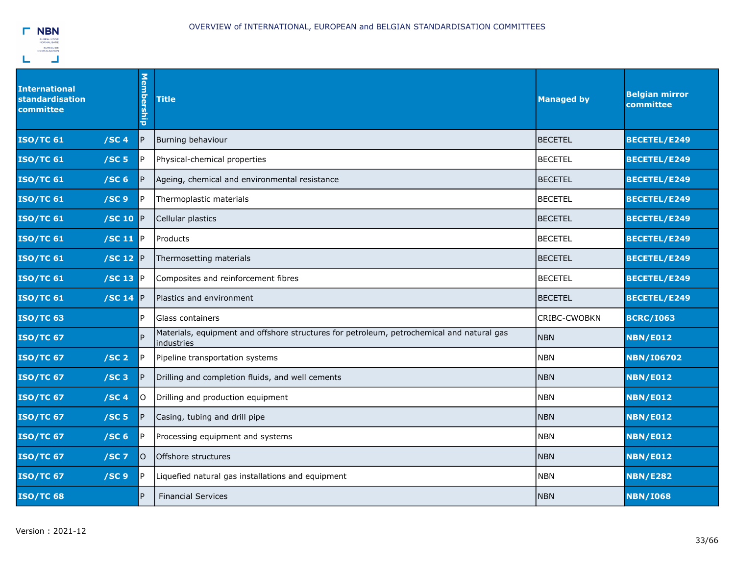| International standardisation committee | | Membership | Title | Managed by | Belgian mirror committee |
|---|---|---|---|---|---|
| **ISO/TC 61** | **/SC 4** | P | Burning behaviour | BECETEL | **BECETEL/E249** |
| **ISO/TC 61** | **/SC 5** | P | Physical-chemical properties | BECETEL | **BECETEL/E249** |
| **ISO/TC 61** | **/SC 6** | P | Ageing, chemical and environmental resistance | BECETEL | **BECETEL/E249** |
| **ISO/TC 61** | **/SC 9** | P | Thermoplastic materials | BECETEL | **BECETEL/E249** |
| **ISO/TC 61** | **/SC 10** | P | Cellular plastics | BECETEL | **BECETEL/E249** |
| **ISO/TC 61** | **/SC 11** | P | Products | BECETEL | **BECETEL/E249** |
| **ISO/TC 61** | **/SC 12** | P | Thermosetting materials | BECETEL | **BECETEL/E249** |
| **ISO/TC 61** | **/SC 13** | P | Composites and reinforcement fibres | BECETEL | **BECETEL/E249** |
| **ISO/TC 61** | **/SC 14** | P | Plastics and environment | BECETEL | **BECETEL/E249** |
| **ISO/TC 63** | | P | Glass containers | CRIBC-CWOBKN | **BCRC/I063** |
| **ISO/TC 67** | | P | Materials, equipment and offshore structures for petroleum, petrochemical and natural gas industries | NBN | **NBN/E012** |
| **ISO/TC 67** | **/SC 2** | P | Pipeline transportation systems | NBN | **NBN/I06702** |
| **ISO/TC 67** | **/SC 3** | P | Drilling and completion fluids, and well cements | NBN | **NBN/E012** |
| **ISO/TC 67** | **/SC 4** | O | Drilling and production equipment | NBN | **NBN/E012** |
| **ISO/TC 67** | **/SC 5** | P | Casing, tubing and drill pipe | NBN | **NBN/E012** |
| **ISO/TC 67** | **/SC 6** | P | Processing equipment and systems | NBN | **NBN/E012** |
| **ISO/TC 67** | **/SC 7** | O | Offshore structures | NBN | **NBN/E012** |
| **ISO/TC 67** | **/SC 9** | P | Liquefied natural gas installations and equipment | NBN | **NBN/E282** |
| **ISO/TC 68** | | P | Financial Services | NBN | **NBN/I068** |

Version : 2021-12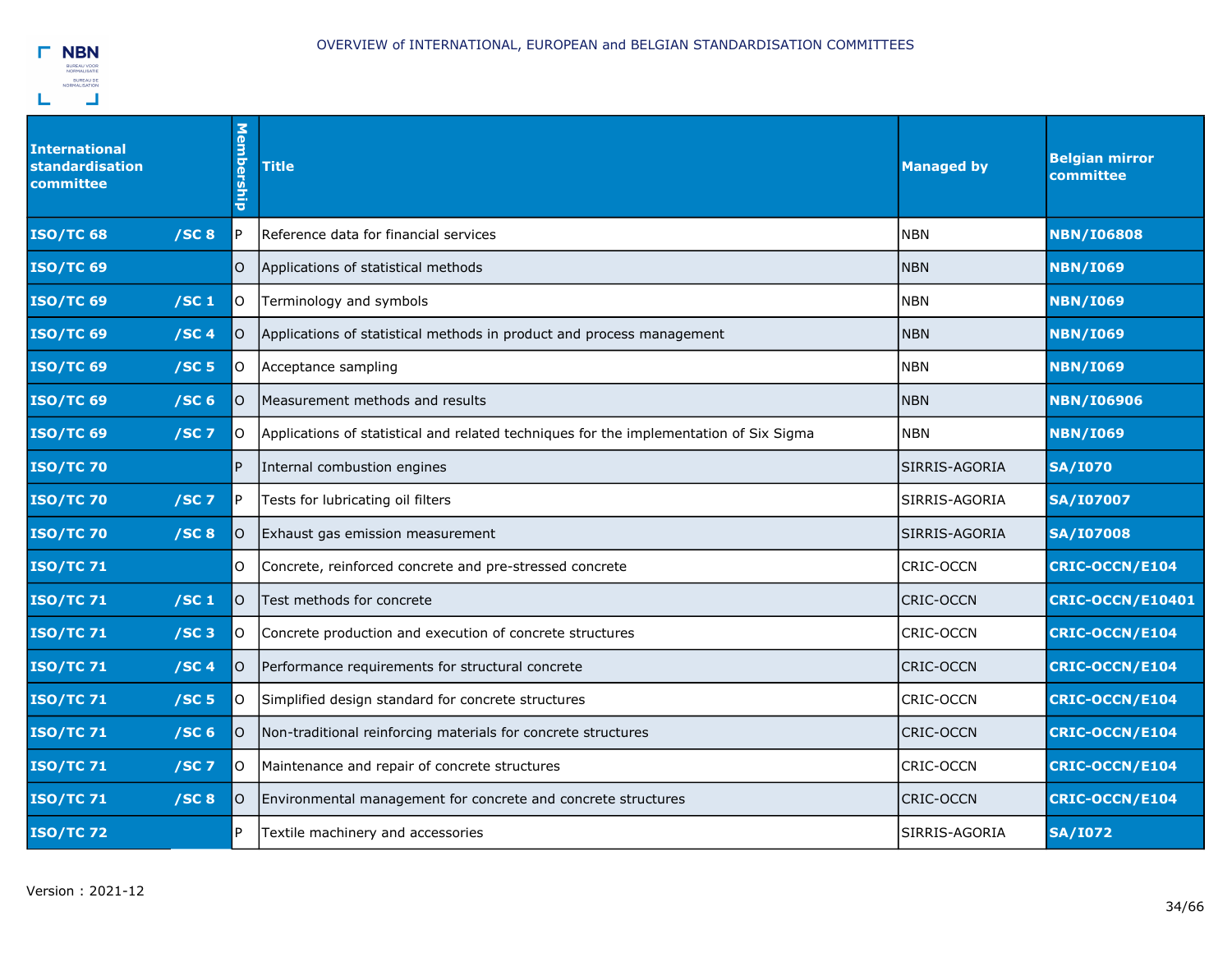OVERVIEW of INTERNATIONAL, EUROPEAN and BELGIAN STANDARDISATION COMMITTEES

| International standardisation committee | | Membership | Title | Managed by | Belgian mirror committee |
|---|---|---|---|---|---|
| **ISO/TC 68** | **/SC 8** | P | Reference data for financial services | NBN | **NBN/I06808** |
| **ISO/TC 69** | | O | Applications of statistical methods | NBN | **NBN/I069** |
| **ISO/TC 69** | **/SC 1** | O | Terminology and symbols | NBN | **NBN/I069** |
| **ISO/TC 69** | **/SC 4** | O | Applications of statistical methods in product and process management | NBN | **NBN/I069** |
| **ISO/TC 69** | **/SC 5** | O | Acceptance sampling | NBN | **NBN/I069** |
| **ISO/TC 69** | **/SC 6** | O | Measurement methods and results | NBN | **NBN/I06906** |
| **ISO/TC 69** | **/SC 7** | O | Applications of statistical and related techniques for the implementation of Six Sigma | NBN | **NBN/I069** |
| **ISO/TC 70** | | P | Internal combustion engines | SIRRIS-AGORIA | **SA/I070** |
| **ISO/TC 70** | **/SC 7** | P | Tests for lubricating oil filters | SIRRIS-AGORIA | **SA/I07007** |
| **ISO/TC 70** | **/SC 8** | O | Exhaust gas emission measurement | SIRRIS-AGORIA | **SA/I07008** |
| **ISO/TC 71** | | O | Concrete, reinforced concrete and pre-stressed concrete | CRIC-OCCN | **CRIC-OCCN/E104** |
| **ISO/TC 71** | **/SC 1** | O | Test methods for concrete | CRIC-OCCN | **CRIC-OCCN/E10401** |
| **ISO/TC 71** | **/SC 3** | O | Concrete production and execution of concrete structures | CRIC-OCCN | **CRIC-OCCN/E104** |
| **ISO/TC 71** | **/SC 4** | O | Performance requirements for structural concrete | CRIC-OCCN | **CRIC-OCCN/E104** |
| **ISO/TC 71** | **/SC 5** | O | Simplified design standard for concrete structures | CRIC-OCCN | **CRIC-OCCN/E104** |
| **ISO/TC 71** | **/SC 6** | O | Non-traditional reinforcing materials for concrete structures | CRIC-OCCN | **CRIC-OCCN/E104** |
| **ISO/TC 71** | **/SC 7** | O | Maintenance and repair of concrete structures | CRIC-OCCN | **CRIC-OCCN/E104** |
| **ISO/TC 71** | **/SC 8** | O | Environmental management for concrete and concrete structures | CRIC-OCCN | **CRIC-OCCN/E104** |
| **ISO/TC 72** | | P | Textile machinery and accessories | SIRRIS-AGORIA | **SA/I072** |

Version : 2021-12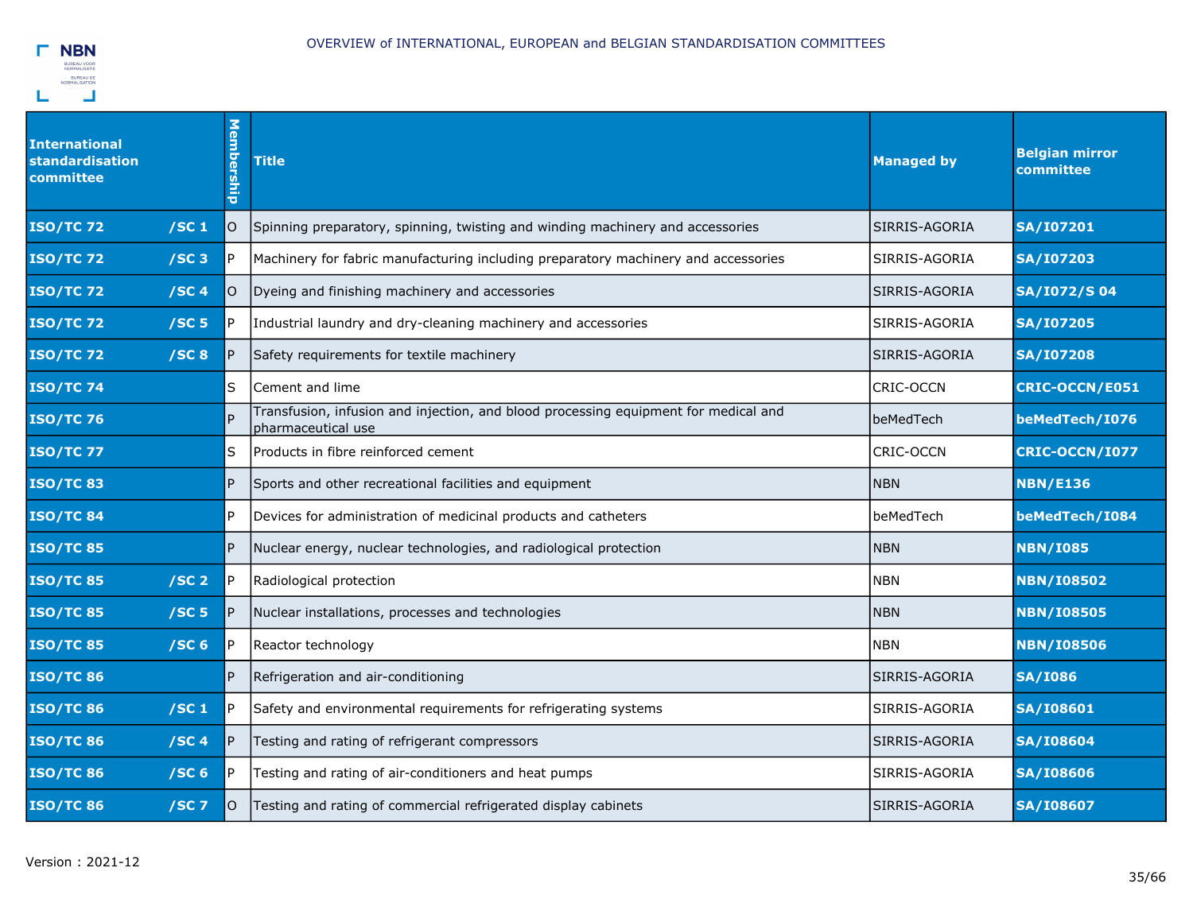# OVERVIEW of INTERNATIONAL, EUROPEAN and BELGIAN STANDARDISATION COMMITTEES

| International standardisation committee | | Membership | Title | Managed by | Belgian mirror committee |
|---|---|---|---|---|---|
| **ISO/TC 72** | **/SC 1** | O | Spinning preparatory, spinning, twisting and winding machinery and accessories | SIRRIS-AGORIA | **SA/I07201** |
| **ISO/TC 72** | **/SC 3** | P | Machinery for fabric manufacturing including preparatory machinery and accessories | SIRRIS-AGORIA | **SA/I07203** |
| **ISO/TC 72** | **/SC 4** | O | Dyeing and finishing machinery and accessories | SIRRIS-AGORIA | **SA/I072/S 04** |
| **ISO/TC 72** | **/SC 5** | P | Industrial laundry and dry-cleaning machinery and accessories | SIRRIS-AGORIA | **SA/I07205** |
| **ISO/TC 72** | **/SC 8** | P | Safety requirements for textile machinery | SIRRIS-AGORIA | **SA/I07208** |
| **ISO/TC 74** | | S | Cement and lime | CRIC-OCCN | **CRIC-OCCN/E051** |
| **ISO/TC 76** | | P | Transfusion, infusion and injection, and blood processing equipment for medical and pharmaceutical use | beMedTech | **beMedTech/I076** |
| **ISO/TC 77** | | S | Products in fibre reinforced cement | CRIC-OCCN | **CRIC-OCCN/I077** |
| **ISO/TC 83** | | P | Sports and other recreational facilities and equipment | NBN | **NBN/E136** |
| **ISO/TC 84** | | P | Devices for administration of medicinal products and catheters | beMedTech | **beMedTech/I084** |
| **ISO/TC 85** | | P | Nuclear energy, nuclear technologies, and radiological protection | NBN | **NBN/I085** |
| **ISO/TC 85** | **/SC 2** | P | Radiological protection | NBN | **NBN/I08502** |
| **ISO/TC 85** | **/SC 5** | P | Nuclear installations, processes and technologies | NBN | **NBN/I08505** |
| **ISO/TC 85** | **/SC 6** | P | Reactor technology | NBN | **NBN/I08506** |
| **ISO/TC 86** | | P | Refrigeration and air-conditioning | SIRRIS-AGORIA | **SA/I086** |
| **ISO/TC 86** | **/SC 1** | P | Safety and environmental requirements for refrigerating systems | SIRRIS-AGORIA | **SA/I08601** |
| **ISO/TC 86** | **/SC 4** | P | Testing and rating of refrigerant compressors | SIRRIS-AGORIA | **SA/I08604** |
| **ISO/TC 86** | **/SC 6** | P | Testing and rating of air-conditioners and heat pumps | SIRRIS-AGORIA | **SA/I08606** |
| **ISO/TC 86** | **/SC 7** | O | Testing and rating of commercial refrigerated display cabinets | SIRRIS-AGORIA | **SA/I08607** |

Version : 2021-12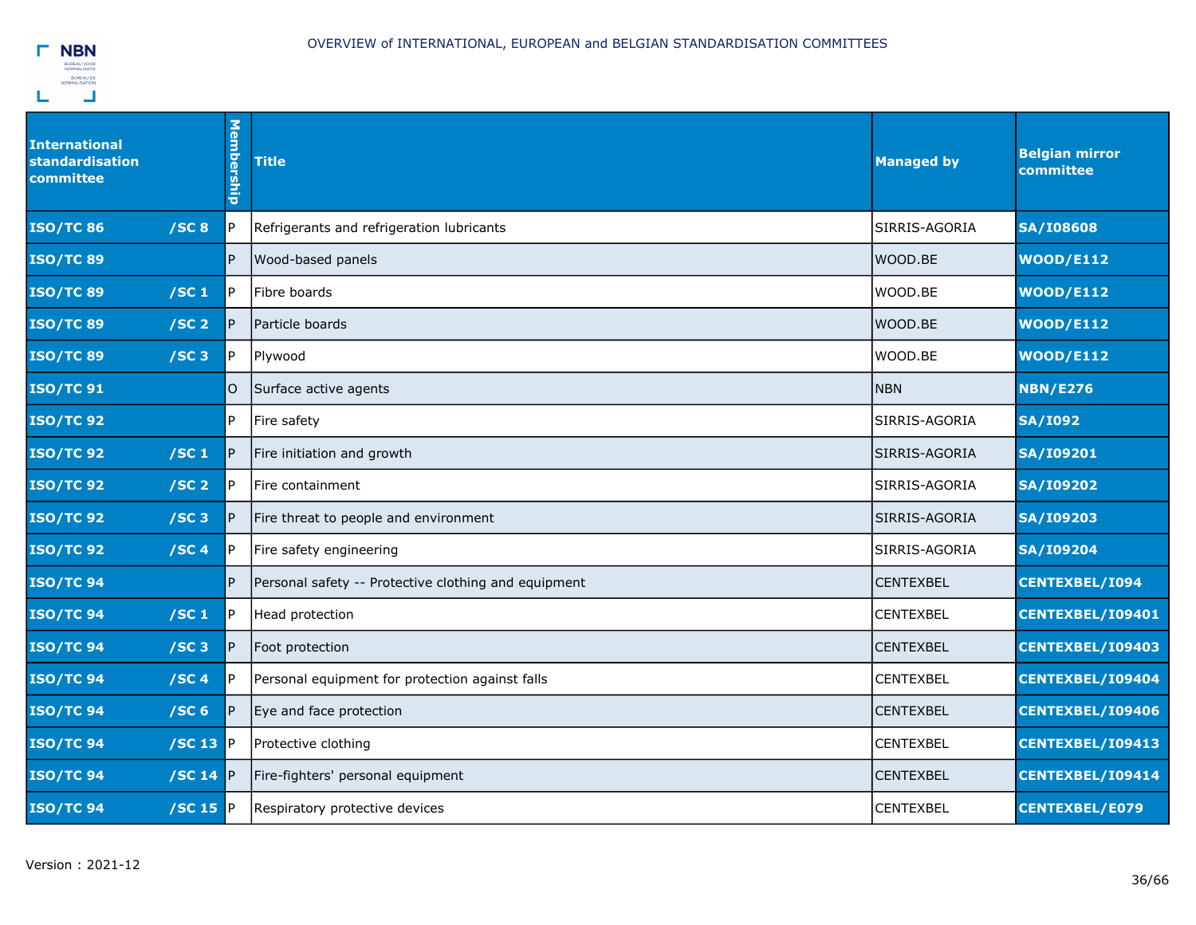| International standardisation committee | | Membership | Title | Managed by | Belgian mirror committee |
|---|---|---|---|---|---|
| **ISO/TC 86** | **/SC 8** | P | Refrigerants and refrigeration lubricants | SIRRIS-AGORIA | **SA/I08608** |
| **ISO/TC 89** | | P | Wood-based panels | WOOD.BE | **WOOD/E112** |
| **ISO/TC 89** | **/SC 1** | P | Fibre boards | WOOD.BE | **WOOD/E112** |
| **ISO/TC 89** | **/SC 2** | P | Particle boards | WOOD.BE | **WOOD/E112** |
| **ISO/TC 89** | **/SC 3** | P | Plywood | WOOD.BE | **WOOD/E112** |
| **ISO/TC 91** | | O | Surface active agents | NBN | **NBN/E276** |
| **ISO/TC 92** | | P | Fire safety | SIRRIS-AGORIA | **SA/I092** |
| **ISO/TC 92** | **/SC 1** | P | Fire initiation and growth | SIRRIS-AGORIA | **SA/I09201** |
| **ISO/TC 92** | **/SC 2** | P | Fire containment | SIRRIS-AGORIA | **SA/I09202** |
| **ISO/TC 92** | **/SC 3** | P | Fire threat to people and environment | SIRRIS-AGORIA | **SA/I09203** |
| **ISO/TC 92** | **/SC 4** | P | Fire safety engineering | SIRRIS-AGORIA | **SA/I09204** |
| **ISO/TC 94** | | P | Personal safety -- Protective clothing and equipment | CENTEXBEL | **CENTEXBEL/I094** |
| **ISO/TC 94** | **/SC 1** | P | Head protection | CENTEXBEL | **CENTEXBEL/I09401** |
| **ISO/TC 94** | **/SC 3** | P | Foot protection | CENTEXBEL | **CENTEXBEL/I09403** |
| **ISO/TC 94** | **/SC 4** | P | Personal equipment for protection against falls | CENTEXBEL | **CENTEXBEL/I09404** |
| **ISO/TC 94** | **/SC 6** | P | Eye and face protection | CENTEXBEL | **CENTEXBEL/I09406** |
| **ISO/TC 94** | **/SC 13** | P | Protective clothing | CENTEXBEL | **CENTEXBEL/I09413** |
| **ISO/TC 94** | **/SC 14** | P | Fire-fighters' personal equipment | CENTEXBEL | **CENTEXBEL/I09414** |
| **ISO/TC 94** | **/SC 15** | P | Respiratory protective devices | CENTEXBEL | **CENTEXBEL/E079** |

Version : 2021-12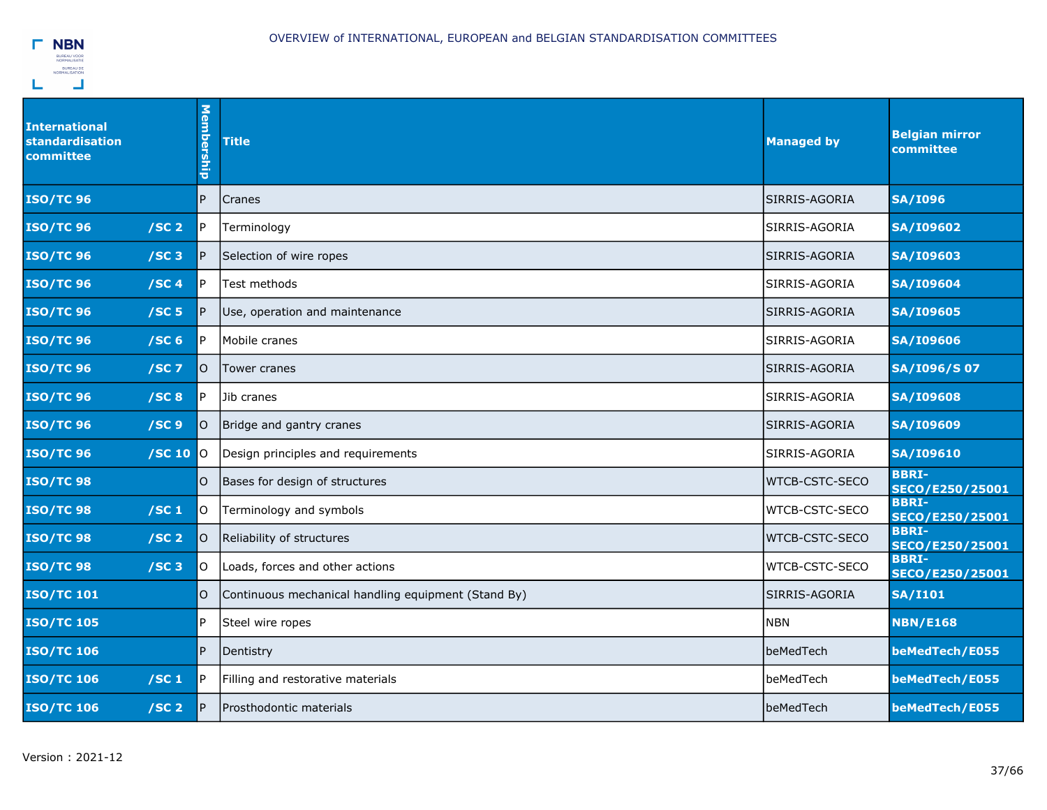| International standardisation committee | | Membership | Title | Managed by | Belgian mirror committee |
|---|---|---|---|---|---|
| **ISO/TC 96** | | P | Cranes | SIRRIS-AGORIA | **SA/I096** |
| **ISO/TC 96** | **/SC 2** | P | Terminology | SIRRIS-AGORIA | **SA/I09602** |
| **ISO/TC 96** | **/SC 3** | P | Selection of wire ropes | SIRRIS-AGORIA | **SA/I09603** |
| **ISO/TC 96** | **/SC 4** | P | Test methods | SIRRIS-AGORIA | **SA/I09604** |
| **ISO/TC 96** | **/SC 5** | P | Use, operation and maintenance | SIRRIS-AGORIA | **SA/I09605** |
| **ISO/TC 96** | **/SC 6** | P | Mobile cranes | SIRRIS-AGORIA | **SA/I09606** |
| **ISO/TC 96** | **/SC 7** | O | Tower cranes | SIRRIS-AGORIA | **SA/I096/S 07** |
| **ISO/TC 96** | **/SC 8** | P | Jib cranes | SIRRIS-AGORIA | **SA/I09608** |
| **ISO/TC 96** | **/SC 9** | O | Bridge and gantry cranes | SIRRIS-AGORIA | **SA/I09609** |
| **ISO/TC 96** | **/SC 10** | O | Design principles and requirements | SIRRIS-AGORIA | **SA/I09610** |
| **ISO/TC 98** | | O | Bases for design of structures | WTCB-CSTC-SECO | **BBRI-SECO/E250/25001** |
| **ISO/TC 98** | **/SC 1** | O | Terminology and symbols | WTCB-CSTC-SECO | **BBRI-SECO/E250/25001** |
| **ISO/TC 98** | **/SC 2** | O | Reliability of structures | WTCB-CSTC-SECO | **BBRI-SECO/E250/25001** |
| **ISO/TC 98** | **/SC 3** | O | Loads, forces and other actions | WTCB-CSTC-SECO | **BBRI-SECO/E250/25001** |
| **ISO/TC 101** | | O | Continuous mechanical handling equipment (Stand By) | SIRRIS-AGORIA | **SA/I101** |
| **ISO/TC 105** | | P | Steel wire ropes | NBN | **NBN/E168** |
| **ISO/TC 106** | | P | Dentistry | beMedTech | **beMedTech/E055** |
| **ISO/TC 106** | **/SC 1** | P | Filling and restorative materials | beMedTech | **beMedTech/E055** |
| **ISO/TC 106** | **/SC 2** | P | Prosthodontic materials | beMedTech | **beMedTech/E055** |

Version : 2021-12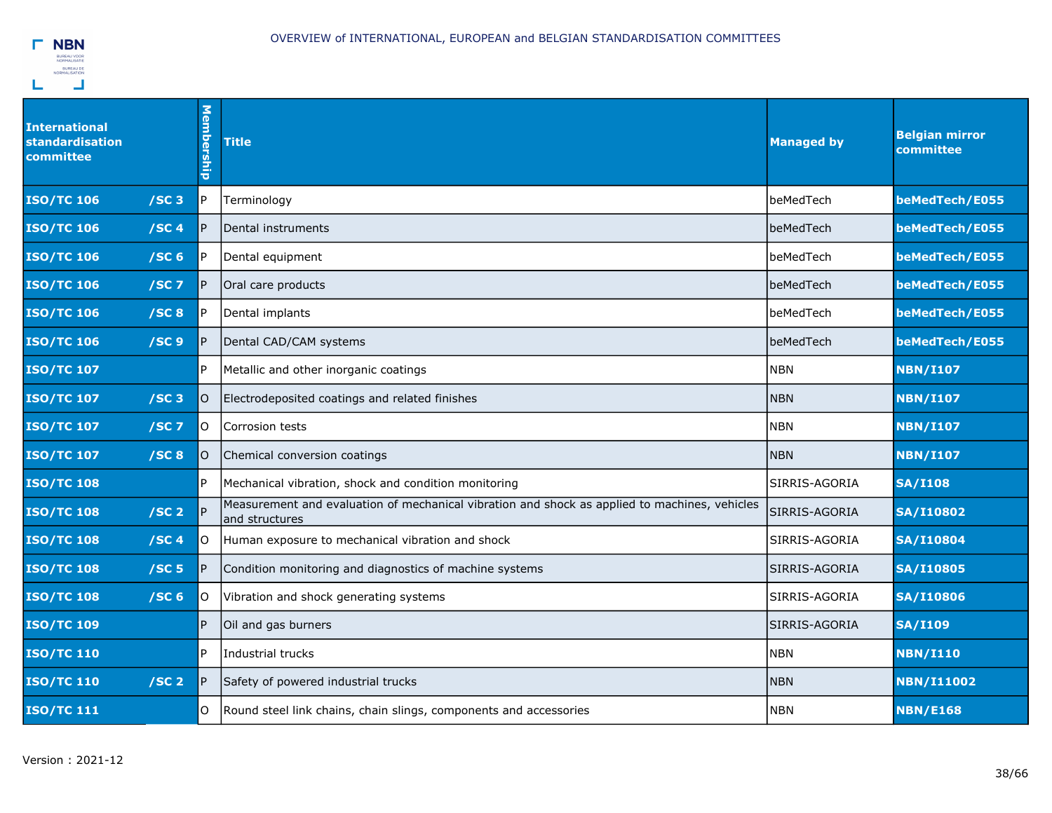| International standardisation committee | | Membership | Title | Managed by | Belgian mirror committee |
|---|---|---|---|---|---|
| **ISO/TC 106** | **/SC 3** | P | Terminology | beMedTech | **beMedTech/E055** |
| **ISO/TC 106** | **/SC 4** | P | Dental instruments | beMedTech | **beMedTech/E055** |
| **ISO/TC 106** | **/SC 6** | P | Dental equipment | beMedTech | **beMedTech/E055** |
| **ISO/TC 106** | **/SC 7** | P | Oral care products | beMedTech | **beMedTech/E055** |
| **ISO/TC 106** | **/SC 8** | P | Dental implants | beMedTech | **beMedTech/E055** |
| **ISO/TC 106** | **/SC 9** | P | Dental CAD/CAM systems | beMedTech | **beMedTech/E055** |
| **ISO/TC 107** | | P | Metallic and other inorganic coatings | NBN | **NBN/I107** |
| **ISO/TC 107** | **/SC 3** | O | Electrodeposited coatings and related finishes | NBN | **NBN/I107** |
| **ISO/TC 107** | **/SC 7** | O | Corrosion tests | NBN | **NBN/I107** |
| **ISO/TC 107** | **/SC 8** | O | Chemical conversion coatings | NBN | **NBN/I107** |
| **ISO/TC 108** | | P | Mechanical vibration, shock and condition monitoring | SIRRIS-AGORIA | **SA/I108** |
| **ISO/TC 108** | **/SC 2** | P | Measurement and evaluation of mechanical vibration and shock as applied to machines, vehicles and structures | SIRRIS-AGORIA | **SA/I10802** |
| **ISO/TC 108** | **/SC 4** | O | Human exposure to mechanical vibration and shock | SIRRIS-AGORIA | **SA/I10804** |
| **ISO/TC 108** | **/SC 5** | P | Condition monitoring and diagnostics of machine systems | SIRRIS-AGORIA | **SA/I10805** |
| **ISO/TC 108** | **/SC 6** | O | Vibration and shock generating systems | SIRRIS-AGORIA | **SA/I10806** |
| **ISO/TC 109** | | P | Oil and gas burners | SIRRIS-AGORIA | **SA/I109** |
| **ISO/TC 110** | | P | Industrial trucks | NBN | **NBN/I110** |
| **ISO/TC 110** | **/SC 2** | P | Safety of powered industrial trucks | NBN | **NBN/I11002** |
| **ISO/TC 111** | | O | Round steel link chains, chain slings, components and accessories | NBN | **NBN/E168** |

Version : 2021-12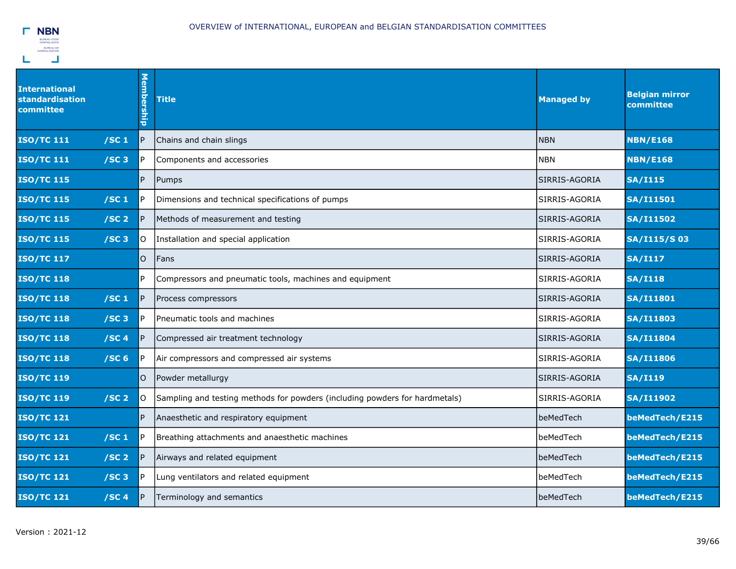| International standardisation committee | | Membership | Title | Managed by | Belgian mirror committee |
|---|---|---|---|---|---|
| **ISO/TC 111** | **/SC 1** | P | Chains and chain slings | NBN | **NBN/E168** |
| **ISO/TC 111** | **/SC 3** | P | Components and accessories | NBN | **NBN/E168** |
| **ISO/TC 115** | | P | Pumps | SIRRIS-AGORIA | **SA/I115** |
| **ISO/TC 115** | **/SC 1** | P | Dimensions and technical specifications of pumps | SIRRIS-AGORIA | **SA/I11501** |
| **ISO/TC 115** | **/SC 2** | P | Methods of measurement and testing | SIRRIS-AGORIA | **SA/I11502** |
| **ISO/TC 115** | **/SC 3** | O | Installation and special application | SIRRIS-AGORIA | **SA/I115/S 03** |
| **ISO/TC 117** | | O | Fans | SIRRIS-AGORIA | **SA/I117** |
| **ISO/TC 118** | | P | Compressors and pneumatic tools, machines and equipment | SIRRIS-AGORIA | **SA/I118** |
| **ISO/TC 118** | **/SC 1** | P | Process compressors | SIRRIS-AGORIA | **SA/I11801** |
| **ISO/TC 118** | **/SC 3** | P | Pneumatic tools and machines | SIRRIS-AGORIA | **SA/I11803** |
| **ISO/TC 118** | **/SC 4** | P | Compressed air treatment technology | SIRRIS-AGORIA | **SA/I11804** |
| **ISO/TC 118** | **/SC 6** | P | Air compressors and compressed air systems | SIRRIS-AGORIA | **SA/I11806** |
| **ISO/TC 119** | | O | Powder metallurgy | SIRRIS-AGORIA | **SA/I119** |
| **ISO/TC 119** | **/SC 2** | O | Sampling and testing methods for powders (including powders for hardmetals) | SIRRIS-AGORIA | **SA/I11902** |
| **ISO/TC 121** | | P | Anaesthetic and respiratory equipment | beMedTech | **beMedTech/E215** |
| **ISO/TC 121** | **/SC 1** | P | Breathing attachments and anaesthetic machines | beMedTech | **beMedTech/E215** |
| **ISO/TC 121** | **/SC 2** | P | Airways and related equipment | beMedTech | **beMedTech/E215** |
| **ISO/TC 121** | **/SC 3** | P | Lung ventilators and related equipment | beMedTech | **beMedTech/E215** |
| **ISO/TC 121** | **/SC 4** | P | Terminology and semantics | beMedTech | **beMedTech/E215** |

Version : 2021-12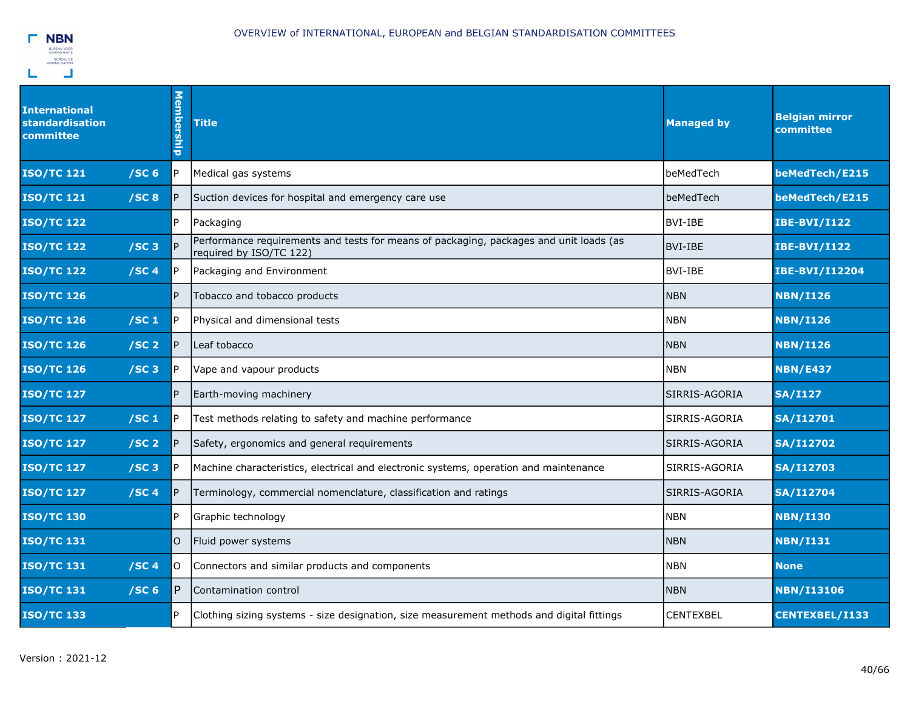| International standardisation committee | | Membership | Title | Managed by | Belgian mirror committee |
|---|---|---|---|---|---|
| **ISO/TC 121** | **/SC 6** | P | Medical gas systems | beMedTech | **beMedTech/E215** |
| **ISO/TC 121** | **/SC 8** | P | Suction devices for hospital and emergency care use | beMedTech | **beMedTech/E215** |
| **ISO/TC 122** | | P | Packaging | BVI-IBE | **IBE-BVI/I122** |
| **ISO/TC 122** | **/SC 3** | P | Performance requirements and tests for means of packaging, packages and unit loads (as required by ISO/TC 122) | BVI-IBE | **IBE-BVI/I122** |
| **ISO/TC 122** | **/SC 4** | P | Packaging and Environment | BVI-IBE | **IBE-BVI/I12204** |
| **ISO/TC 126** | | P | Tobacco and tobacco products | NBN | **NBN/I126** |
| **ISO/TC 126** | **/SC 1** | P | Physical and dimensional tests | NBN | **NBN/I126** |
| **ISO/TC 126** | **/SC 2** | P | Leaf tobacco | NBN | **NBN/I126** |
| **ISO/TC 126** | **/SC 3** | P | Vape and vapour products | NBN | **NBN/E437** |
| **ISO/TC 127** | | P | Earth-moving machinery | SIRRIS-AGORIA | **SA/I127** |
| **ISO/TC 127** | **/SC 1** | P | Test methods relating to safety and machine performance | SIRRIS-AGORIA | **SA/I12701** |
| **ISO/TC 127** | **/SC 2** | P | Safety, ergonomics and general requirements | SIRRIS-AGORIA | **SA/I12702** |
| **ISO/TC 127** | **/SC 3** | P | Machine characteristics, electrical and electronic systems, operation and maintenance | SIRRIS-AGORIA | **SA/I12703** |
| **ISO/TC 127** | **/SC 4** | P | Terminology, commercial nomenclature, classification and ratings | SIRRIS-AGORIA | **SA/I12704** |
| **ISO/TC 130** | | P | Graphic technology | NBN | **NBN/I130** |
| **ISO/TC 131** | | O | Fluid power systems | NBN | **NBN/I131** |
| **ISO/TC 131** | **/SC 4** | O | Connectors and similar products and components | NBN | **None** |
| **ISO/TC 131** | **/SC 6** | P | Contamination control | NBN | **NBN/I13106** |
| **ISO/TC 133** | | P | Clothing sizing systems - size designation, size measurement methods and digital fittings | CENTEXBEL | **CENTEXBEL/I133** |

Version : 2021-12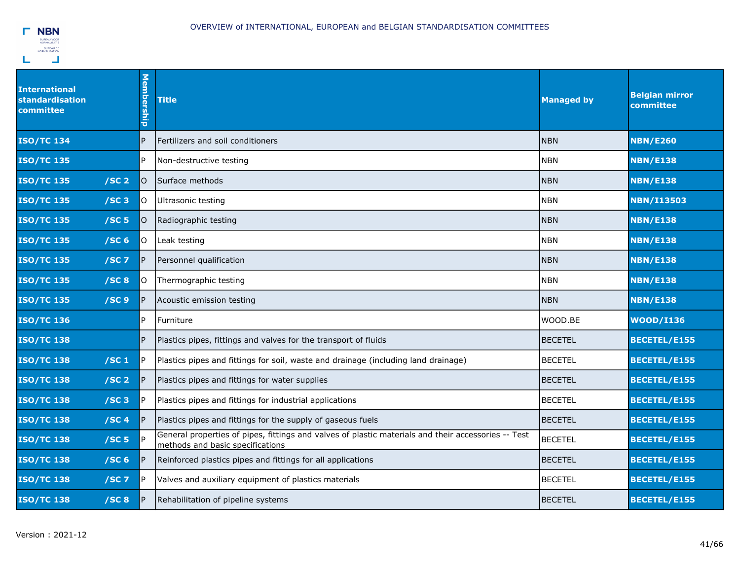| International standardisation committee | | Membership | Title | Managed by | Belgian mirror committee |
|---|---|---|---|---|---|
| **ISO/TC 134** | | P | Fertilizers and soil conditioners | NBN | **NBN/E260** |
| **ISO/TC 135** | | P | Non-destructive testing | NBN | **NBN/E138** |
| **ISO/TC 135** | **/SC 2** | O | Surface methods | NBN | **NBN/E138** |
| **ISO/TC 135** | **/SC 3** | O | Ultrasonic testing | NBN | **NBN/I13503** |
| **ISO/TC 135** | **/SC 5** | O | Radiographic testing | NBN | **NBN/E138** |
| **ISO/TC 135** | **/SC 6** | O | Leak testing | NBN | **NBN/E138** |
| **ISO/TC 135** | **/SC 7** | P | Personnel qualification | NBN | **NBN/E138** |
| **ISO/TC 135** | **/SC 8** | O | Thermographic testing | NBN | **NBN/E138** |
| **ISO/TC 135** | **/SC 9** | P | Acoustic emission testing | NBN | **NBN/E138** |
| **ISO/TC 136** | | P | Furniture | WOOD.BE | **WOOD/I136** |
| **ISO/TC 138** | | P | Plastics pipes, fittings and valves for the transport of fluids | BECETEL | **BECETEL/E155** |
| **ISO/TC 138** | **/SC 1** | P | Plastics pipes and fittings for soil, waste and drainage (including land drainage) | BECETEL | **BECETEL/E155** |
| **ISO/TC 138** | **/SC 2** | P | Plastics pipes and fittings for water supplies | BECETEL | **BECETEL/E155** |
| **ISO/TC 138** | **/SC 3** | P | Plastics pipes and fittings for industrial applications | BECETEL | **BECETEL/E155** |
| **ISO/TC 138** | **/SC 4** | P | Plastics pipes and fittings for the supply of gaseous fuels | BECETEL | **BECETEL/E155** |
| **ISO/TC 138** | **/SC 5** | P | General properties of pipes, fittings and valves of plastic materials and their accessories -- Test methods and basic specifications | BECETEL | **BECETEL/E155** |
| **ISO/TC 138** | **/SC 6** | P | Reinforced plastics pipes and fittings for all applications | BECETEL | **BECETEL/E155** |
| **ISO/TC 138** | **/SC 7** | P | Valves and auxiliary equipment of plastics materials | BECETEL | **BECETEL/E155** |
| **ISO/TC 138** | **/SC 8** | P | Rehabilitation of pipeline systems | BECETEL | **BECETEL/E155** |

Version : 2021-12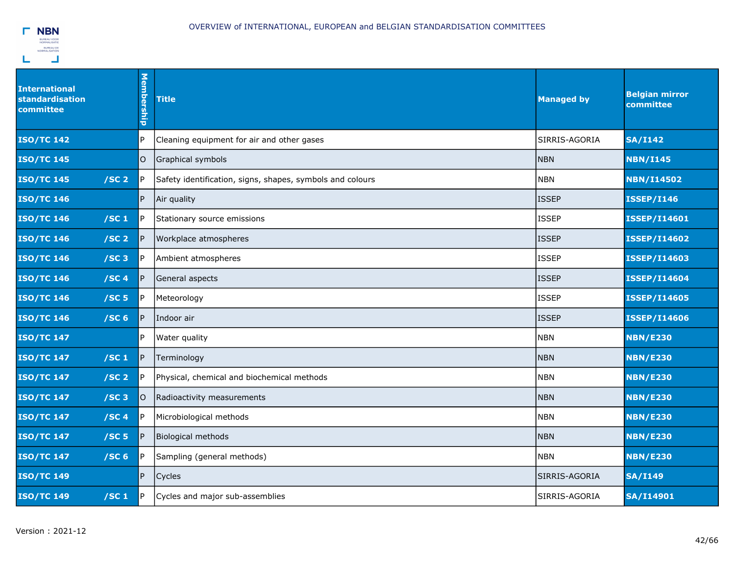| International standardisation committee | | Membership | Title | Managed by | Belgian mirror committee |
|---|---|---|---|---|---|
| **ISO/TC 142** | | P | Cleaning equipment for air and other gases | SIRRIS-AGORIA | **SA/I142** |
| **ISO/TC 145** | | O | Graphical symbols | NBN | **NBN/I145** |
| **ISO/TC 145** | **/SC 2** | P | Safety identification, signs, shapes, symbols and colours | NBN | **NBN/I14502** |
| **ISO/TC 146** | | P | Air quality | ISSEP | **ISSEP/I146** |
| **ISO/TC 146** | **/SC 1** | P | Stationary source emissions | ISSEP | **ISSEP/I14601** |
| **ISO/TC 146** | **/SC 2** | P | Workplace atmospheres | ISSEP | **ISSEP/I14602** |
| **ISO/TC 146** | **/SC 3** | P | Ambient atmospheres | ISSEP | **ISSEP/I14603** |
| **ISO/TC 146** | **/SC 4** | P | General aspects | ISSEP | **ISSEP/I14604** |
| **ISO/TC 146** | **/SC 5** | P | Meteorology | ISSEP | **ISSEP/I14605** |
| **ISO/TC 146** | **/SC 6** | P | Indoor air | ISSEP | **ISSEP/I14606** |
| **ISO/TC 147** | | P | Water quality | NBN | **NBN/E230** |
| **ISO/TC 147** | **/SC 1** | P | Terminology | NBN | **NBN/E230** |
| **ISO/TC 147** | **/SC 2** | P | Physical, chemical and biochemical methods | NBN | **NBN/E230** |
| **ISO/TC 147** | **/SC 3** | O | Radioactivity measurements | NBN | **NBN/E230** |
| **ISO/TC 147** | **/SC 4** | P | Microbiological methods | NBN | **NBN/E230** |
| **ISO/TC 147** | **/SC 5** | P | Biological methods | NBN | **NBN/E230** |
| **ISO/TC 147** | **/SC 6** | P | Sampling (general methods) | NBN | **NBN/E230** |
| **ISO/TC 149** | | P | Cycles | SIRRIS-AGORIA | **SA/I149** |
| **ISO/TC 149** | **/SC 1** | P | Cycles and major sub-assemblies | SIRRIS-AGORIA | **SA/I14901** |

Version : 2021-12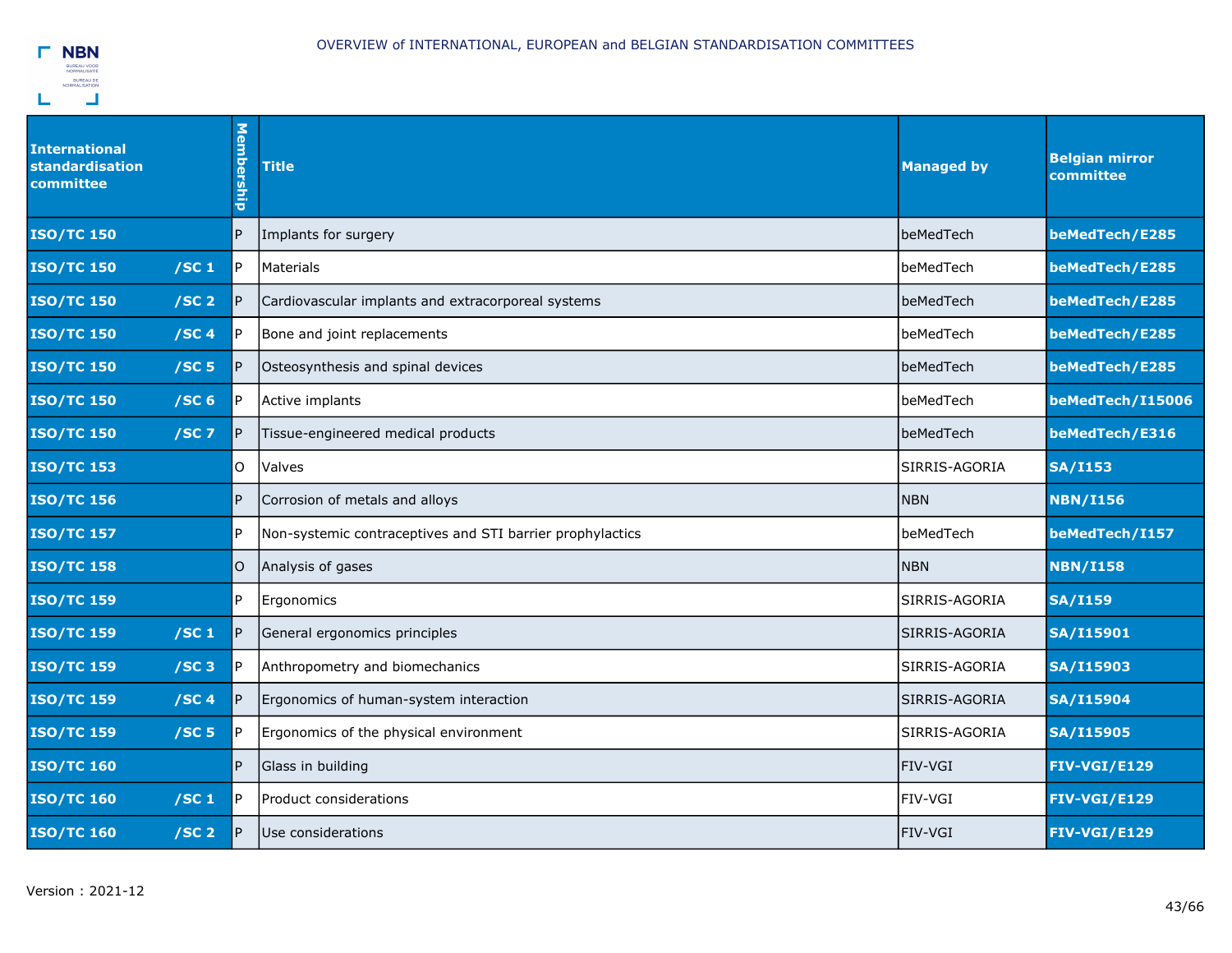| International standardisation committee | | Membership | Title | Managed by | Belgian mirror committee |
|---|---|---|---|---|---|
| **ISO/TC 150** | | P | Implants for surgery | beMedTech | **beMedTech/E285** |
| **ISO/TC 150** | **/SC 1** | P | Materials | beMedTech | **beMedTech/E285** |
| **ISO/TC 150** | **/SC 2** | P | Cardiovascular implants and extracorporeal systems | beMedTech | **beMedTech/E285** |
| **ISO/TC 150** | **/SC 4** | P | Bone and joint replacements | beMedTech | **beMedTech/E285** |
| **ISO/TC 150** | **/SC 5** | P | Osteosynthesis and spinal devices | beMedTech | **beMedTech/E285** |
| **ISO/TC 150** | **/SC 6** | P | Active implants | beMedTech | **beMedTech/I15006** |
| **ISO/TC 150** | **/SC 7** | P | Tissue-engineered medical products | beMedTech | **beMedTech/E316** |
| **ISO/TC 153** | | O | Valves | SIRRIS-AGORIA | **SA/I153** |
| **ISO/TC 156** | | P | Corrosion of metals and alloys | NBN | **NBN/I156** |
| **ISO/TC 157** | | P | Non-systemic contraceptives and STI barrier prophylactics | beMedTech | **beMedTech/I157** |
| **ISO/TC 158** | | O | Analysis of gases | NBN | **NBN/I158** |
| **ISO/TC 159** | | P | Ergonomics | SIRRIS-AGORIA | **SA/I159** |
| **ISO/TC 159** | **/SC 1** | P | General ergonomics principles | SIRRIS-AGORIA | **SA/I15901** |
| **ISO/TC 159** | **/SC 3** | P | Anthropometry and biomechanics | SIRRIS-AGORIA | **SA/I15903** |
| **ISO/TC 159** | **/SC 4** | P | Ergonomics of human-system interaction | SIRRIS-AGORIA | **SA/I15904** |
| **ISO/TC 159** | **/SC 5** | P | Ergonomics of the physical environment | SIRRIS-AGORIA | **SA/I15905** |
| **ISO/TC 160** | | P | Glass in building | FIV-VGI | **FIV-VGI/E129** |
| **ISO/TC 160** | **/SC 1** | P | Product considerations | FIV-VGI | **FIV-VGI/E129** |
| **ISO/TC 160** | **/SC 2** | P | Use considerations | FIV-VGI | **FIV-VGI/E129** |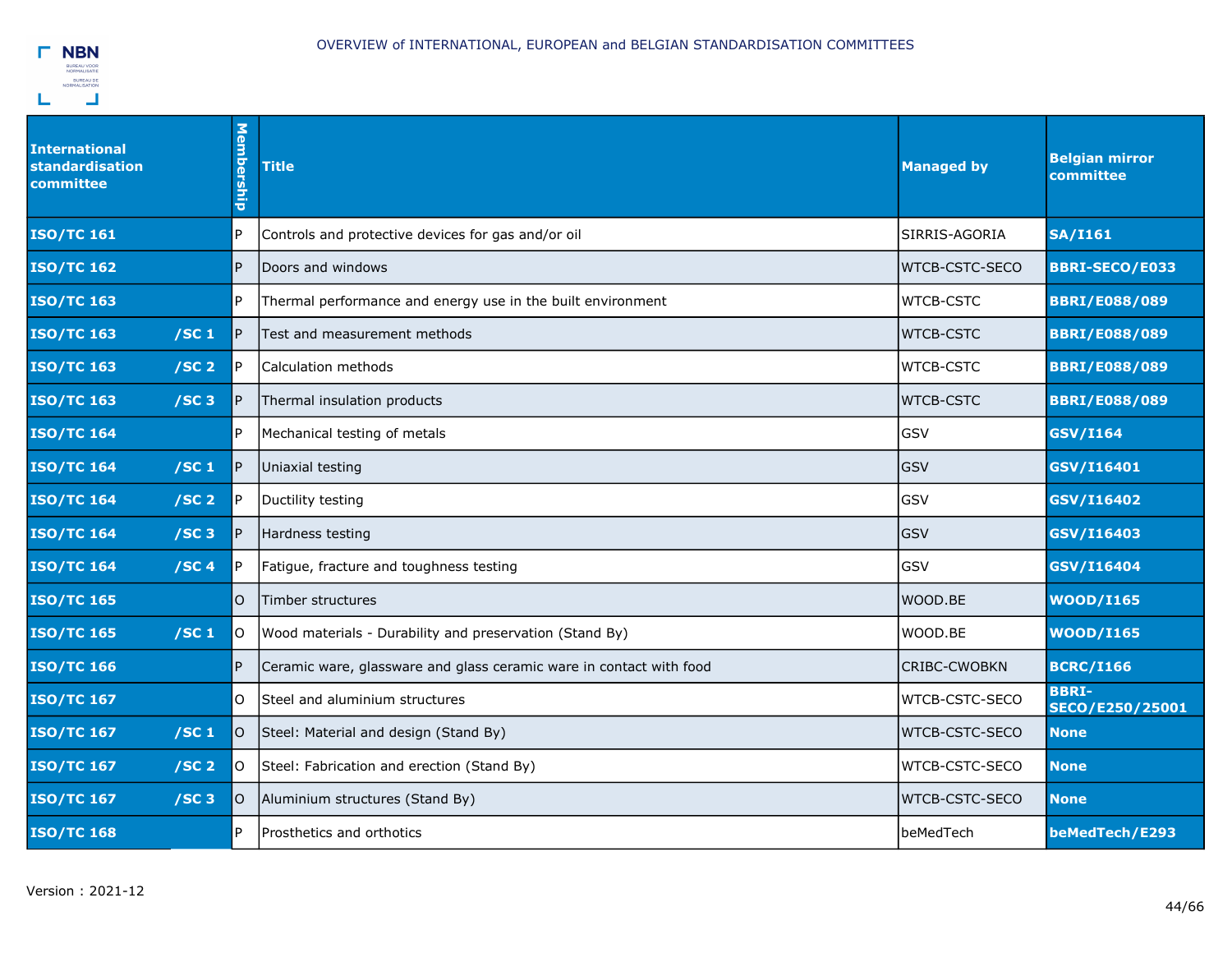| International standardisation committee | | Membership | Title | Managed by | Belgian mirror committee |
|---|---|---|---|---|---|
| **ISO/TC 161** | | P | Controls and protective devices for gas and/or oil | SIRRIS-AGORIA | **SA/I161** |
| **ISO/TC 162** | | P | Doors and windows | WTCB-CSTC-SECO | **BBRI-SECO/E033** |
| **ISO/TC 163** | | P | Thermal performance and energy use in the built environment | WTCB-CSTC | **BBRI/E088/089** |
| **ISO/TC 163** | **/SC 1** | P | Test and measurement methods | WTCB-CSTC | **BBRI/E088/089** |
| **ISO/TC 163** | **/SC 2** | P | Calculation methods | WTCB-CSTC | **BBRI/E088/089** |
| **ISO/TC 163** | **/SC 3** | P | Thermal insulation products | WTCB-CSTC | **BBRI/E088/089** |
| **ISO/TC 164** | | P | Mechanical testing of metals | GSV | **GSV/I164** |
| **ISO/TC 164** | **/SC 1** | P | Uniaxial testing | GSV | **GSV/I16401** |
| **ISO/TC 164** | **/SC 2** | P | Ductility testing | GSV | **GSV/I16402** |
| **ISO/TC 164** | **/SC 3** | P | Hardness testing | GSV | **GSV/I16403** |
| **ISO/TC 164** | **/SC 4** | P | Fatigue, fracture and toughness testing | GSV | **GSV/I16404** |
| **ISO/TC 165** | | O | Timber structures | WOOD.BE | **WOOD/I165** |
| **ISO/TC 165** | **/SC 1** | O | Wood materials - Durability and preservation (Stand By) | WOOD.BE | **WOOD/I165** |
| **ISO/TC 166** | | P | Ceramic ware, glassware and glass ceramic ware in contact with food | CRIBC-CWOBKN | **BCRC/I166** |
| **ISO/TC 167** | | O | Steel and aluminium structures | WTCB-CSTC-SECO | **BBRI-SECO/E250/25001** |
| **ISO/TC 167** | **/SC 1** | O | Steel: Material and design (Stand By) | WTCB-CSTC-SECO | **None** |
| **ISO/TC 167** | **/SC 2** | O | Steel: Fabrication and erection (Stand By) | WTCB-CSTC-SECO | **None** |
| **ISO/TC 167** | **/SC 3** | O | Aluminium structures (Stand By) | WTCB-CSTC-SECO | **None** |
| **ISO/TC 168** | | P | Prosthetics and orthotics | beMedTech | **beMedTech/E293** |

Version : 2021-12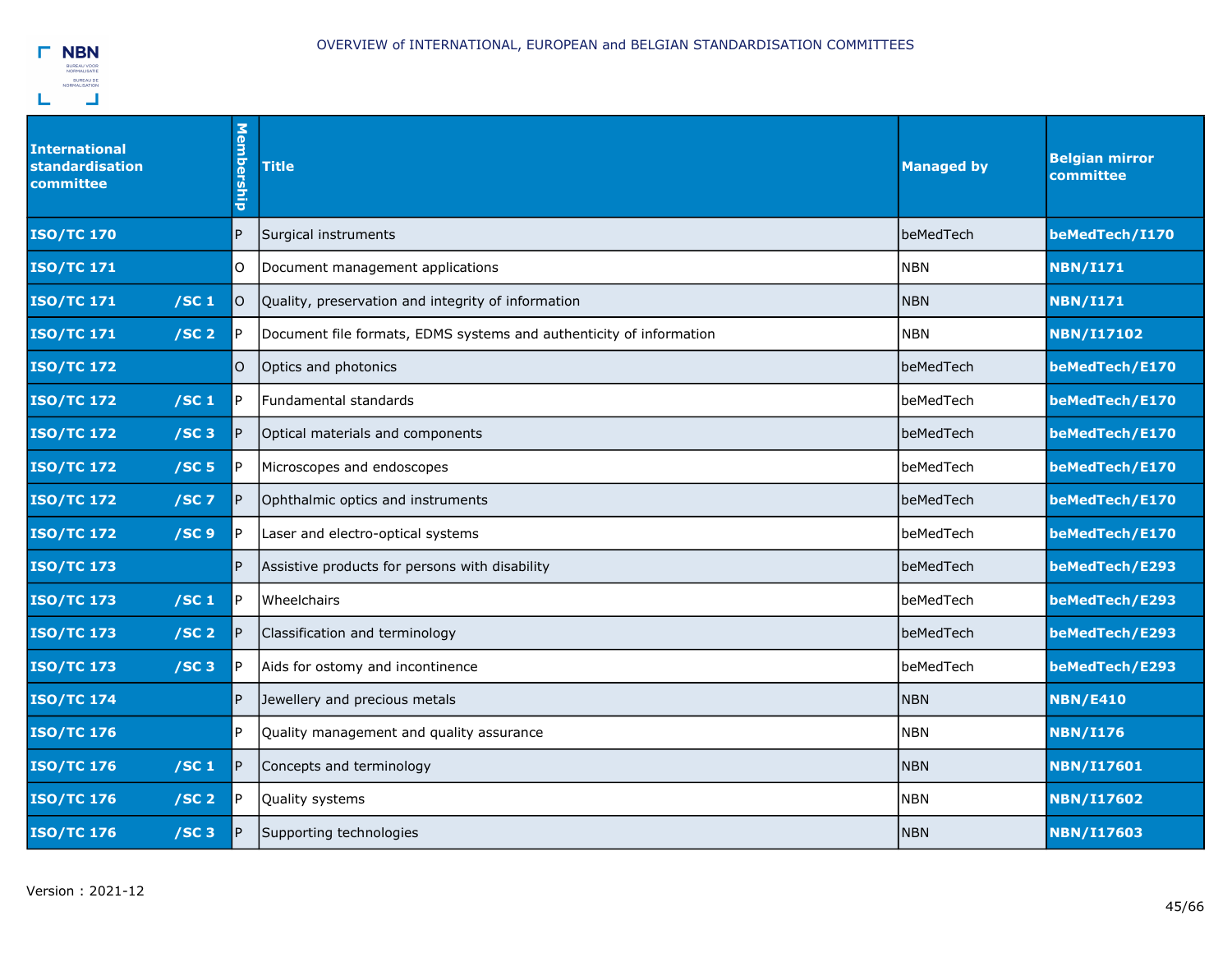| International standardisation committee | | Membership | Title | Managed by | Belgian mirror committee |
|---|---|---|---|---|---|
| **ISO/TC 170** | | P | Surgical instruments | beMedTech | **beMedTech/I170** |
| **ISO/TC 171** | | O | Document management applications | NBN | **NBN/I171** |
| **ISO/TC 171** | **/SC 1** | O | Quality, preservation and integrity of information | NBN | **NBN/I171** |
| **ISO/TC 171** | **/SC 2** | P | Document file formats, EDMS systems and authenticity of information | NBN | **NBN/I17102** |
| **ISO/TC 172** | | O | Optics and photonics | beMedTech | **beMedTech/E170** |
| **ISO/TC 172** | **/SC 1** | P | Fundamental standards | beMedTech | **beMedTech/E170** |
| **ISO/TC 172** | **/SC 3** | P | Optical materials and components | beMedTech | **beMedTech/E170** |
| **ISO/TC 172** | **/SC 5** | P | Microscopes and endoscopes | beMedTech | **beMedTech/E170** |
| **ISO/TC 172** | **/SC 7** | P | Ophthalmic optics and instruments | beMedTech | **beMedTech/E170** |
| **ISO/TC 172** | **/SC 9** | P | Laser and electro-optical systems | beMedTech | **beMedTech/E170** |
| **ISO/TC 173** | | P | Assistive products for persons with disability | beMedTech | **beMedTech/E293** |
| **ISO/TC 173** | **/SC 1** | P | Wheelchairs | beMedTech | **beMedTech/E293** |
| **ISO/TC 173** | **/SC 2** | P | Classification and terminology | beMedTech | **beMedTech/E293** |
| **ISO/TC 173** | **/SC 3** | P | Aids for ostomy and incontinence | beMedTech | **beMedTech/E293** |
| **ISO/TC 174** | | P | Jewellery and precious metals | NBN | **NBN/E410** |
| **ISO/TC 176** | | P | Quality management and quality assurance | NBN | **NBN/I176** |
| **ISO/TC 176** | **/SC 1** | P | Concepts and terminology | NBN | **NBN/I17601** |
| **ISO/TC 176** | **/SC 2** | P | Quality systems | NBN | **NBN/I17602** |
| **ISO/TC 176** | **/SC 3** | P | Supporting technologies | NBN | **NBN/I17603** |

Version : 2021-12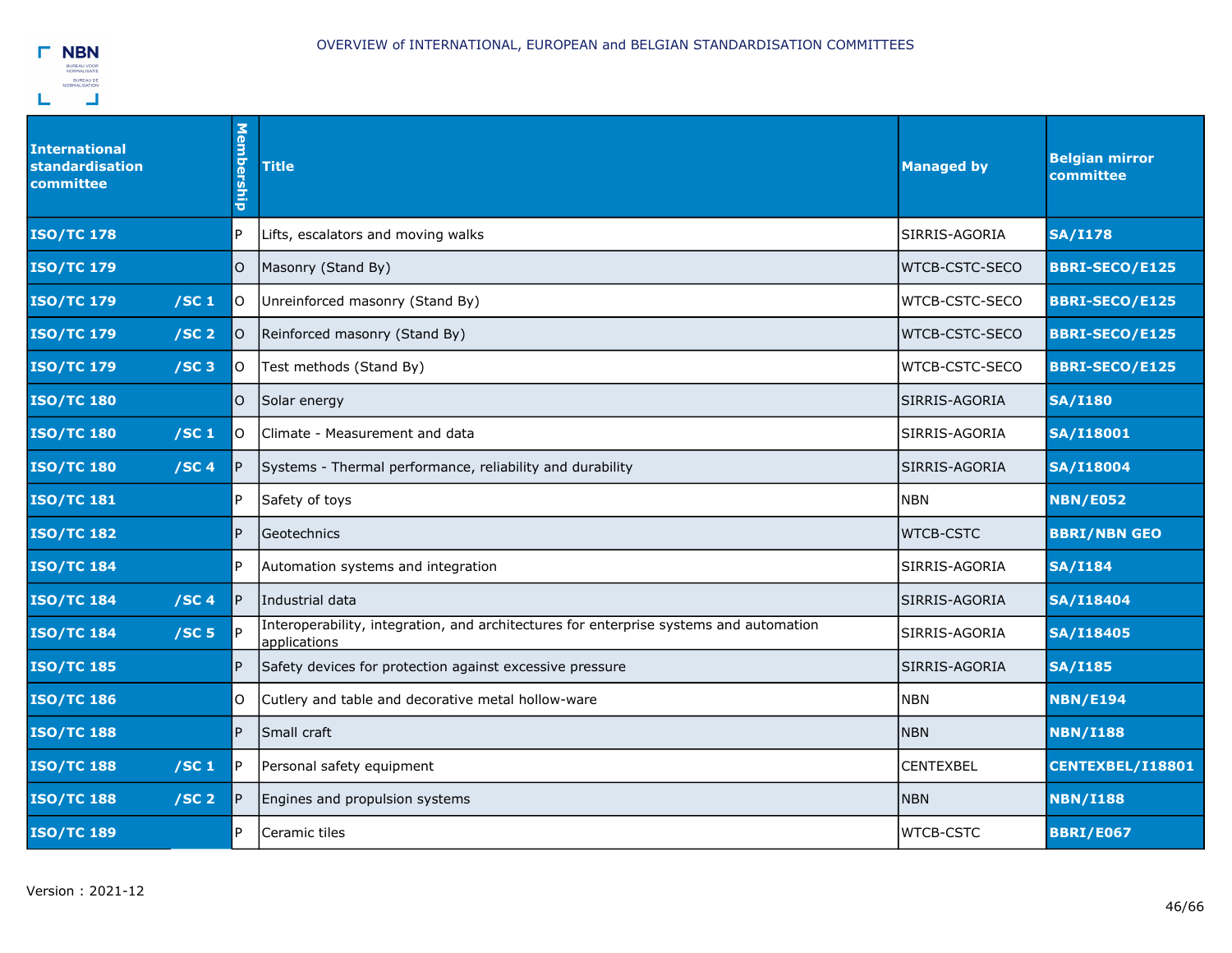| International standardisation committee | | Membership | Title | Managed by | Belgian mirror committee |
|---|---|---|---|---|---|
| **ISO/TC 178** | | P | Lifts, escalators and moving walks | SIRRIS-AGORIA | **SA/I178** |
| **ISO/TC 179** | | O | Masonry (Stand By) | WTCB-CSTC-SECO | **BBRI-SECO/E125** |
| **ISO/TC 179** | **/SC 1** | O | Unreinforced masonry (Stand By) | WTCB-CSTC-SECO | **BBRI-SECO/E125** |
| **ISO/TC 179** | **/SC 2** | O | Reinforced masonry (Stand By) | WTCB-CSTC-SECO | **BBRI-SECO/E125** |
| **ISO/TC 179** | **/SC 3** | O | Test methods (Stand By) | WTCB-CSTC-SECO | **BBRI-SECO/E125** |
| **ISO/TC 180** | | O | Solar energy | SIRRIS-AGORIA | **SA/I180** |
| **ISO/TC 180** | **/SC 1** | O | Climate - Measurement and data | SIRRIS-AGORIA | **SA/I18001** |
| **ISO/TC 180** | **/SC 4** | P | Systems - Thermal performance, reliability and durability | SIRRIS-AGORIA | **SA/I18004** |
| **ISO/TC 181** | | P | Safety of toys | NBN | **NBN/E052** |
| **ISO/TC 182** | | P | Geotechnics | WTCB-CSTC | **BBRI/NBN GEO** |
| **ISO/TC 184** | | P | Automation systems and integration | SIRRIS-AGORIA | **SA/I184** |
| **ISO/TC 184** | **/SC 4** | P | Industrial data | SIRRIS-AGORIA | **SA/I18404** |
| **ISO/TC 184** | **/SC 5** | P | Interoperability, integration, and architectures for enterprise systems and automation applications | SIRRIS-AGORIA | **SA/I18405** |
| **ISO/TC 185** | | P | Safety devices for protection against excessive pressure | SIRRIS-AGORIA | **SA/I185** |
| **ISO/TC 186** | | O | Cutlery and table and decorative metal hollow-ware | NBN | **NBN/E194** |
| **ISO/TC 188** | | P | Small craft | NBN | **NBN/I188** |
| **ISO/TC 188** | **/SC 1** | P | Personal safety equipment | CENTEXBEL | **CENTEXBEL/I18801** |
| **ISO/TC 188** | **/SC 2** | P | Engines and propulsion systems | NBN | **NBN/I188** |
| **ISO/TC 189** | | P | Ceramic tiles | WTCB-CSTC | **BBRI/E067** |

Version : 2021-12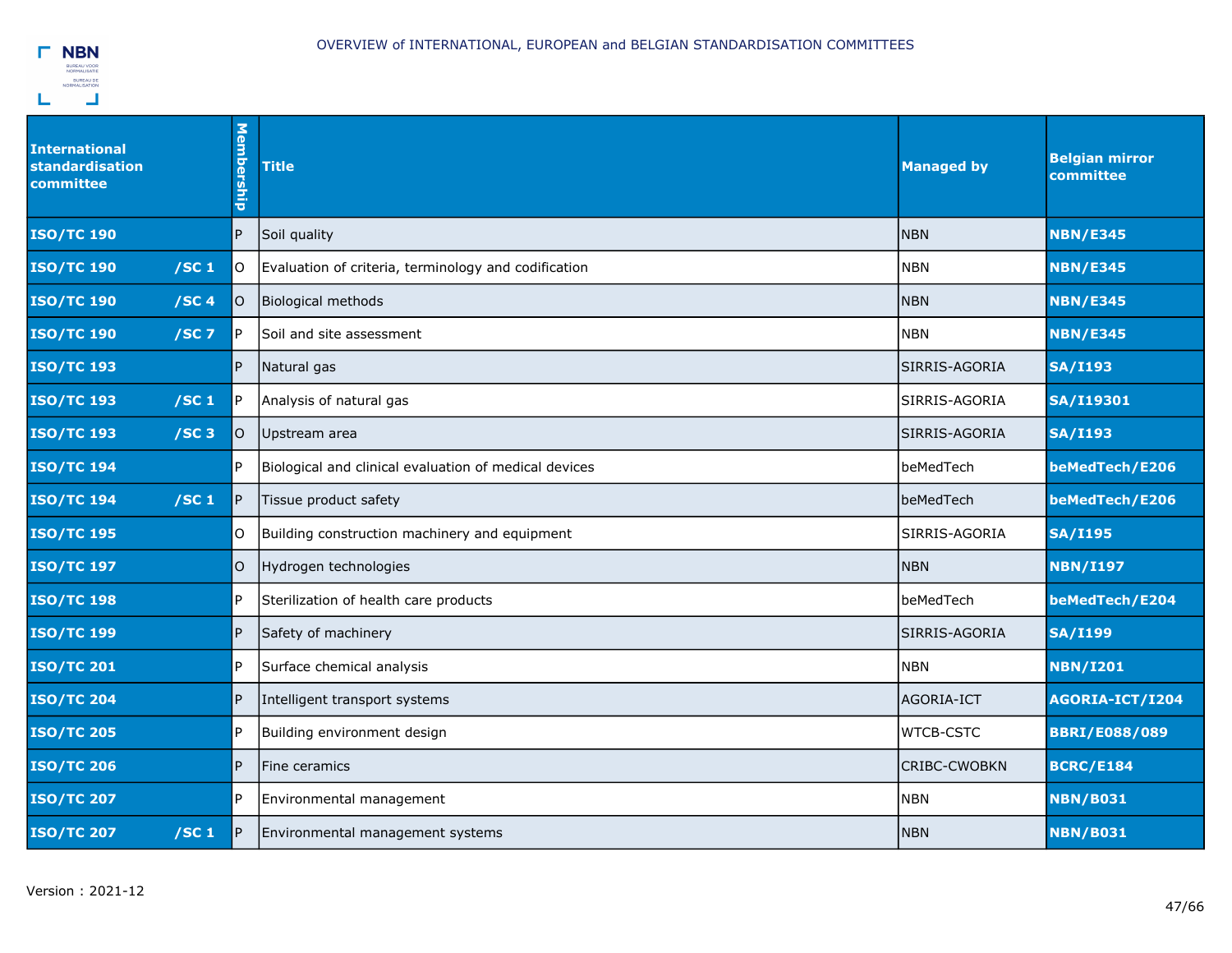| International standardisation committee | | Membership | Title | Managed by | Belgian mirror committee |
|---|---|---|---|---|---|
| **ISO/TC 190** | | P | Soil quality | NBN | **NBN/E345** |
| **ISO/TC 190** | **/SC 1** | O | Evaluation of criteria, terminology and codification | NBN | **NBN/E345** |
| **ISO/TC 190** | **/SC 4** | O | Biological methods | NBN | **NBN/E345** |
| **ISO/TC 190** | **/SC 7** | P | Soil and site assessment | NBN | **NBN/E345** |
| **ISO/TC 193** | | P | Natural gas | SIRRIS-AGORIA | **SA/I193** |
| **ISO/TC 193** | **/SC 1** | P | Analysis of natural gas | SIRRIS-AGORIA | **SA/I19301** |
| **ISO/TC 193** | **/SC 3** | O | Upstream area | SIRRIS-AGORIA | **SA/I193** |
| **ISO/TC 194** | | P | Biological and clinical evaluation of medical devices | beMedTech | **beMedTech/E206** |
| **ISO/TC 194** | **/SC 1** | P | Tissue product safety | beMedTech | **beMedTech/E206** |
| **ISO/TC 195** | | O | Building construction machinery and equipment | SIRRIS-AGORIA | **SA/I195** |
| **ISO/TC 197** | | O | Hydrogen technologies | NBN | **NBN/I197** |
| **ISO/TC 198** | | P | Sterilization of health care products | beMedTech | **beMedTech/E204** |
| **ISO/TC 199** | | P | Safety of machinery | SIRRIS-AGORIA | **SA/I199** |
| **ISO/TC 201** | | P | Surface chemical analysis | NBN | **NBN/I201** |
| **ISO/TC 204** | | P | Intelligent transport systems | AGORIA-ICT | **AGORIA-ICT/I204** |
| **ISO/TC 205** | | P | Building environment design | WTCB-CSTC | **BBRI/E088/089** |
| **ISO/TC 206** | | P | Fine ceramics | CRIBC-CWOBKN | **BCRC/E184** |
| **ISO/TC 207** | | P | Environmental management | NBN | **NBN/B031** |
| **ISO/TC 207** | **/SC 1** | P | Environmental management systems | NBN | **NBN/B031** |

Version : 2021-12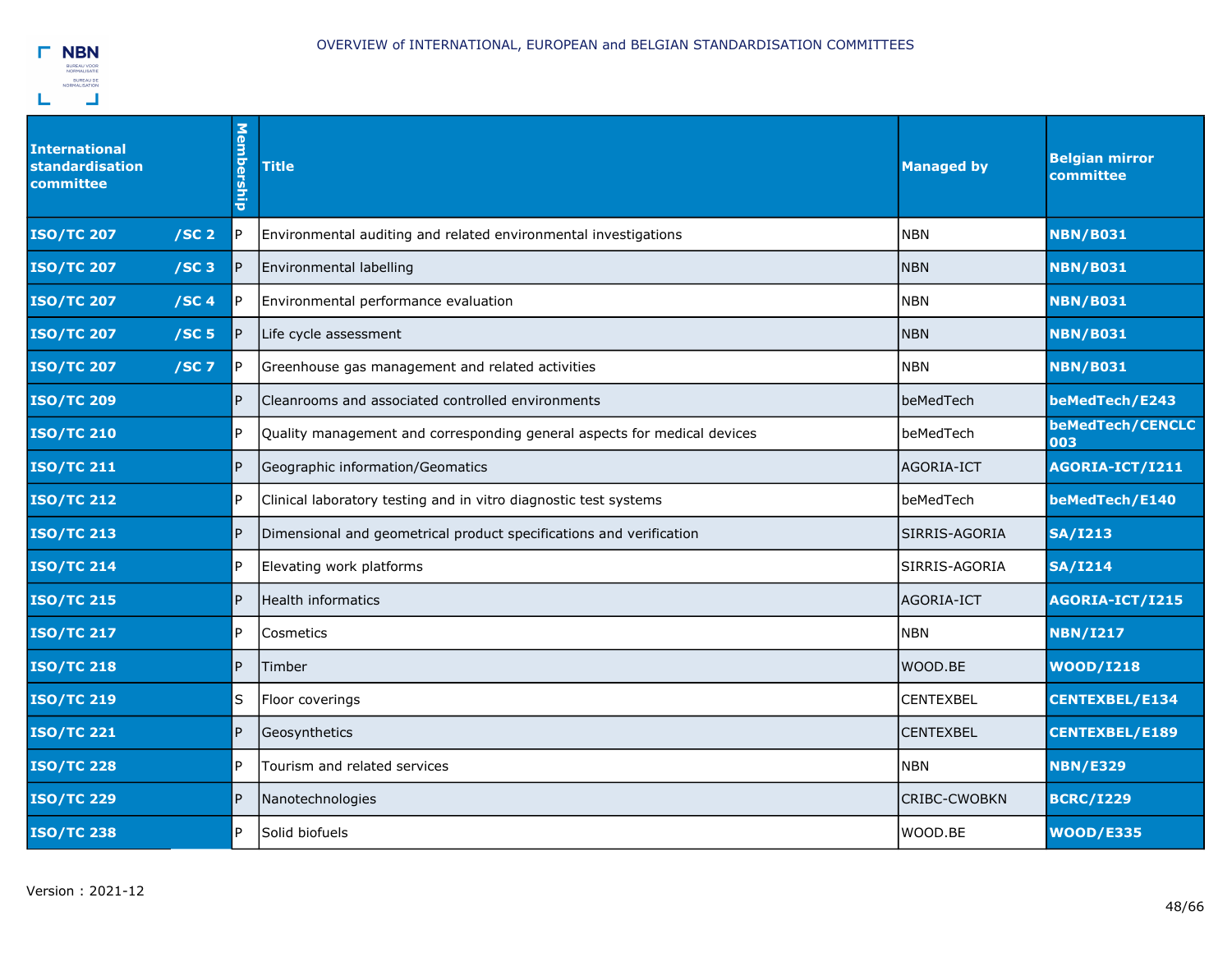| International standardisation committee | | Membership | Title | Managed by | Belgian mirror committee |
|---|---|---|---|---|---|
| **ISO/TC 207** | **/SC 2** | P | Environmental auditing and related environmental investigations | NBN | **NBN/B031** |
| **ISO/TC 207** | **/SC 3** | P | Environmental labelling | NBN | **NBN/B031** |
| **ISO/TC 207** | **/SC 4** | P | Environmental performance evaluation | NBN | **NBN/B031** |
| **ISO/TC 207** | **/SC 5** | P | Life cycle assessment | NBN | **NBN/B031** |
| **ISO/TC 207** | **/SC 7** | P | Greenhouse gas management and related activities | NBN | **NBN/B031** |
| **ISO/TC 209** | | P | Cleanrooms and associated controlled environments | beMedTech | **beMedTech/E243** |
| **ISO/TC 210** | | P | Quality management and corresponding general aspects for medical devices | beMedTech | **beMedTech/CENCLC 003** |
| **ISO/TC 211** | | P | Geographic information/Geomatics | AGORIA-ICT | **AGORIA-ICT/I211** |
| **ISO/TC 212** | | P | Clinical laboratory testing and in vitro diagnostic test systems | beMedTech | **beMedTech/E140** |
| **ISO/TC 213** | | P | Dimensional and geometrical product specifications and verification | SIRRIS-AGORIA | **SA/I213** |
| **ISO/TC 214** | | P | Elevating work platforms | SIRRIS-AGORIA | **SA/I214** |
| **ISO/TC 215** | | P | Health informatics | AGORIA-ICT | **AGORIA-ICT/I215** |
| **ISO/TC 217** | | P | Cosmetics | NBN | **NBN/I217** |
| **ISO/TC 218** | | P | Timber | WOOD.BE | **WOOD/I218** |
| **ISO/TC 219** | | S | Floor coverings | CENTEXBEL | **CENTEXBEL/E134** |
| **ISO/TC 221** | | P | Geosynthetics | CENTEXBEL | **CENTEXBEL/E189** |
| **ISO/TC 228** | | P | Tourism and related services | NBN | **NBN/E329** |
| **ISO/TC 229** | | P | Nanotechnologies | CRIBC-CWOBKN | **BCRC/I229** |
| **ISO/TC 238** | | P | Solid biofuels | WOOD.BE | **WOOD/E335** |

Version : 2021-12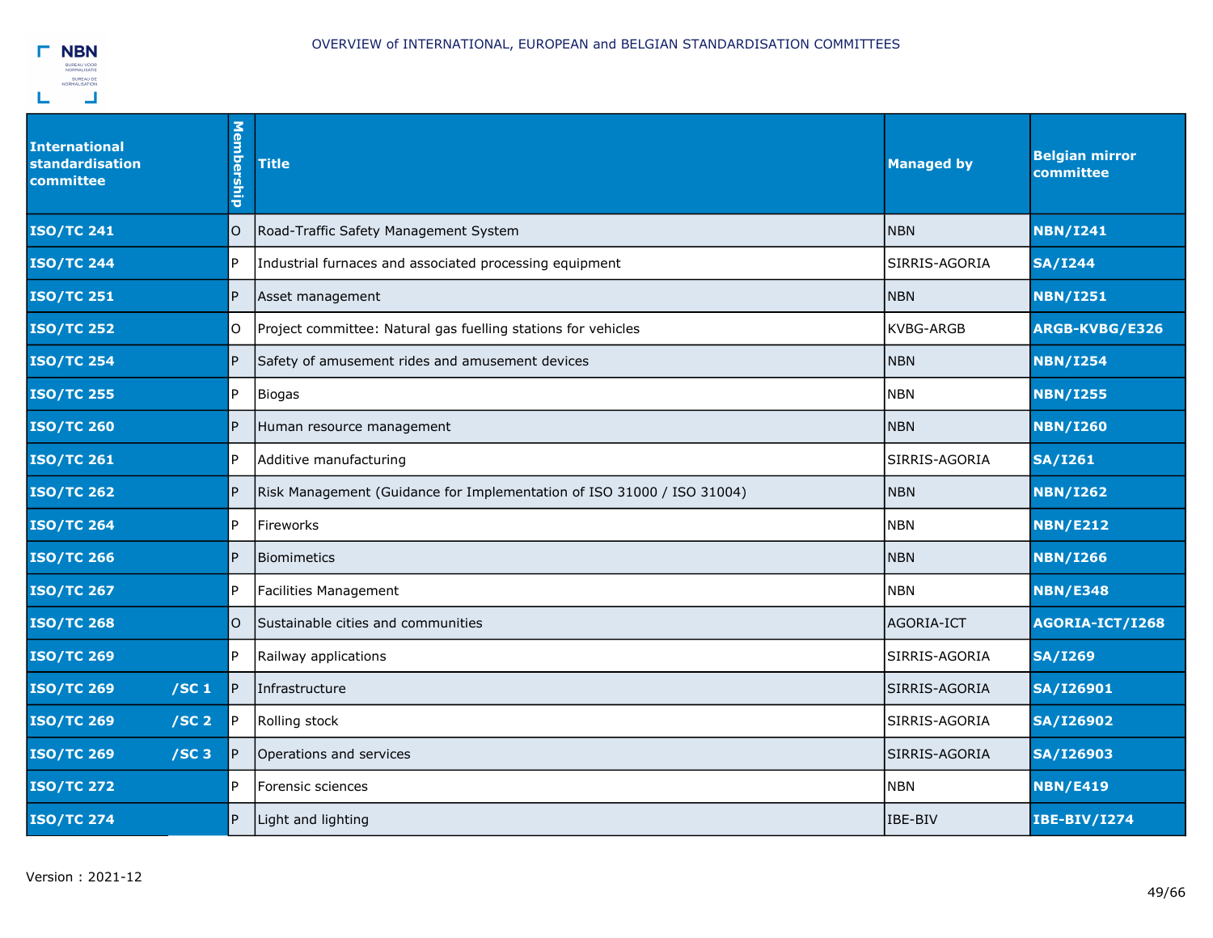| International standardisation committee | Membership | Title | Managed by | Belgian mirror committee |
|---|---|---|---|---|
| **ISO/TC 241** | O | Road-Traffic Safety Management System | NBN | **NBN/I241** |
| **ISO/TC 244** | P | Industrial furnaces and associated processing equipment | SIRRIS-AGORIA | **SA/I244** |
| **ISO/TC 251** | P | Asset management | NBN | **NBN/I251** |
| **ISO/TC 252** | O | Project committee: Natural gas fuelling stations for vehicles | KVBG-ARGB | **ARGB-KVBG/E326** |
| **ISO/TC 254** | P | Safety of amusement rides and amusement devices | NBN | **NBN/I254** |
| **ISO/TC 255** | P | Biogas | NBN | **NBN/I255** |
| **ISO/TC 260** | P | Human resource management | NBN | **NBN/I260** |
| **ISO/TC 261** | P | Additive manufacturing | SIRRIS-AGORIA | **SA/I261** |
| **ISO/TC 262** | P | Risk Management (Guidance for Implementation of ISO 31000 / ISO 31004) | NBN | **NBN/I262** |
| **ISO/TC 264** | P | Fireworks | NBN | **NBN/E212** |
| **ISO/TC 266** | P | Biomimetics | NBN | **NBN/I266** |
| **ISO/TC 267** | P | Facilities Management | NBN | **NBN/E348** |
| **ISO/TC 268** | O | Sustainable cities and communities | AGORIA-ICT | **AGORIA-ICT/I268** |
| **ISO/TC 269** | P | Railway applications | SIRRIS-AGORIA | **SA/I269** |
| **ISO/TC 269 /SC 1** | P | Infrastructure | SIRRIS-AGORIA | **SA/I26901** |
| **ISO/TC 269 /SC 2** | P | Rolling stock | SIRRIS-AGORIA | **SA/I26902** |
| **ISO/TC 269 /SC 3** | P | Operations and services | SIRRIS-AGORIA | **SA/I26903** |
| **ISO/TC 272** | P | Forensic sciences | NBN | **NBN/E419** |
| **ISO/TC 274** | P | Light and lighting | IBE-BIV | **IBE-BIV/I274** |

Version : 2021-12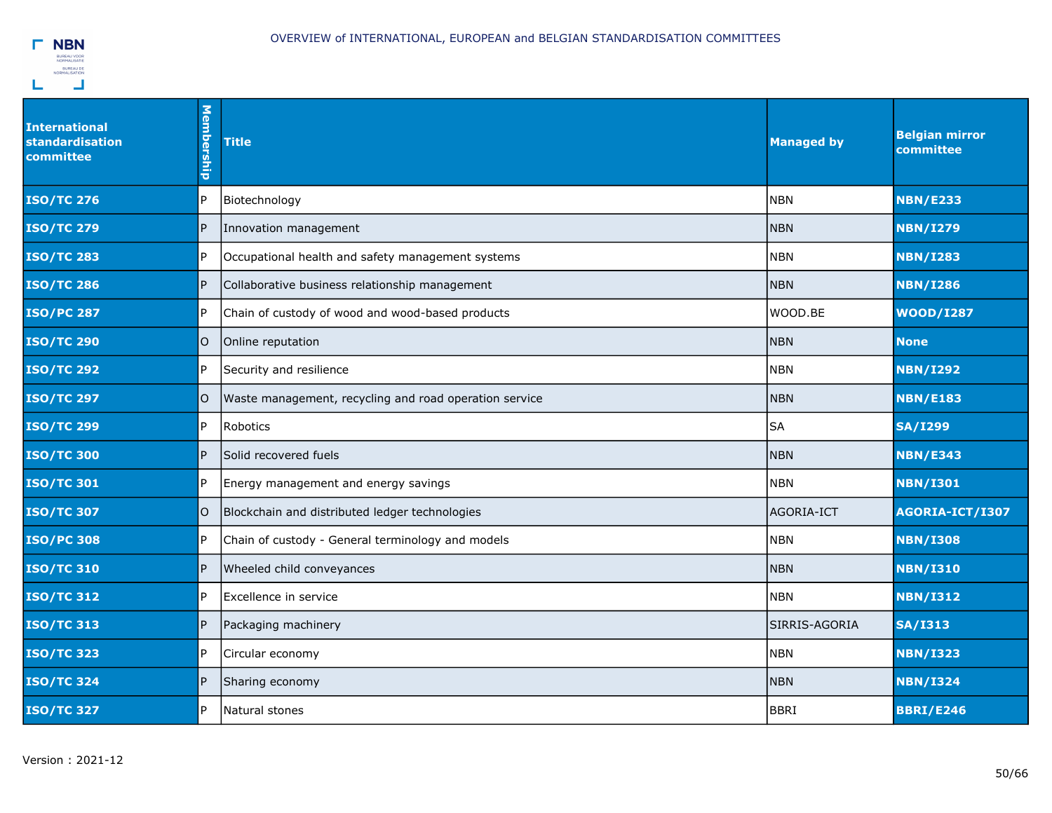| International standardisation committee | Membership | Title | Managed by | Belgian mirror committee |
|---|---|---|---|---|
| **ISO/TC 276** | P | Biotechnology | NBN | **NBN/E233** |
| **ISO/TC 279** | P | Innovation management | NBN | **NBN/I279** |
| **ISO/TC 283** | P | Occupational health and safety management systems | NBN | **NBN/I283** |
| **ISO/TC 286** | P | Collaborative business relationship management | NBN | **NBN/I286** |
| **ISO/PC 287** | P | Chain of custody of wood and wood-based products | WOOD.BE | **WOOD/I287** |
| **ISO/TC 290** | O | Online reputation | NBN | **None** |
| **ISO/TC 292** | P | Security and resilience | NBN | **NBN/I292** |
| **ISO/TC 297** | O | Waste management, recycling and road operation service | NBN | **NBN/E183** |
| **ISO/TC 299** | P | Robotics | SA | **SA/I299** |
| **ISO/TC 300** | P | Solid recovered fuels | NBN | **NBN/E343** |
| **ISO/TC 301** | P | Energy management and energy savings | NBN | **NBN/I301** |
| **ISO/TC 307** | O | Blockchain and distributed ledger technologies | AGORIA-ICT | **AGORIA-ICT/I307** |
| **ISO/PC 308** | P | Chain of custody - General terminology and models | NBN | **NBN/I308** |
| **ISO/TC 310** | P | Wheeled child conveyances | NBN | **NBN/I310** |
| **ISO/TC 312** | P | Excellence in service | NBN | **NBN/I312** |
| **ISO/TC 313** | P | Packaging machinery | SIRRIS-AGORIA | **SA/I313** |
| **ISO/TC 323** | P | Circular economy | NBN | **NBN/I323** |
| **ISO/TC 324** | P | Sharing economy | NBN | **NBN/I324** |
| **ISO/TC 327** | P | Natural stones | BBRI | **BBRI/E246** |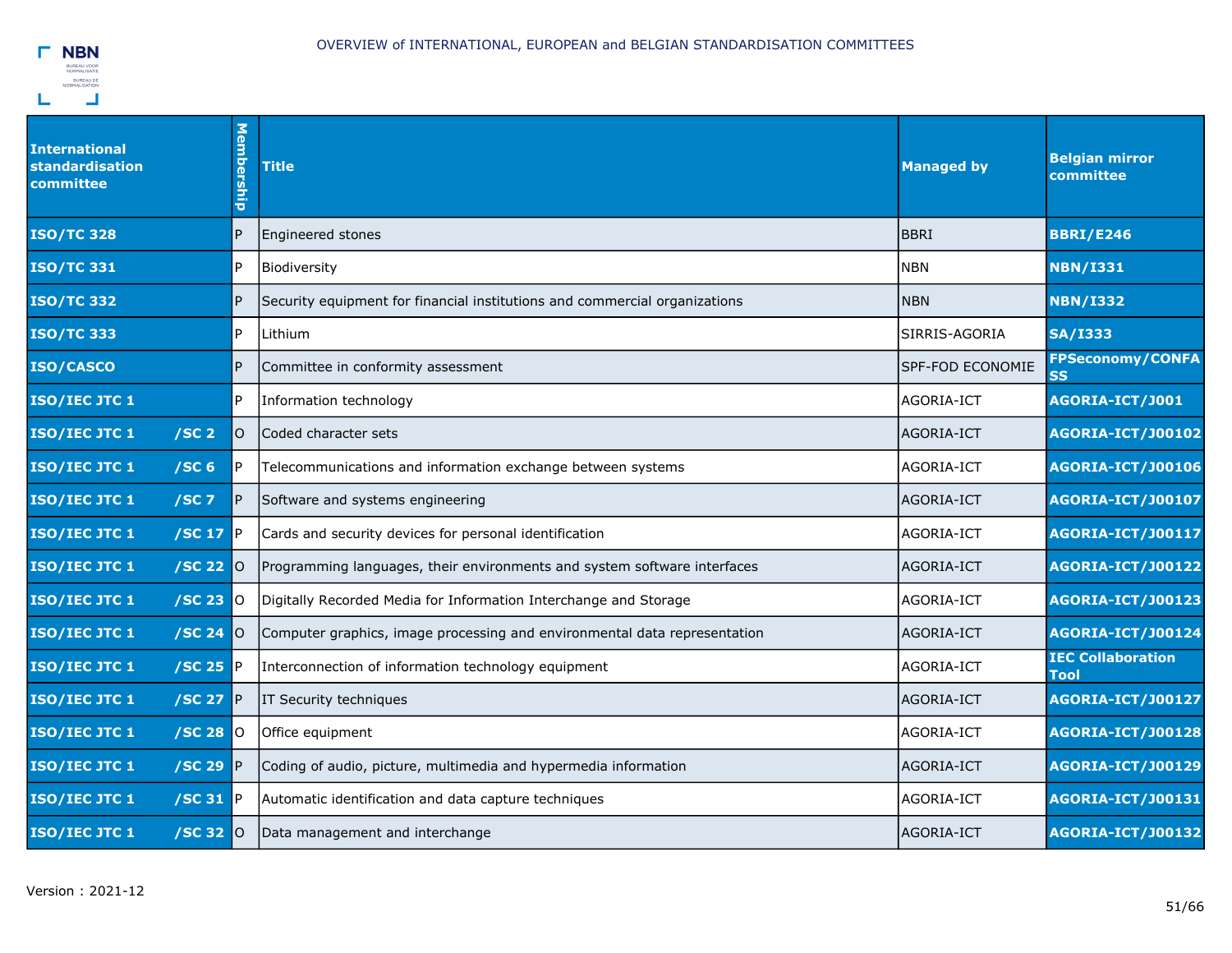OVERVIEW of INTERNATIONAL, EUROPEAN and Belgian STANDARDISATION COMMITTEES

| International standardisation committee | | Membership | Title | Managed by | Belgian mirror committee |
|---|---|---|---|---|---|
| **ISO/TC 328** | | P | Engineered stones | BBRI | **BBRI/E246** |
| **ISO/TC 331** | | P | Biodiversity | NBN | **NBN/I331** |
| **ISO/TC 332** | | P | Security equipment for financial institutions and commercial organizations | NBN | **NBN/I332** |
| **ISO/TC 333** | | P | Lithium | SIRRIS-AGORIA | **SA/I333** |
| **ISO/CASCO** | | P | Committee in conformity assessment | SPF-FOD ECONOMIE | **FPSeconomy/CONFASS** |
| **ISO/IEC JTC 1** | | P | Information technology | AGORIA-ICT | **AGORIA-ICT/J001** |
| **ISO/IEC JTC 1** | **/SC 2** | O | Coded character sets | AGORIA-ICT | **AGORIA-ICT/J00102** |
| **ISO/IEC JTC 1** | **/SC 6** | P | Telecommunications and information exchange between systems | AGORIA-ICT | **AGORIA-ICT/J00106** |
| **ISO/IEC JTC 1** | **/SC 7** | P | Software and systems engineering | AGORIA-ICT | **AGORIA-ICT/J00107** |
| **ISO/IEC JTC 1** | **/SC 17** | P | Cards and security devices for personal identification | AGORIA-ICT | **AGORIA-ICT/J00117** |
| **ISO/IEC JTC 1** | **/SC 22** | O | Programming languages, their environments and system software interfaces | AGORIA-ICT | **AGORIA-ICT/J00122** |
| **ISO/IEC JTC 1** | **/SC 23** | O | Digitally Recorded Media for Information Interchange and Storage | AGORIA-ICT | **AGORIA-ICT/J00123** |
| **ISO/IEC JTC 1** | **/SC 24** | O | Computer graphics, image processing and environmental data representation | AGORIA-ICT | **AGORIA-ICT/J00124** |
| **ISO/IEC JTC 1** | **/SC 25** | P | Interconnection of information technology equipment | AGORIA-ICT | **IEC Collaboration Tool** |
| **ISO/IEC JTC 1** | **/SC 27** | P | IT Security techniques | AGORIA-ICT | **AGORIA-ICT/J00127** |
| **ISO/IEC JTC 1** | **/SC 28** | O | Office equipment | AGORIA-ICT | **AGORIA-ICT/J00128** |
| **ISO/IEC JTC 1** | **/SC 29** | P | Coding of audio, picture, multimedia and hypermedia information | AGORIA-ICT | **AGORIA-ICT/J00129** |
| **ISO/IEC JTC 1** | **/SC 31** | P | Automatic identification and data capture techniques | AGORIA-ICT | **AGORIA-ICT/J00131** |
| **ISO/IEC JTC 1** | **/SC 32** | O | Data management and interchange | AGORIA-ICT | **AGORIA-ICT/J00132** |

Version : 2021-12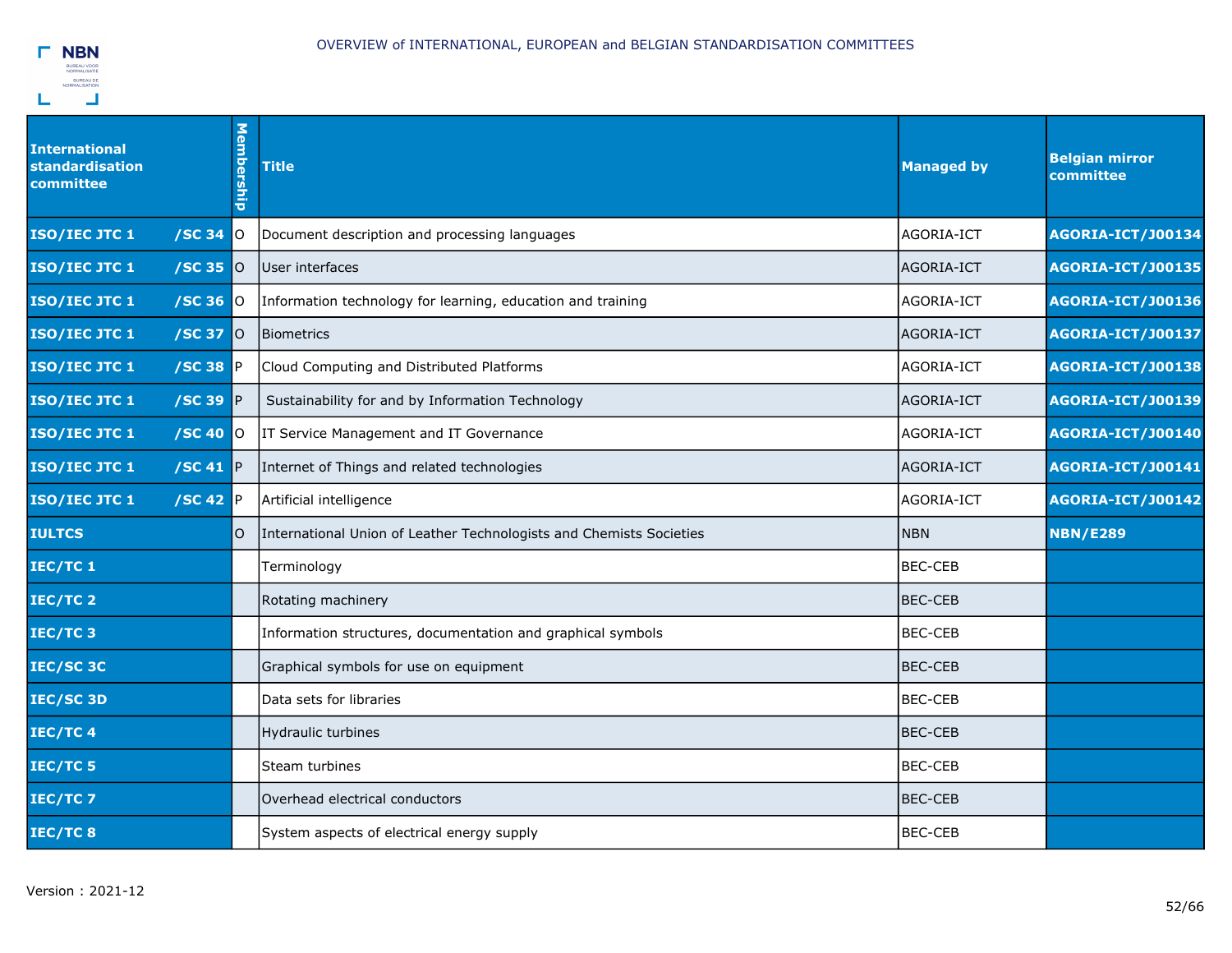| International standardisation committee | Membership | Title | Managed by | Belgian mirror committee |
|---|---|---|---|---|
| **ISO/IEC JTC 1 /SC 34** | O | Document description and processing languages | AGORIA-ICT | **AGORIA-ICT/J00134** |
| **ISO/IEC JTC 1 /SC 35** | O | User interfaces | AGORIA-ICT | **AGORIA-ICT/J00135** |
| **ISO/IEC JTC 1 /SC 36** | O | Information technology for learning, education and training | AGORIA-ICT | **AGORIA-ICT/J00136** |
| **ISO/IEC JTC 1 /SC 37** | O | Biometrics | AGORIA-ICT | **AGORIA-ICT/J00137** |
| **ISO/IEC JTC 1 /SC 38** | P | Cloud Computing and Distributed Platforms | AGORIA-ICT | **AGORIA-ICT/J00138** |
| **ISO/IEC JTC 1 /SC 39** | P | Sustainability for and by Information Technology | AGORIA-ICT | **AGORIA-ICT/J00139** |
| **ISO/IEC JTC 1 /SC 40** | O | IT Service Management and IT Governance | AGORIA-ICT | **AGORIA-ICT/J00140** |
| **ISO/IEC JTC 1 /SC 41** | P | Internet of Things and related technologies | AGORIA-ICT | **AGORIA-ICT/J00141** |
| **ISO/IEC JTC 1 /SC 42** | P | Artificial intelligence | AGORIA-ICT | **AGORIA-ICT/J00142** |
| **IULTCS** | O | International Union of Leather Technologists and Chemists Societies | NBN | **NBN/E289** |
| **IEC/TC 1** | | Terminology | BEC-CEB | |
| **IEC/TC 2** | | Rotating machinery | BEC-CEB | |
| **IEC/TC 3** | | Information structures, documentation and graphical symbols | BEC-CEB | |
| **IEC/SC 3C** | | Graphical symbols for use on equipment | BEC-CEB | |
| **IEC/SC 3D** | | Data sets for libraries | BEC-CEB | |
| **IEC/TC 4** | | Hydraulic turbines | BEC-CEB | |
| **IEC/TC 5** | | Steam turbines | BEC-CEB | |
| **IEC/TC 7** | | Overhead electrical conductors | BEC-CEB | |
| **IEC/TC 8** | | System aspects of electrical energy supply | BEC-CEB | |

Version : 2021-12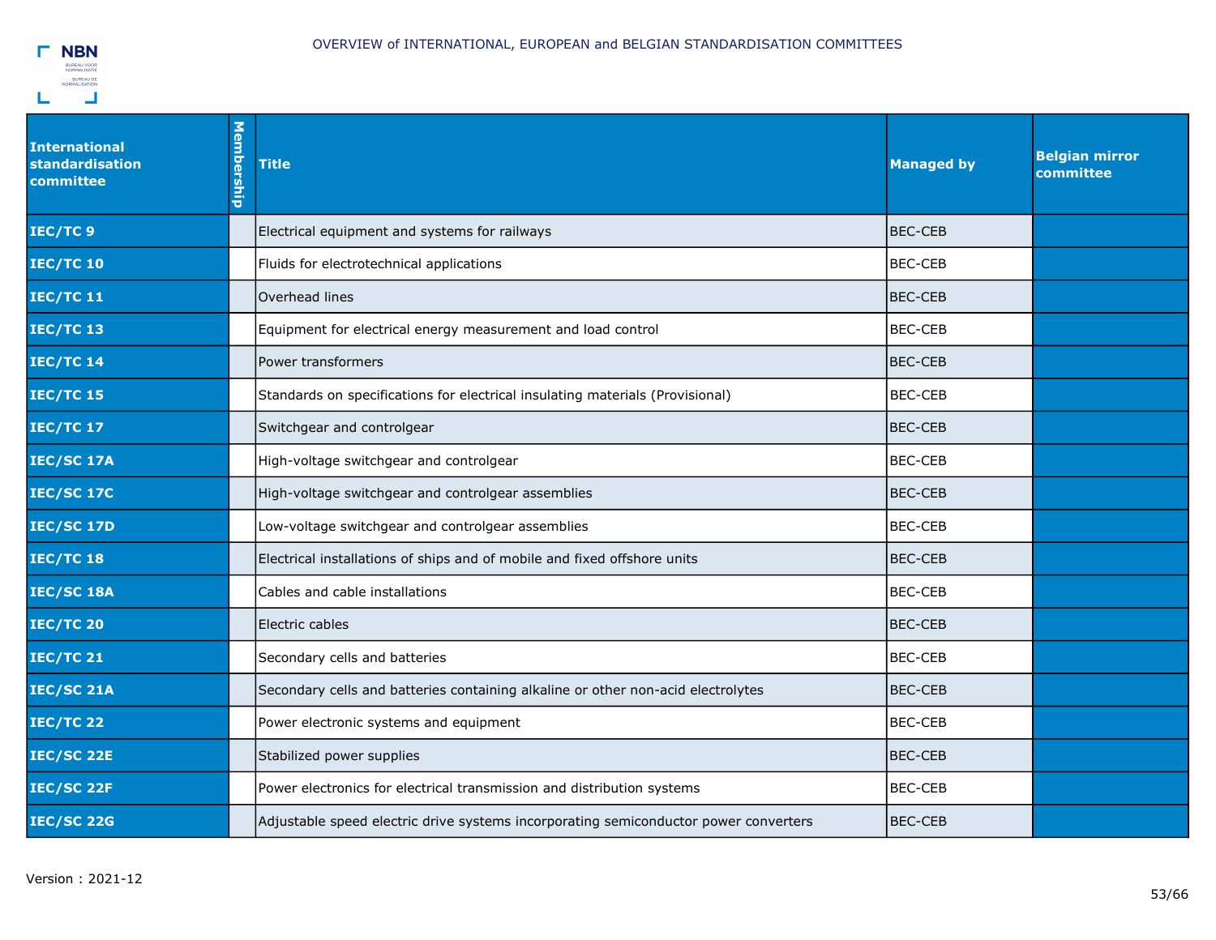OVERVIEW of INTERNATIONAL, EUROPEAN and BELGIAN STANDARDISATION COMMITTEES

| International standardisation committee | Membership | Title | Managed by | Belgian mirror committee |
|---|---|---|---|---|
| **IEC/TC 9** | | Electrical equipment and systems for railways | BEC-CEB | |
| **IEC/TC 10** | | Fluids for electrotechnical applications | BEC-CEB | |
| **IEC/TC 11** | | Overhead lines | BEC-CEB | |
| **IEC/TC 13** | | Equipment for electrical energy measurement and load control | BEC-CEB | |
| **IEC/TC 14** | | Power transformers | BEC-CEB | |
| **IEC/TC 15** | | Standards on specifications for electrical insulating materials (Provisional) | BEC-CEB | |
| **IEC/TC 17** | | Switchgear and controlgear | BEC-CEB | |
| **IEC/SC 17A** | | High-voltage switchgear and controlgear | BEC-CEB | |
| **IEC/SC 17C** | | High-voltage switchgear and controlgear assemblies | BEC-CEB | |
| **IEC/SC 17D** | | Low-voltage switchgear and controlgear assemblies | BEC-CEB | |
| **IEC/TC 18** | | Electrical installations of ships and of mobile and fixed offshore units | BEC-CEB | |
| **IEC/SC 18A** | | Cables and cable installations | BEC-CEB | |
| **IEC/TC 20** | | Electric cables | BEC-CEB | |
| **IEC/TC 21** | | Secondary cells and batteries | BEC-CEB | |
| **IEC/SC 21A** | | Secondary cells and batteries containing alkaline or other non-acid electrolytes | BEC-CEB | |
| **IEC/TC 22** | | Power electronic systems and equipment | BEC-CEB | |
| **IEC/SC 22E** | | Stabilized power supplies | BEC-CEB | |
| **IEC/SC 22F** | | Power electronics for electrical transmission and distribution systems | BEC-CEB | |
| **IEC/SC 22G** | | Adjustable speed electric drive systems incorporating semiconductor power converters | BEC-CEB | |

Version : 2021-12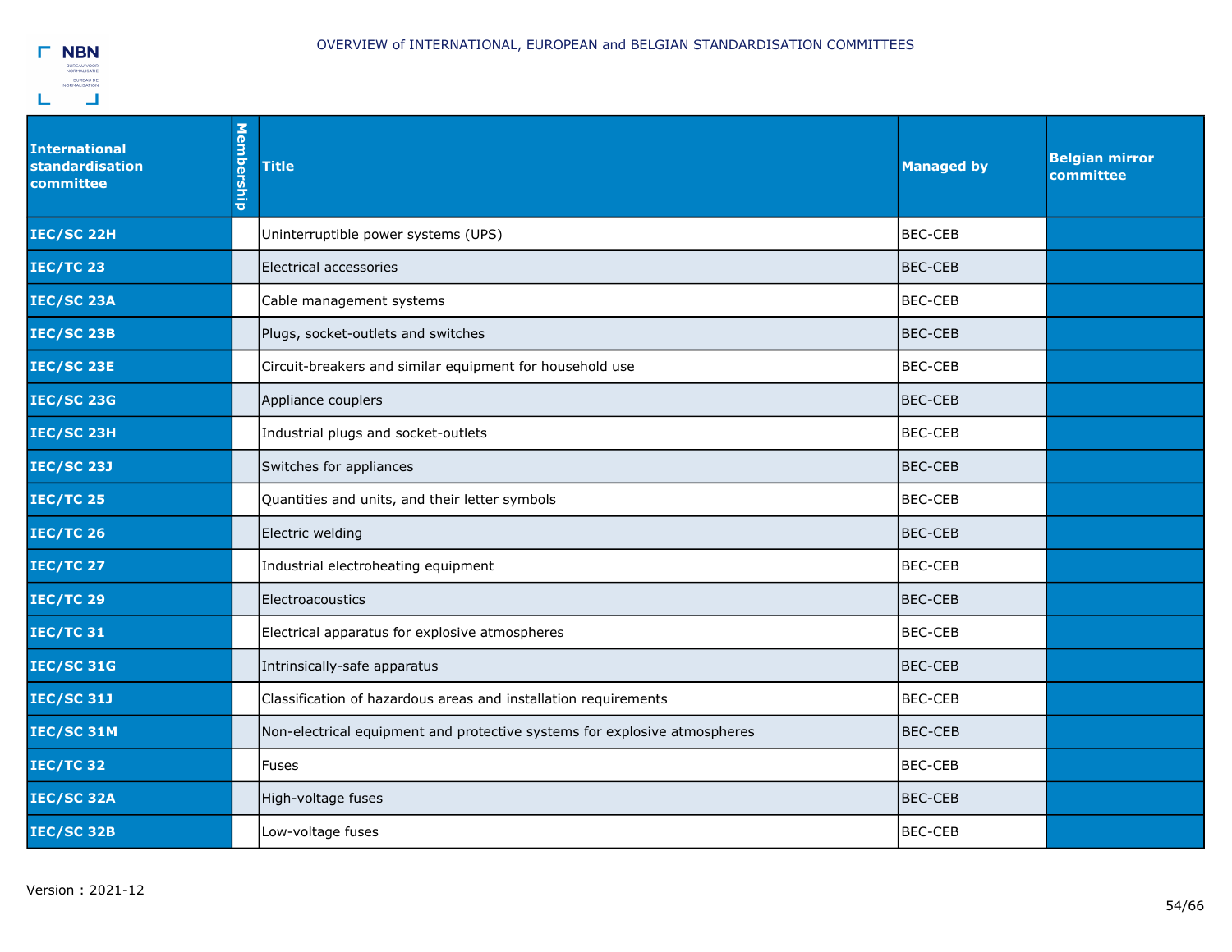OVERVIEW of INTERNATIONAL, EUROPEAN and BELGIAN STANDARDISATION COMMITTEES

| International standardisation committee | Membership | Title | Managed by | Belgian mirror committee |
|---|---|---|---|---|
| IEC/SC 22H | | Uninterruptible power systems (UPS) | BEC-CEB | |
| IEC/TC 23 | | Electrical accessories | BEC-CEB | |
| IEC/SC 23A | | Cable management systems | BEC-CEB | |
| IEC/SC 23B | | Plugs, socket-outlets and switches | BEC-CEB | |
| IEC/SC 23E | | Circuit-breakers and similar equipment for household use | BEC-CEB | |
| IEC/SC 23G | | Appliance couplers | BEC-CEB | |
| IEC/SC 23H | | Industrial plugs and socket-outlets | BEC-CEB | |
| IEC/SC 23J | | Switches for appliances | BEC-CEB | |
| IEC/TC 25 | | Quantities and units, and their letter symbols | BEC-CEB | |
| IEC/TC 26 | | Electric welding | BEC-CEB | |
| IEC/TC 27 | | Industrial electroheating equipment | BEC-CEB | |
| IEC/TC 29 | | Electroacoustics | BEC-CEB | |
| IEC/TC 31 | | Electrical apparatus for explosive atmospheres | BEC-CEB | |
| IEC/SC 31G | | Intrinsically-safe apparatus | BEC-CEB | |
| IEC/SC 31J | | Classification of hazardous areas and installation requirements | BEC-CEB | |
| IEC/SC 31M | | Non-electrical equipment and protective systems for explosive atmospheres | BEC-CEB | |
| IEC/TC 32 | | Fuses | BEC-CEB | |
| IEC/SC 32A | | High-voltage fuses | BEC-CEB | |
| IEC/SC 32B | | Low-voltage fuses | BEC-CEB | |

Version : 2021-12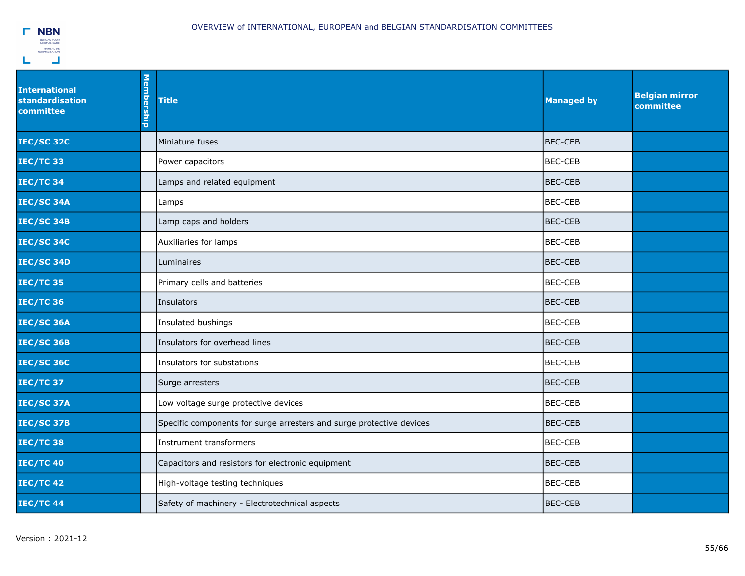# OVERVIEW of INTERNATIONAL, EUROPEAN and BELGIAN STANDARDISATION COMMITTEES

| International standardisation committee | Membership | Title | Managed by | Belgian mirror committee |
|---|---|---|---|---|
| **IEC/SC 32C** | | Miniature fuses | BEC-CEB | |
| **IEC/TC 33** | | Power capacitors | BEC-CEB | |
| **IEC/TC 34** | | Lamps and related equipment | BEC-CEB | |
| **IEC/SC 34A** | | Lamps | BEC-CEB | |
| **IEC/SC 34B** | | Lamp caps and holders | BEC-CEB | |
| **IEC/SC 34C** | | Auxiliaries for lamps | BEC-CEB | |
| **IEC/SC 34D** | | Luminaires | BEC-CEB | |
| **IEC/TC 35** | | Primary cells and batteries | BEC-CEB | |
| **IEC/TC 36** | | Insulators | BEC-CEB | |
| **IEC/SC 36A** | | Insulated bushings | BEC-CEB | |
| **IEC/SC 36B** | | Insulators for overhead lines | BEC-CEB | |
| **IEC/SC 36C** | | Insulators for substations | BEC-CEB | |
| **IEC/TC 37** | | Surge arresters | BEC-CEB | |
| **IEC/SC 37A** | | Low voltage surge protective devices | BEC-CEB | |
| **IEC/SC 37B** | | Specific components for surge arresters and surge protective devices | BEC-CEB | |
| **IEC/TC 38** | | Instrument transformers | BEC-CEB | |
| **IEC/TC 40** | | Capacitors and resistors for electronic equipment | BEC-CEB | |
| **IEC/TC 42** | | High-voltage testing techniques | BEC-CEB | |
| **IEC/TC 44** | | Safety of machinery - Electrotechnical aspects | BEC-CEB | |

Version : 2021-12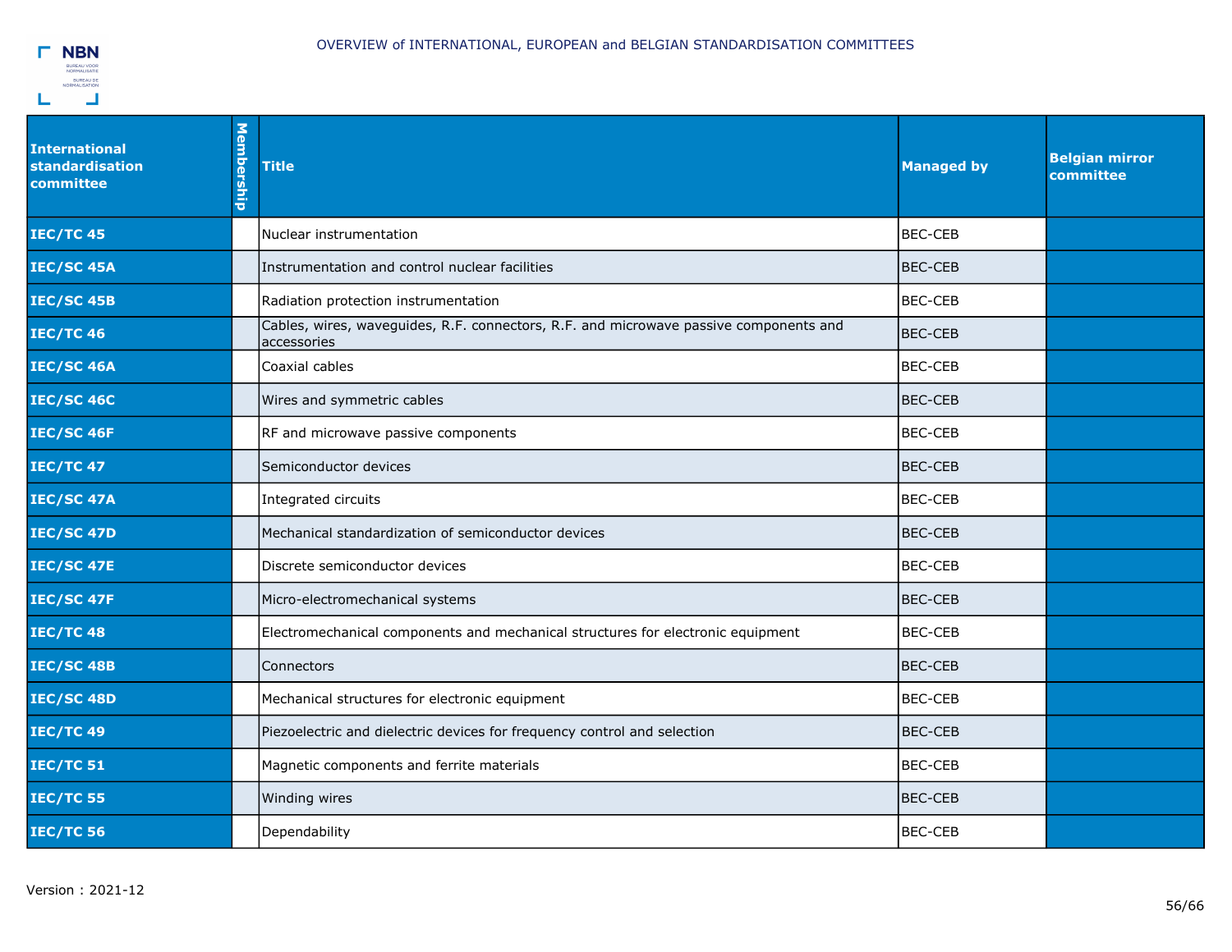| International standardisation committee | Membership | Title | Managed by | Belgian mirror committee |
|---|---|---|---|---|
| **IEC/TC 45** | | Nuclear instrumentation | BEC-CEB | |
| **IEC/SC 45A** | | Instrumentation and control nuclear facilities | BEC-CEB | |
| **IEC/SC 45B** | | Radiation protection instrumentation | BEC-CEB | |
| **IEC/TC 46** | | Cables, wires, waveguides, R.F. connectors, R.F. and microwave passive components and accessories | BEC-CEB | |
| **IEC/SC 46A** | | Coaxial cables | BEC-CEB | |
| **IEC/SC 46C** | | Wires and symmetric cables | BEC-CEB | |
| **IEC/SC 46F** | | RF and microwave passive components | BEC-CEB | |
| **IEC/TC 47** | | Semiconductor devices | BEC-CEB | |
| **IEC/SC 47A** | | Integrated circuits | BEC-CEB | |
| **IEC/SC 47D** | | Mechanical standardization of semiconductor devices | BEC-CEB | |
| **IEC/SC 47E** | | Discrete semiconductor devices | BEC-CEB | |
| **IEC/SC 47F** | | Micro-electromechanical systems | BEC-CEB | |
| **IEC/TC 48** | | Electromechanical components and mechanical structures for electronic equipment | BEC-CEB | |
| **IEC/SC 48B** | | Connectors | BEC-CEB | |
| **IEC/SC 48D** | | Mechanical structures for electronic equipment | BEC-CEB | |
| **IEC/TC 49** | | Piezoelectric and dielectric devices for frequency control and selection | BEC-CEB | |
| **IEC/TC 51** | | Magnetic components and ferrite materials | BEC-CEB | |
| **IEC/TC 55** | | Winding wires | BEC-CEB | |
| **IEC/TC 56** | | Dependability | BEC-CEB | |

Version : 2021-12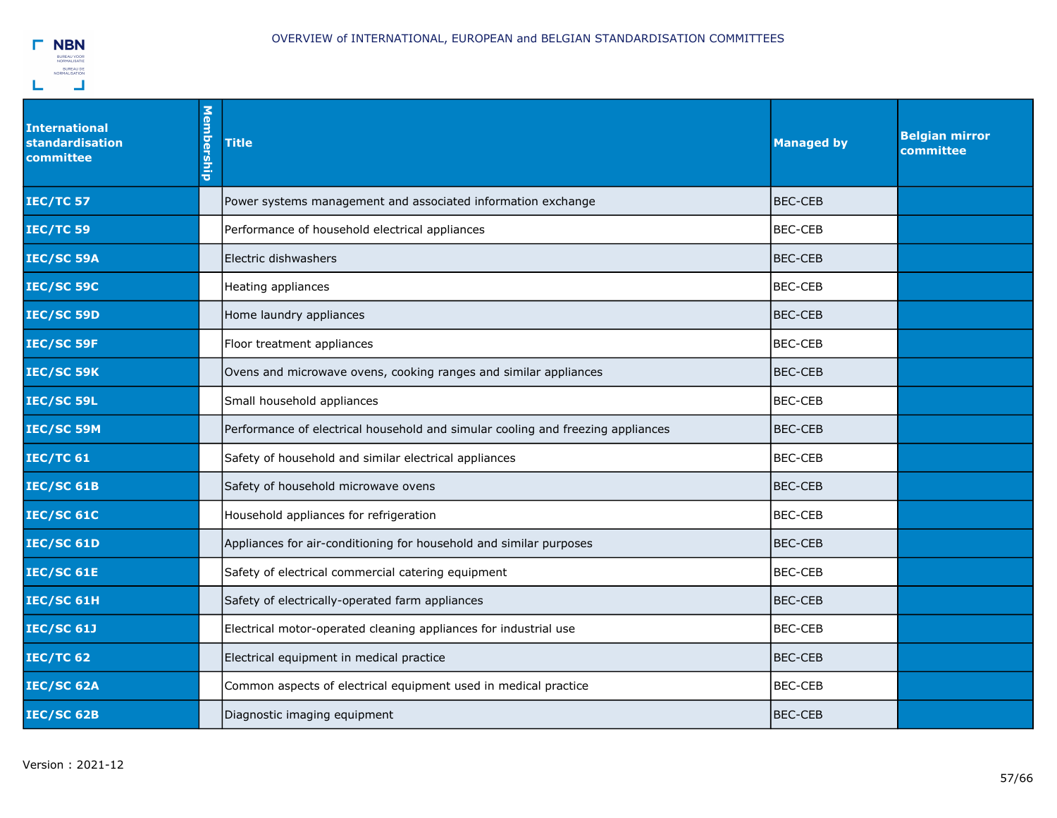OVERVIEW of INTERNATIONAL, EUROPEAN and BELGIAN STANDARDISATION COMMITTEES

| International standardisation committee | Membership | Title | Managed by | Belgian mirror committee |
|---|---|---|---|---|
| IEC/TC 57 | | Power systems management and associated information exchange | BEC-CEB | |
| IEC/TC 59 | | Performance of household electrical appliances | BEC-CEB | |
| IEC/SC 59A | | Electric dishwashers | BEC-CEB | |
| IEC/SC 59C | | Heating appliances | BEC-CEB | |
| IEC/SC 59D | | Home laundry appliances | BEC-CEB | |
| IEC/SC 59F | | Floor treatment appliances | BEC-CEB | |
| IEC/SC 59K | | Ovens and microwave ovens, cooking ranges and similar appliances | BEC-CEB | |
| IEC/SC 59L | | Small household appliances | BEC-CEB | |
| IEC/SC 59M | | Performance of electrical household and simular cooling and freezing appliances | BEC-CEB | |
| IEC/TC 61 | | Safety of household and similar electrical appliances | BEC-CEB | |
| IEC/SC 61B | | Safety of household microwave ovens | BEC-CEB | |
| IEC/SC 61C | | Household appliances for refrigeration | BEC-CEB | |
| IEC/SC 61D | | Appliances for air-conditioning for household and similar purposes | BEC-CEB | |
| IEC/SC 61E | | Safety of electrical commercial catering equipment | BEC-CEB | |
| IEC/SC 61H | | Safety of electrically-operated farm appliances | BEC-CEB | |
| IEC/SC 61J | | Electrical motor-operated cleaning appliances for industrial use | BEC-CEB | |
| IEC/TC 62 | | Electrical equipment in medical practice | BEC-CEB | |
| IEC/SC 62A | | Common aspects of electrical equipment used in medical practice | BEC-CEB | |
| IEC/SC 62B | | Diagnostic imaging equipment | BEC-CEB | |

Version : 2021-12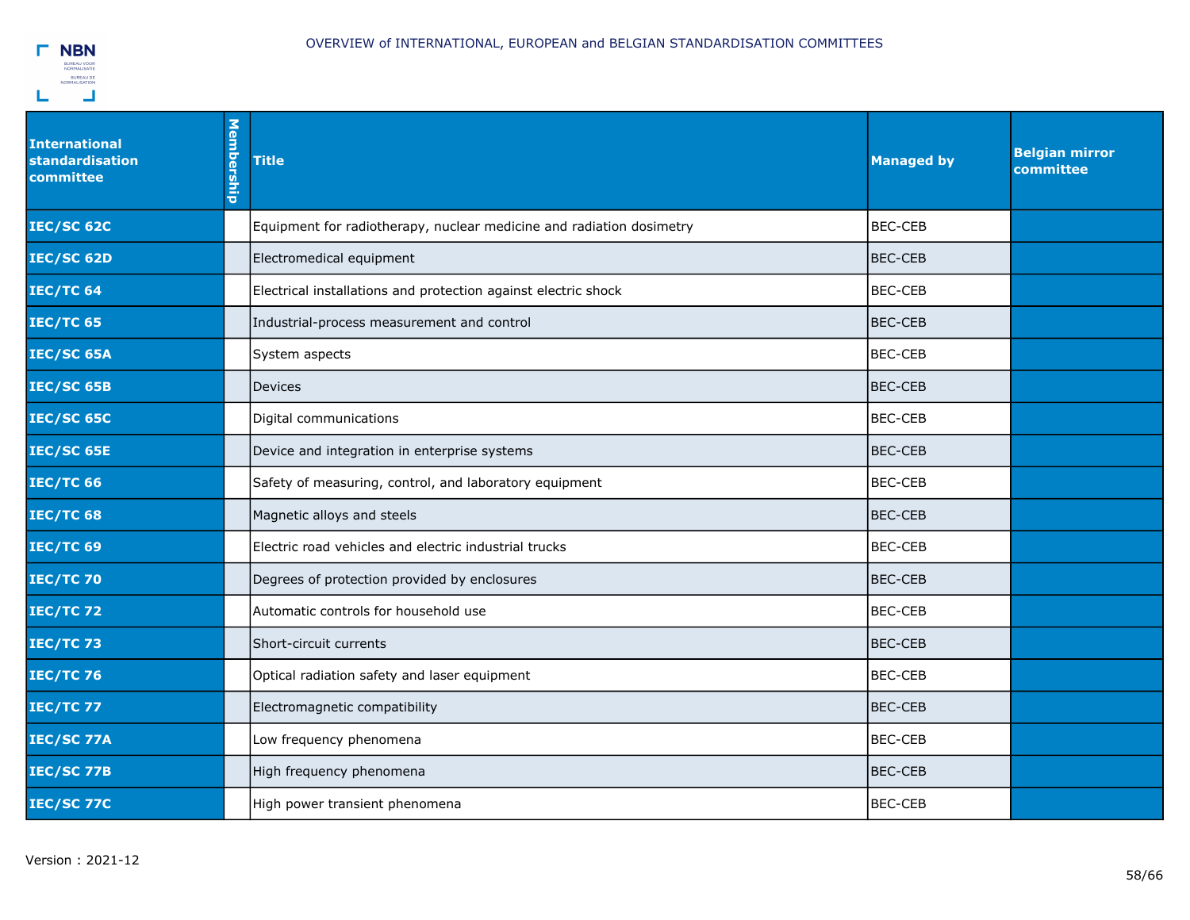OVERVIEW of INTERNATIONAL, EUROPEAN and BELGIAN STANDARDISATION COMMITTEES

| International standardisation committee | Membership | Title | Managed by | Belgian mirror committee |
|---|---|---|---|---|
| **IEC/SC 62C** | | Equipment for radiotherapy, nuclear medicine and radiation dosimetry | BEC-CEB | |
| **IEC/SC 62D** | | Electromedical equipment | BEC-CEB | |
| **IEC/TC 64** | | Electrical installations and protection against electric shock | BEC-CEB | |
| **IEC/TC 65** | | Industrial-process measurement and control | BEC-CEB | |
| **IEC/SC 65A** | | System aspects | BEC-CEB | |
| **IEC/SC 65B** | | Devices | BEC-CEB | |
| **IEC/SC 65C** | | Digital communications | BEC-CEB | |
| **IEC/SC 65E** | | Device and integration in enterprise systems | BEC-CEB | |
| **IEC/TC 66** | | Safety of measuring, control, and laboratory equipment | BEC-CEB | |
| **IEC/TC 68** | | Magnetic alloys and steels | BEC-CEB | |
| **IEC/TC 69** | | Electric road vehicles and electric industrial trucks | BEC-CEB | |
| **IEC/TC 70** | | Degrees of protection provided by enclosures | BEC-CEB | |
| **IEC/TC 72** | | Automatic controls for household use | BEC-CEB | |
| **IEC/TC 73** | | Short-circuit currents | BEC-CEB | |
| **IEC/TC 76** | | Optical radiation safety and laser equipment | BEC-CEB | |
| **IEC/TC 77** | | Electromagnetic compatibility | BEC-CEB | |
| **IEC/SC 77A** | | Low frequency phenomena | BEC-CEB | |
| **IEC/SC 77B** | | High frequency phenomena | BEC-CEB | |
| **IEC/SC 77C** | | High power transient phenomena | BEC-CEB | |

Version : 2021-12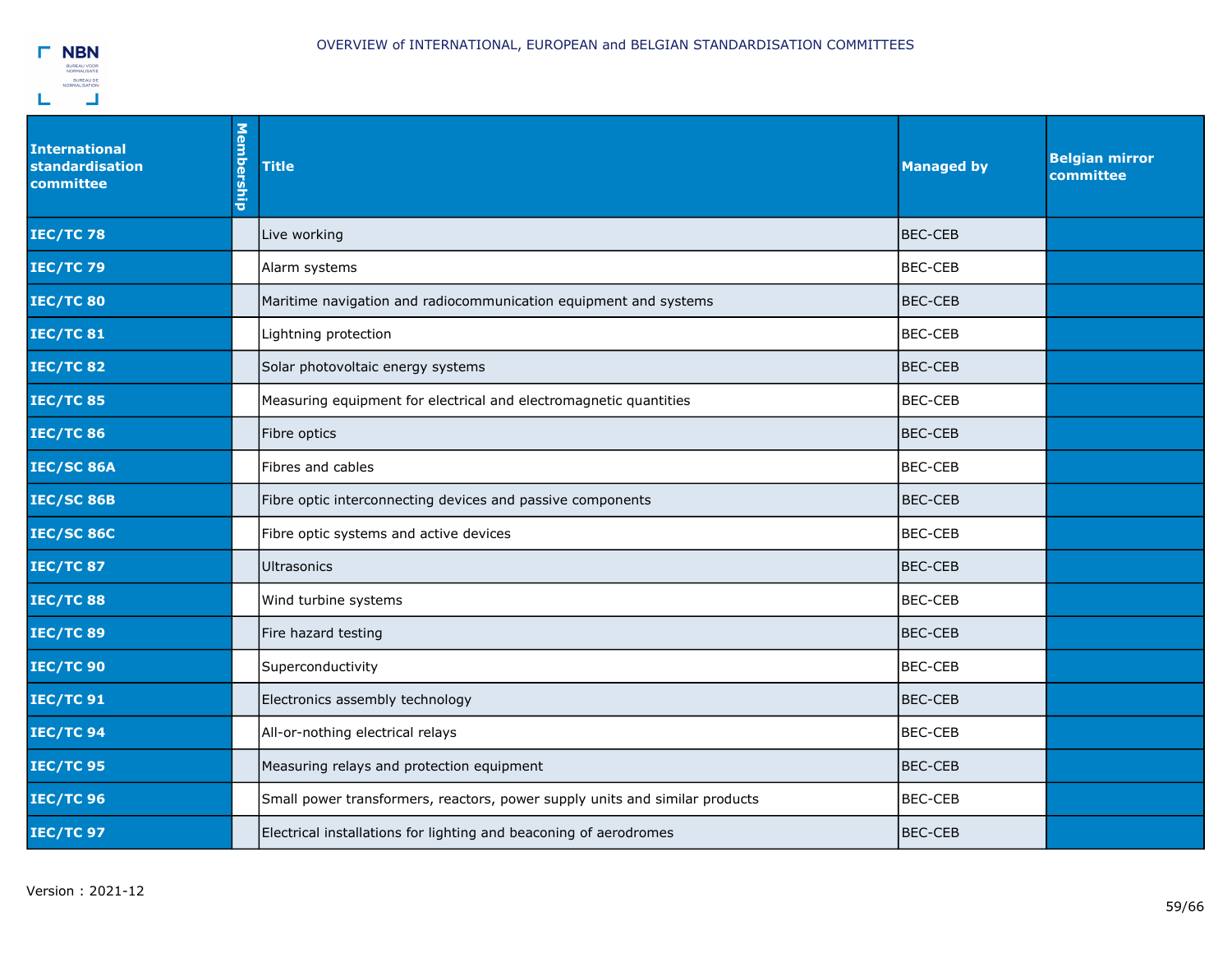| International standardisation committee | Membership | Title | Managed by | Belgian mirror committee |
|---|---|---|---|---|
| **IEC/TC 78** | | Live working | BEC-CEB | |
| **IEC/TC 79** | | Alarm systems | BEC-CEB | |
| **IEC/TC 80** | | Maritime navigation and radiocommunication equipment and systems | BEC-CEB | |
| **IEC/TC 81** | | Lightning protection | BEC-CEB | |
| **IEC/TC 82** | | Solar photovoltaic energy systems | BEC-CEB | |
| **IEC/TC 85** | | Measuring equipment for electrical and electromagnetic quantities | BEC-CEB | |
| **IEC/TC 86** | | Fibre optics | BEC-CEB | |
| **IEC/SC 86A** | | Fibres and cables | BEC-CEB | |
| **IEC/SC 86B** | | Fibre optic interconnecting devices and passive components | BEC-CEB | |
| **IEC/SC 86C** | | Fibre optic systems and active devices | BEC-CEB | |
| **IEC/TC 87** | | Ultrasonics | BEC-CEB | |
| **IEC/TC 88** | | Wind turbine systems | BEC-CEB | |
| **IEC/TC 89** | | Fire hazard testing | BEC-CEB | |
| **IEC/TC 90** | | Superconductivity | BEC-CEB | |
| **IEC/TC 91** | | Electronics assembly technology | BEC-CEB | |
| **IEC/TC 94** | | All-or-nothing electrical relays | BEC-CEB | |
| **IEC/TC 95** | | Measuring relays and protection equipment | BEC-CEB | |
| **IEC/TC 96** | | Small power transformers, reactors, power supply units and similar products | BEC-CEB | |
| **IEC/TC 97** | | Electrical installations for lighting and beaconing of aerodromes | BEC-CEB | |

Version : 2021-12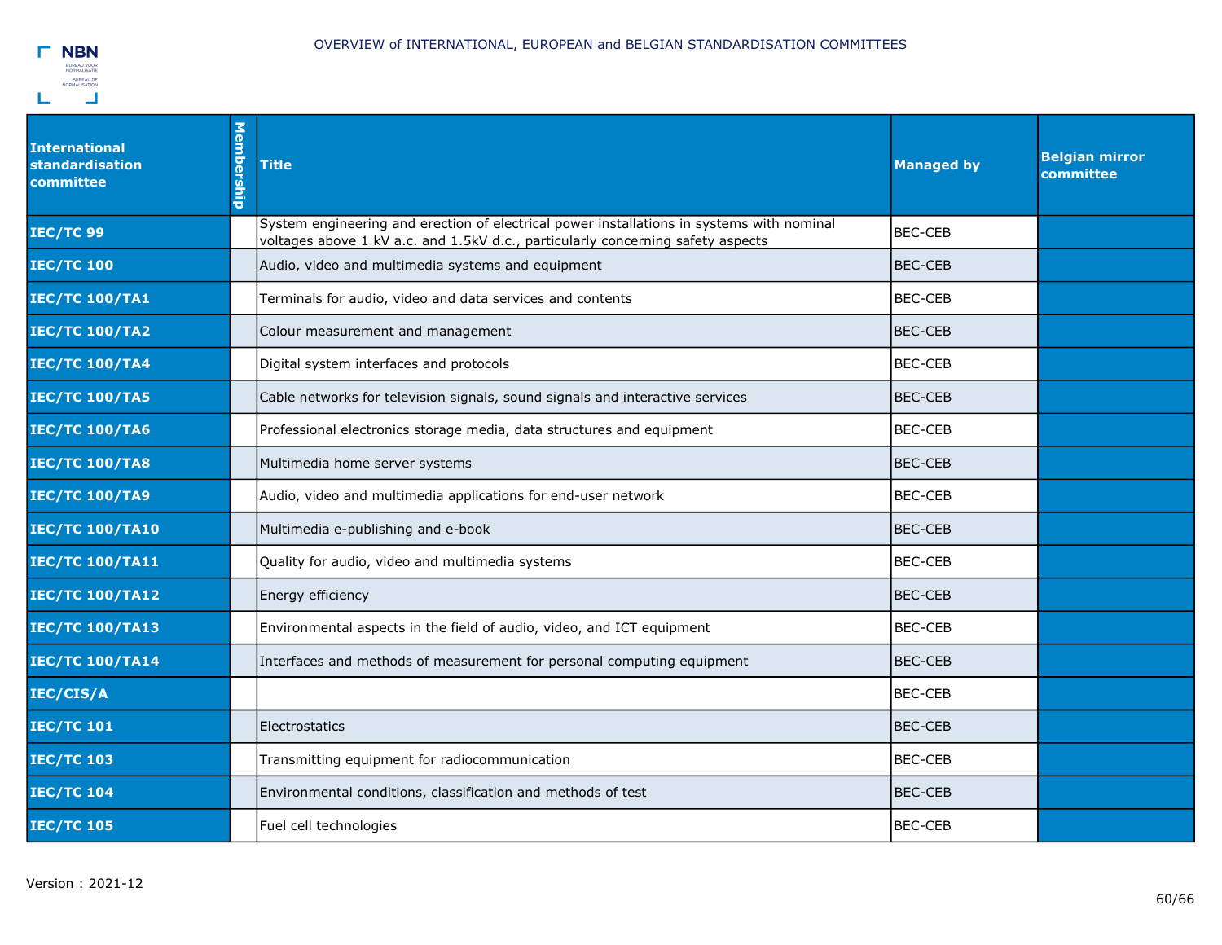OVERVIEW of INTERNATIONAL, EUROPEAN and BELGIAN STANDARDISATION COMMITTEES

| International standardisation committee | Membership | Title | Managed by | Belgian mirror committee |
|---|---|---|---|---|
| **IEC/TC 99** | | System engineering and erection of electrical power installations in systems with nominal voltages above 1 kV a.c. and 1.5kV d.c., particularly concerning safety aspects | BEC-CEB | |
| **IEC/TC 100** | | Audio, video and multimedia systems and equipment | BEC-CEB | |
| **IEC/TC 100/TA1** | | Terminals for audio, video and data services and contents | BEC-CEB | |
| **IEC/TC 100/TA2** | | Colour measurement and management | BEC-CEB | |
| **IEC/TC 100/TA4** | | Digital system interfaces and protocols | BEC-CEB | |
| **IEC/TC 100/TA5** | | Cable networks for television signals, sound signals and interactive services | BEC-CEB | |
| **IEC/TC 100/TA6** | | Professional electronics storage media, data structures and equipment | BEC-CEB | |
| **IEC/TC 100/TA8** | | Multimedia home server systems | BEC-CEB | |
| **IEC/TC 100/TA9** | | Audio, video and multimedia applications for end-user network | BEC-CEB | |
| **IEC/TC 100/TA10** | | Multimedia e-publishing and e-book | BEC-CEB | |
| **IEC/TC 100/TA11** | | Quality for audio, video and multimedia systems | BEC-CEB | |
| **IEC/TC 100/TA12** | | Energy efficiency | BEC-CEB | |
| **IEC/TC 100/TA13** | | Environmental aspects in the field of audio, video, and ICT equipment | BEC-CEB | |
| **IEC/TC 100/TA14** | | Interfaces and methods of measurement for personal computing equipment | BEC-CEB | |
| **IEC/CIS/A** | | | BEC-CEB | |
| **IEC/TC 101** | | Electrostatics | BEC-CEB | |
| **IEC/TC 103** | | Transmitting equipment for radiocommunication | BEC-CEB | |
| **IEC/TC 104** | | Environmental conditions, classification and methods of test | BEC-CEB | |
| **IEC/TC 105** | | Fuel cell technologies | BEC-CEB | |

Version : 2021-12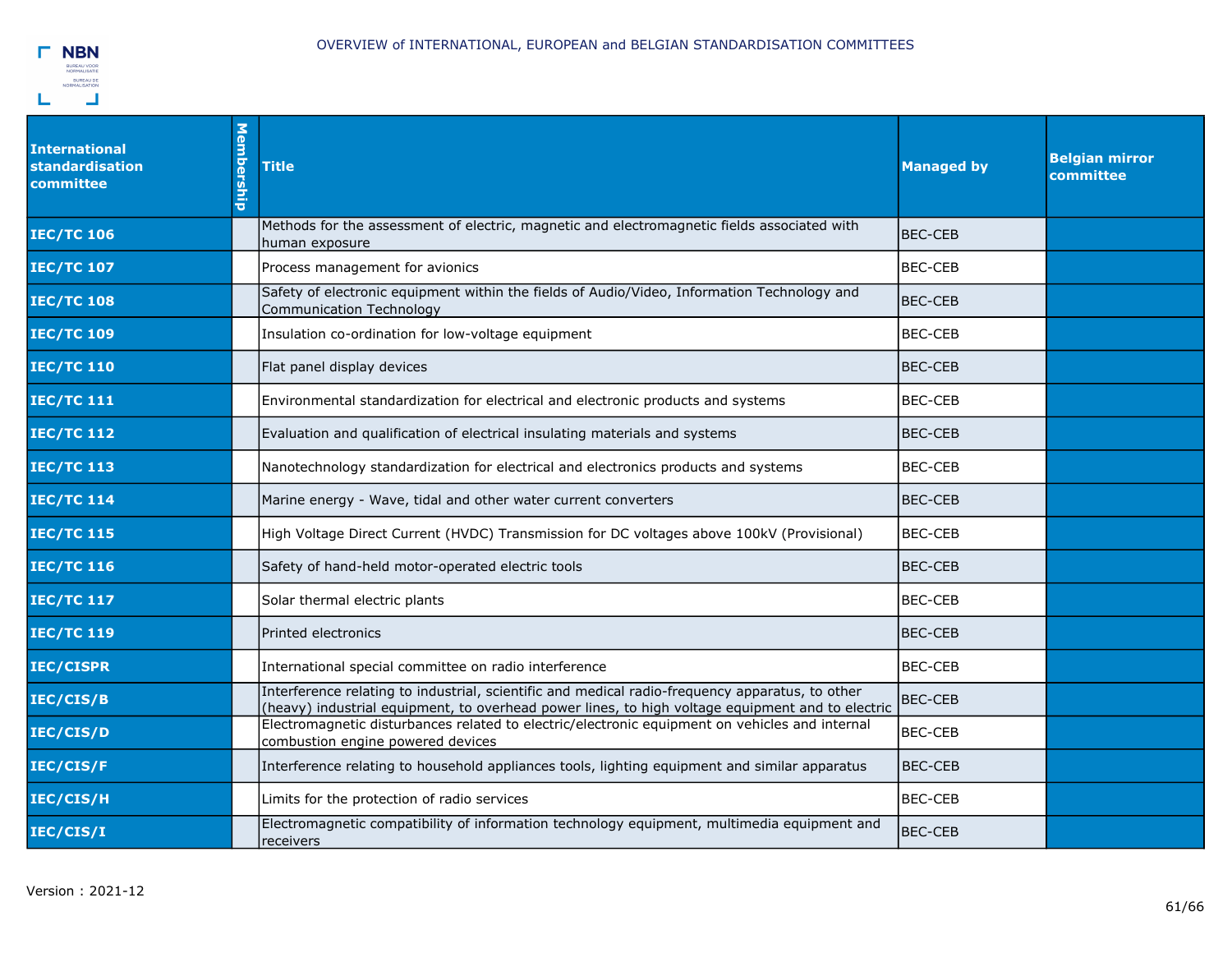OVERVIEW of INTERNATIONAL, EUROPEAN and BELGIAN STANDARDISATION COMMITTEES

| International standardisation committee | Membership | Title | Managed by | Belgian mirror committee |
|---|---|---|---|---|
| **IEC/TC 106** | | Methods for the assessment of electric, magnetic and electromagnetic fields associated with human exposure | BEC-CEB | |
| **IEC/TC 107** | | Process management for avionics | BEC-CEB | |
| **IEC/TC 108** | | Safety of electronic equipment within the fields of Audio/Video, Information Technology and Communication Technology | BEC-CEB | |
| **IEC/TC 109** | | Insulation co-ordination for low-voltage equipment | BEC-CEB | |
| **IEC/TC 110** | | Flat panel display devices | BEC-CEB | |
| **IEC/TC 111** | | Environmental standardization for electrical and electronic products and systems | BEC-CEB | |
| **IEC/TC 112** | | Evaluation and qualification of electrical insulating materials and systems | BEC-CEB | |
| **IEC/TC 113** | | Nanotechnology standardization for electrical and electronics products and systems | BEC-CEB | |
| **IEC/TC 114** | | Marine energy - Wave, tidal and other water current converters | BEC-CEB | |
| **IEC/TC 115** | | High Voltage Direct Current (HVDC) Transmission for DC voltages above 100kV (Provisional) | BEC-CEB | |
| **IEC/TC 116** | | Safety of hand-held motor-operated electric tools | BEC-CEB | |
| **IEC/TC 117** | | Solar thermal electric plants | BEC-CEB | |
| **IEC/TC 119** | | Printed electronics | BEC-CEB | |
| **IEC/CISPR** | | International special committee on radio interference | BEC-CEB | |
| **IEC/CIS/B** | | Interference relating to industrial, scientific and medical radio-frequency apparatus, to other (heavy) industrial equipment, to overhead power lines, to high voltage equipment and to electric | BEC-CEB | |
| **IEC/CIS/D** | | Electromagnetic disturbances related to electric/electronic equipment on vehicles and internal combustion engine powered devices | BEC-CEB | |
| **IEC/CIS/F** | | Interference relating to household appliances tools, lighting equipment and similar apparatus | BEC-CEB | |
| **IEC/CIS/H** | | Limits for the protection of radio services | BEC-CEB | |
| **IEC/CIS/I** | | Electromagnetic compatibility of information technology equipment, multimedia equipment and receivers | BEC-CEB | |

Version : 2021-12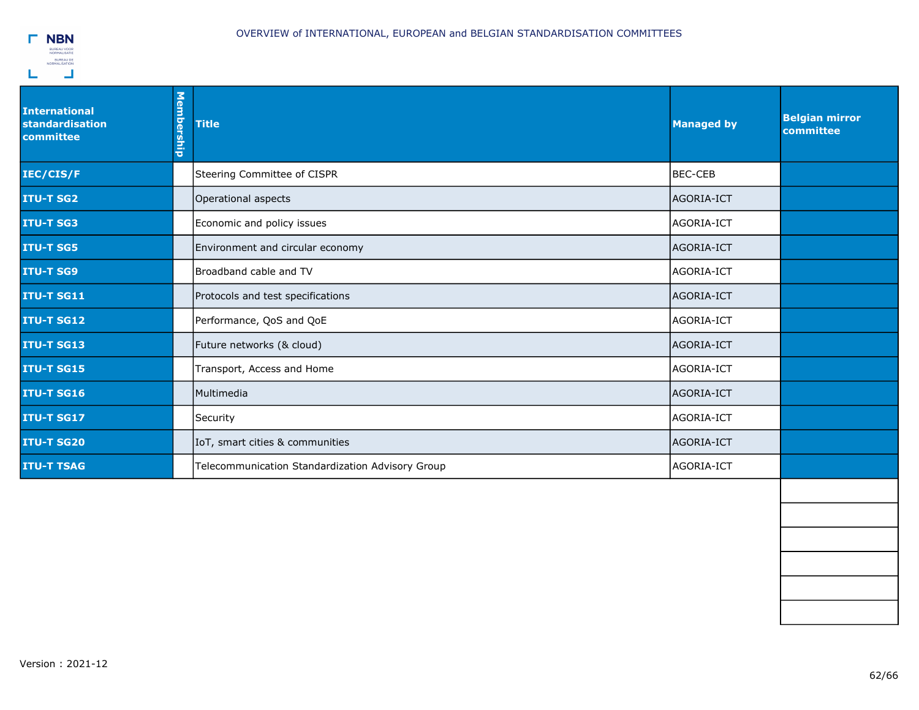OVERVIEW of INTERNATIONAL, EUROPEAN and BELGIAN STANDARDISATION COMMITTEES

| International standardisation committee | Membership | Title | Managed by | Belgian mirror committee |
|---|---|---|---|---|
| **IEC/CIS/F** | | Steering Committee of CISPR | BEC-CEB | |
| **ITU-T SG2** | | Operational aspects | AGORIA-ICT | |
| **ITU-T SG3** | | Economic and policy issues | AGORIA-ICT | |
| **ITU-T SG5** | | Environment and circular economy | AGORIA-ICT | |
| **ITU-T SG9** | | Broadband cable and TV | AGORIA-ICT | |
| **ITU-T SG11** | | Protocols and test specifications | AGORIA-ICT | |
| **ITU-T SG12** | | Performance, QoS and QoE | AGORIA-ICT | |
| **ITU-T SG13** | | Future networks (& cloud) | AGORIA-ICT | |
| **ITU-T SG15** | | Transport, Access and Home | AGORIA-ICT | |
| **ITU-T SG16** | | Multimedia | AGORIA-ICT | |
| **ITU-T SG17** | | Security | AGORIA-ICT | |
| **ITU-T SG20** | | IoT, smart cities & communities | AGORIA-ICT | |
| **ITU-T TSAG** | | Telecommunication Standardization Advisory Group | AGORIA-ICT | |

Version : 2021-12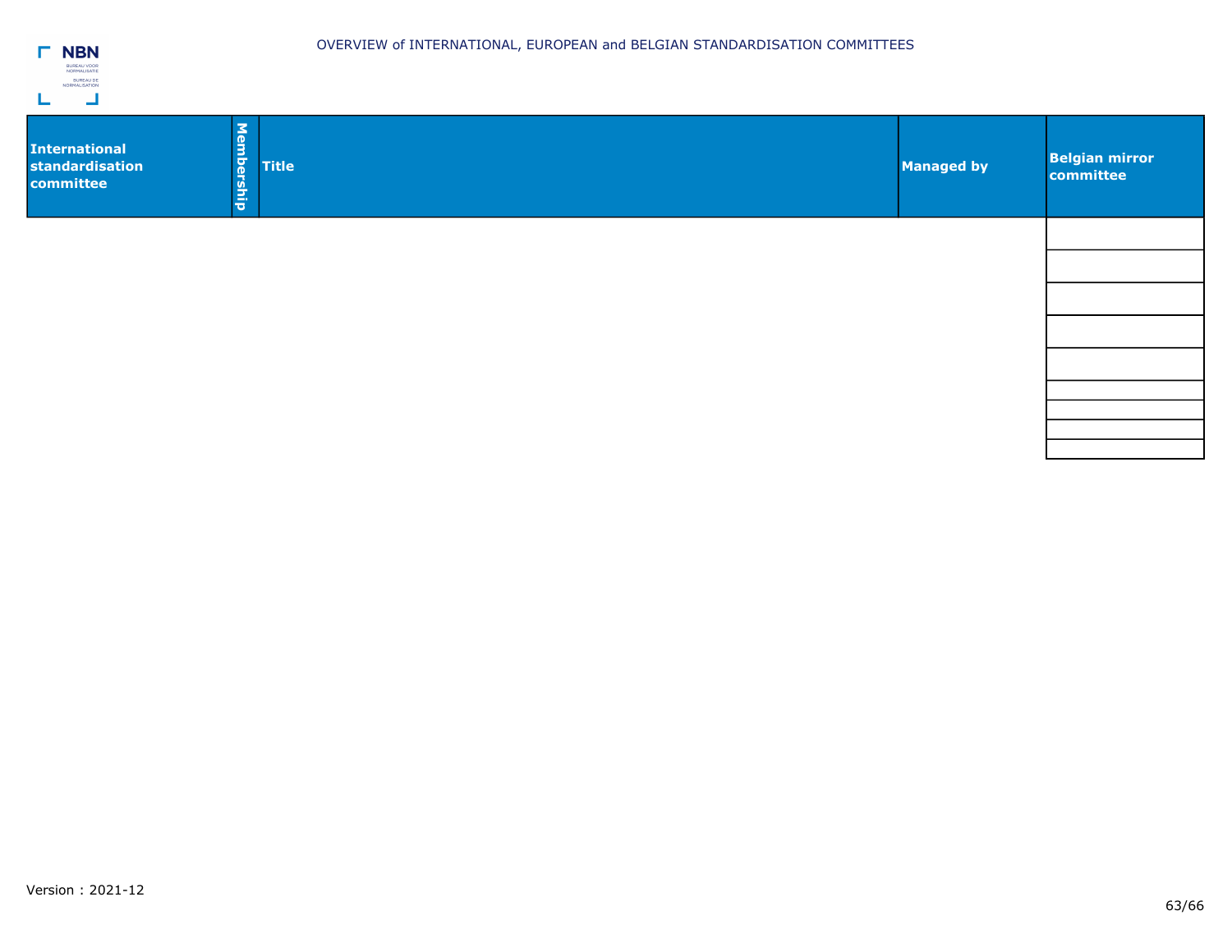OVERVIEW of INTERNATIONAL, EUROPEAN and BELGIAN STANDARDISATION COMMITTEES

| International standardisation committee | Membership | Title | Managed by | Belgian mirror committee |
| --- | --- | --- | --- | --- |
| | | | | |
| | | | | |
| | | | | |
| | | | | |
| | | | | |
| | | | | |
| | | | | |
| | | | | |
| | | | | |

Version : 2021-12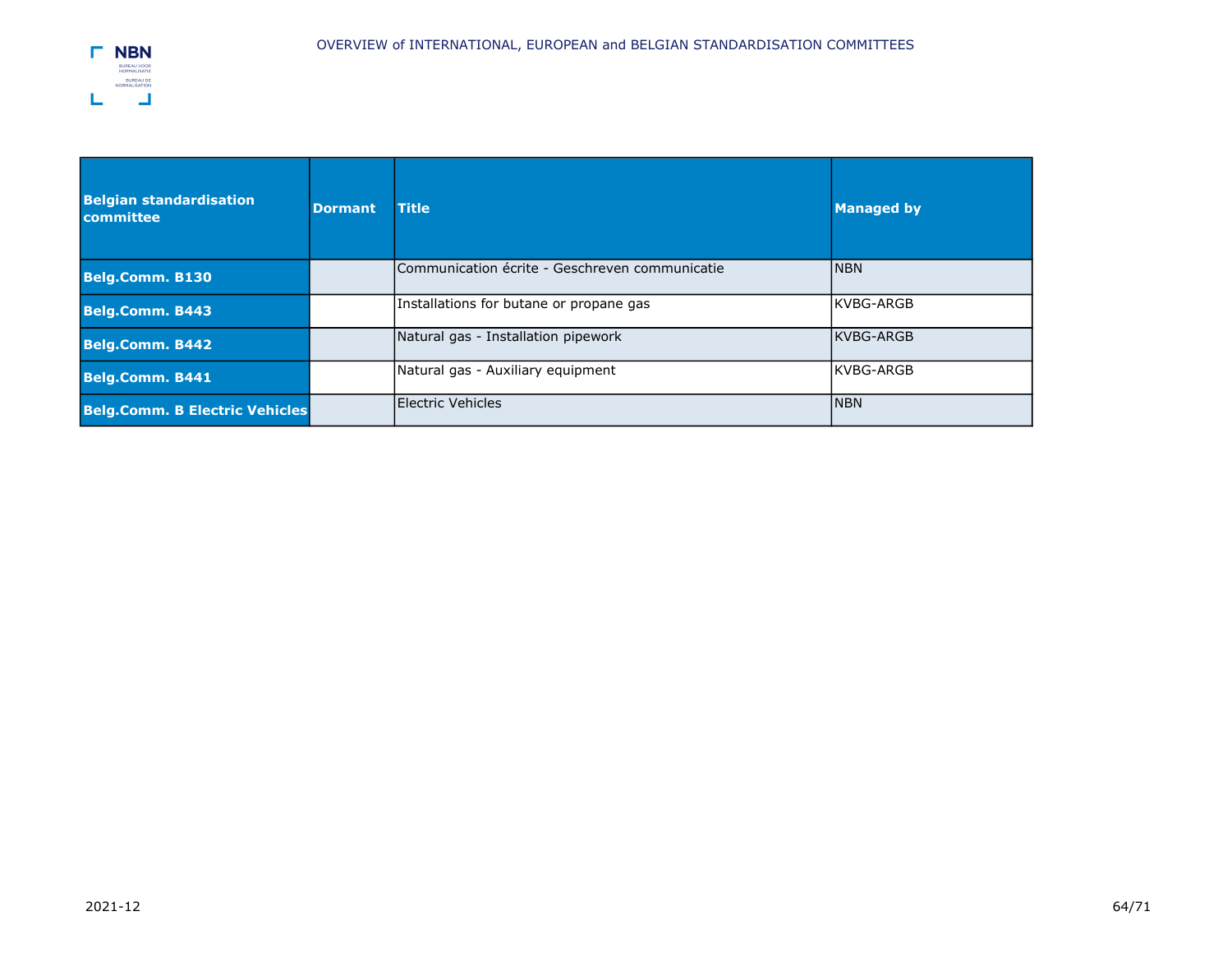| Belgian standardisation committee | Dormant | Title | Managed by |
|---|---|---|---|
| **Belg.Comm. B130** | | Communication écrite - Geschreven communicatie | NBN |
| **Belg.Comm. B443** | | Installations for butane or propane gas | KVBG-ARGB |
| **Belg.Comm. B442** | | Natural gas - Installation pipework | KVBG-ARGB |
| **Belg.Comm. B441** | | Natural gas - Auxiliary equipment | KVBG-ARGB |
| **Belg.Comm. B Electric Vehicles** | | Electric Vehicles | NBN |